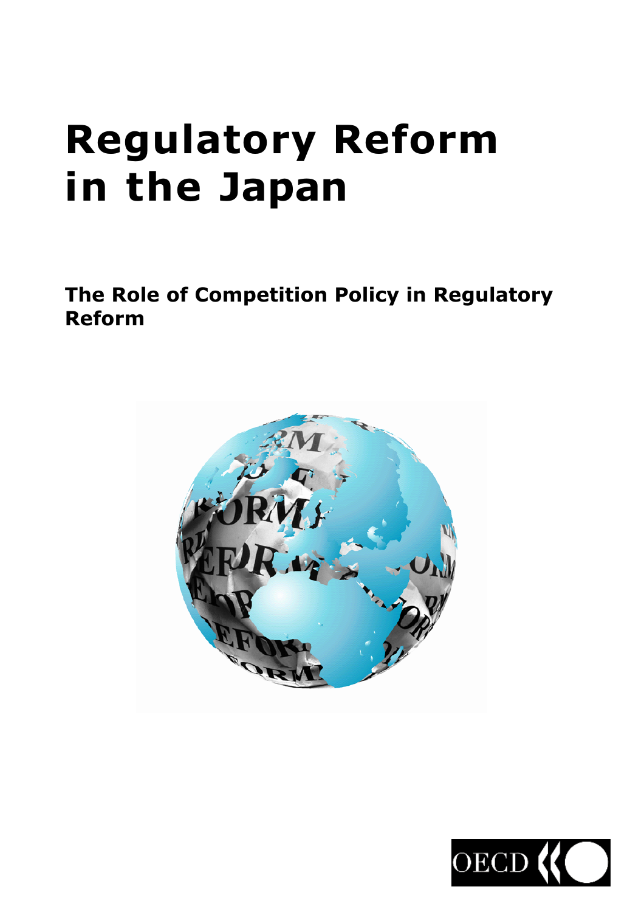# Regulatory Reform in the Japan

## The Role of Competition Policy in Regulatory Reform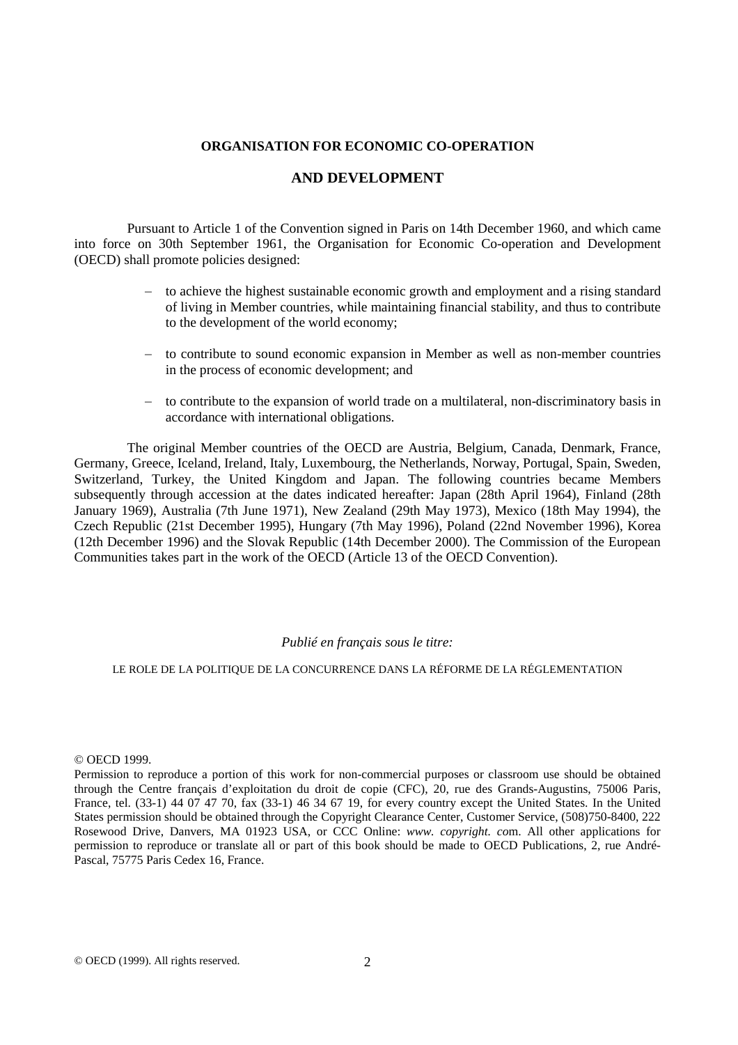**ORGANISATION FOR ECONOMIC CO-OPERATION**

**AND DEVELOPMENT**

Pursuant to Article 1 of the Convention signed in Paris on 14th December 1960, and which came into force on 30th September 1961, the Organisation for Economic Co-operation and Development (OECD) shall promote policies designed:

- to achieve the highest sustainable economic growth and employment and a rising standard of living in Member countries, while maintaining financial stability, and thus to contribute to the development of the world economy;
- to contribute to sound economic expansion in Member as well as non-member countries in the process of economic development; and
- to contribute to the expansion of world trade on a multilateral, non-discriminatory basis in accordance with international obligations.

The original Member countries of the OECD are Austria, Belgium, Canada, Denmark, France, Germany, Greece, Iceland, Ireland, Italy, Luxembourg, the Netherlands, Norway, Portugal, Spain, Sweden, Switzerland, Turkey, the United Kingdom and Japan. The following countries became Members subsequently through accession at the dates indicated hereafter: Japan (28th April 1964), Finland (28th January 1969), Australia (7th June 1971), New Zealand (29th May 1973), Mexico (18th May 1994), the Czech Republic (21st December 1995), Hungary (7th May 1996), Poland (22nd November 1996), Korea (12th December 1996) and the Slovak Republic (14th December 2000). The Commission of the European Communities takes part in the work of the OECD (Article 13 of the OECD Convention).

*Publié en français sous le titre:*

LE ROLE DE LA POLITIQUE DE LA CONCURRENCE DANS LA RÉFORME DE LA RÉGLEMENTATION

© OECD 1999.

Permission to reproduce a portion of this work for non-commercial purposes or classroom use should be obtained through the Centre français d'exploitation du droit de copie (CFC), 20, rue des Grands-Augustins, 75006 Paris, France, tel. (33-1) 44 07 47 70, fax (33-1) 46 34 67 19, for every country except the United States. In the United States permission should be obtained through the Copyright Clearance Center, Customer Service, (508)750-8400, 222 Rosewood Drive, Danvers, MA 01923 USA, or CCC Online: *www. copyright. co*m. All other applications for permission to reproduce or translate all or part of this book should be made to OECD Publications, 2, rue André-Pascal, 75775 Paris Cedex 16, France.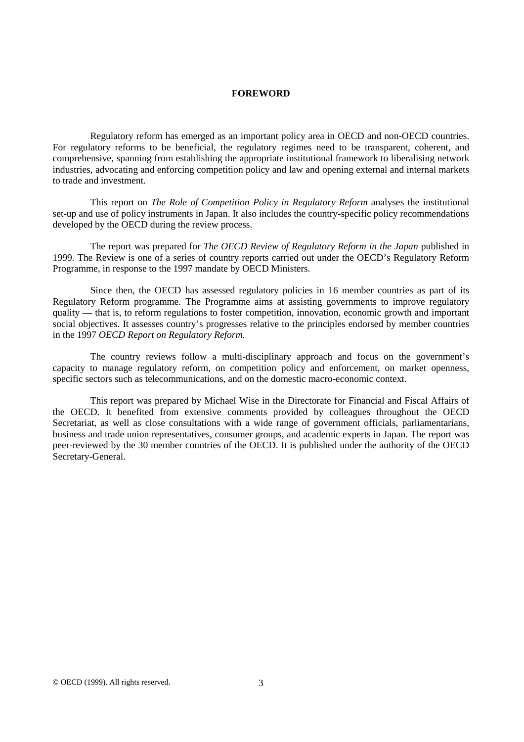**FOREWORD**

Regulatory reform has emerged as an important policy area in OECD and non-OECD countries. For regulatory reforms to be beneficial, the regulatory regimes need to be transparent, coherent, and comprehensive, spanning from establishing the appropriate institutional framework to liberalising network industries, advocating and enforcing competition policy and law and opening external and internal markets to trade and investment.

This report on *The Role of Competition Policy in Regulatory Reform* analyses the institutional set-up and use of policy instruments in Japan. It also includes the country-specific policy recommendations developed by the OECD during the review process.

The report was prepared for *The OECD Review of Regulatory Reform in the Japan* published in 1999. The Review is one of a series of country reports carried out under the OECD's Regulatory Reform Programme, in response to the 1997 mandate by OECD Ministers.

Since then, the OECD has assessed regulatory policies in 16 member countries as part of its Regulatory Reform programme. The Programme aims at assisting governments to improve regulatory quality — that is, to reform regulations to foster competition, innovation, economic growth and important social objectives. It assesses country's progresses relative to the principles endorsed by member countries in the 1997 *OECD Report on Regulatory Reform*.

The country reviews follow a multi-disciplinary approach and focus on the government's capacity to manage regulatory reform, on competition policy and enforcement, on market openness, specific sectors such as telecommunications, and on the domestic macro-economic context.

This report was prepared by Michael Wise in the Directorate for Financial and Fiscal Affairs of the OECD. It benefited from extensive comments provided by colleagues throughout the OECD Secretariat, as well as close consultations with a wide range of government officials, parliamentarians, business and trade union representatives, consumer groups, and academic experts in Japan. The report was peer-reviewed by the 30 member countries of the OECD. It is published under the authority of the OECD Secretary-General.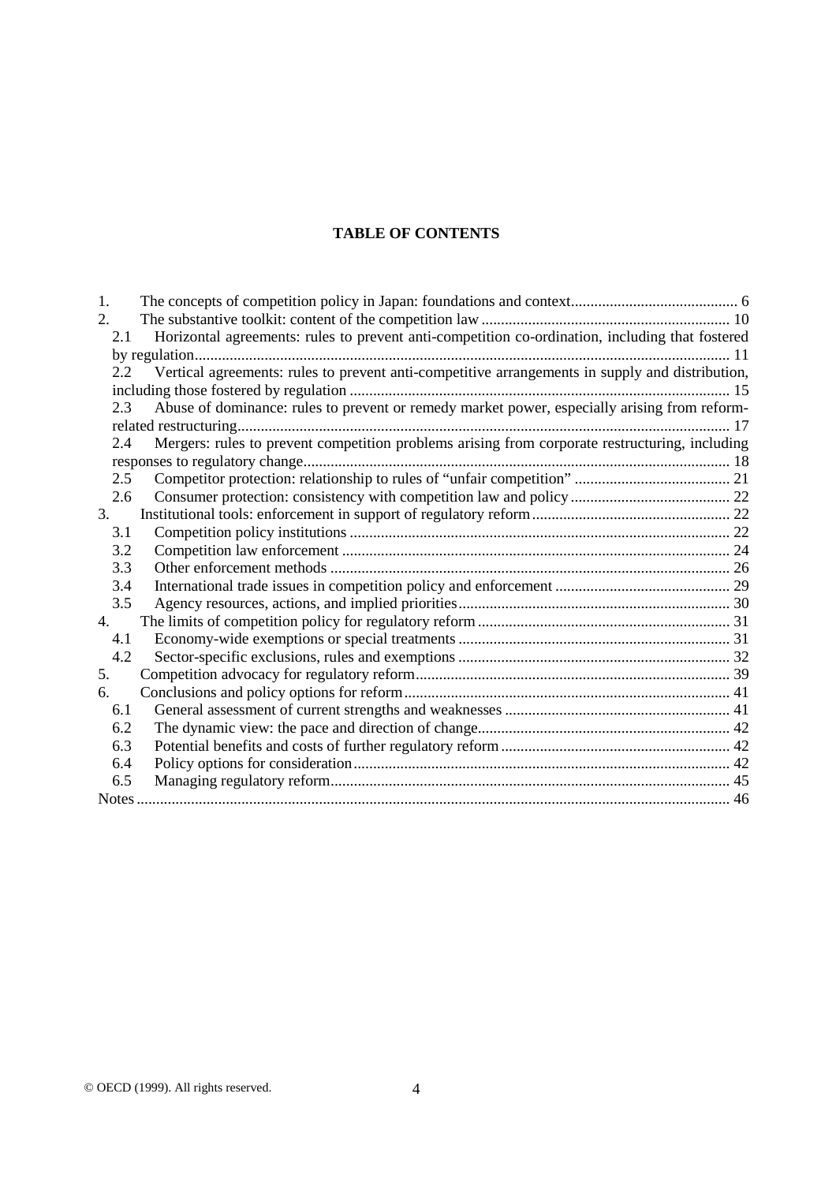**TABLE OF CONTENTS**

1. The concepts of competition policy in Japan: foundations and context .......... 6
2. The substantive toolkit: content of the competition law .......... 10
   - 2.1 Horizontal agreements: rules to prevent anti-competition co-ordination, including that fostered by regulation .......... 11
   - 2.2 Vertical agreements: rules to prevent anti-competitive arrangements in supply and distribution, including those fostered by regulation .......... 15
   - 2.3 Abuse of dominance: rules to prevent or remedy market power, especially arising from reform-related restructuring .......... 17
   - 2.4 Mergers: rules to prevent competition problems arising from corporate restructuring, including responses to regulatory change .......... 18
   - 2.5 Competitor protection: relationship to rules of "unfair competition" .......... 21
   - 2.6 Consumer protection: consistency with competition law and policy .......... 22
3. Institutional tools: enforcement in support of regulatory reform .......... 22
   - 3.1 Competition policy institutions .......... 22
   - 3.2 Competition law enforcement .......... 24
   - 3.3 Other enforcement methods .......... 26
   - 3.4 International trade issues in competition policy and enforcement .......... 29
   - 3.5 Agency resources, actions, and implied priorities .......... 30
4. The limits of competition policy for regulatory reform .......... 31
   - 4.1 Economy-wide exemptions or special treatments .......... 31
   - 4.2 Sector-specific exclusions, rules and exemptions .......... 32
5. Competition advocacy for regulatory reform .......... 39
6. Conclusions and policy options for reform .......... 41
   - 6.1 General assessment of current strengths and weaknesses .......... 41
   - 6.2 The dynamic view: the pace and direction of change .......... 42
   - 6.3 Potential benefits and costs of further regulatory reform .......... 42
   - 6.4 Policy options for consideration .......... 42
   - 6.5 Managing regulatory reform .......... 45

Notes .......... 46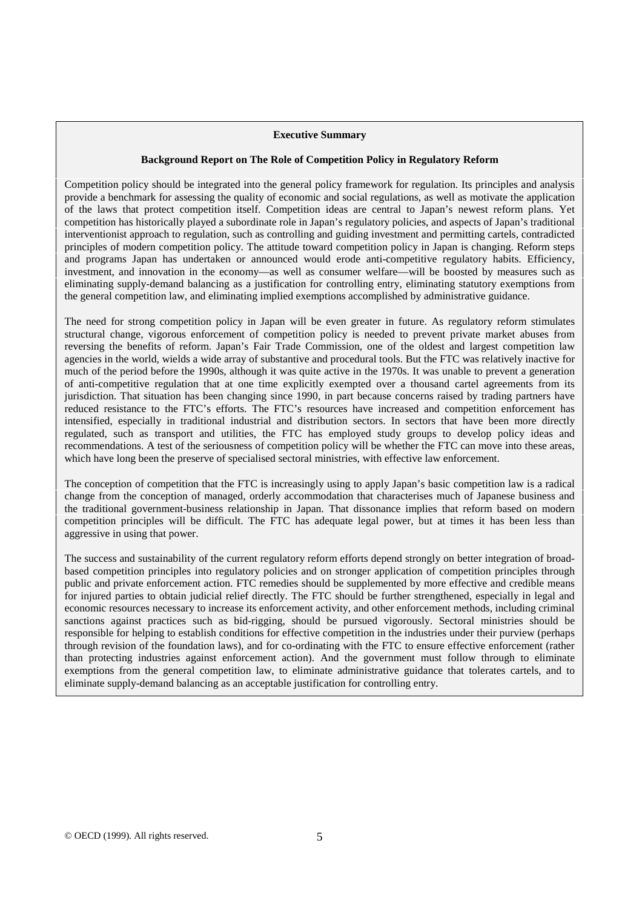**Executive Summary**

**Background Report on The Role of Competition Policy in Regulatory Reform**

Competition policy should be integrated into the general policy framework for regulation. Its principles and analysis provide a benchmark for assessing the quality of economic and social regulations, as well as motivate the application of the laws that protect competition itself. Competition ideas are central to Japan's newest reform plans. Yet competition has historically played a subordinate role in Japan's regulatory policies, and aspects of Japan's traditional interventionist approach to regulation, such as controlling and guiding investment and permitting cartels, contradicted principles of modern competition policy. The attitude toward competition policy in Japan is changing. Reform steps and programs Japan has undertaken or announced would erode anti-competitive regulatory habits. Efficiency, investment, and innovation in the economy—as well as consumer welfare—will be boosted by measures such as eliminating supply-demand balancing as a justification for controlling entry, eliminating statutory exemptions from the general competition law, and eliminating implied exemptions accomplished by administrative guidance.

The need for strong competition policy in Japan will be even greater in future. As regulatory reform stimulates structural change, vigorous enforcement of competition policy is needed to prevent private market abuses from reversing the benefits of reform. Japan's Fair Trade Commission, one of the oldest and largest competition law agencies in the world, wields a wide array of substantive and procedural tools. But the FTC was relatively inactive for much of the period before the 1990s, although it was quite active in the 1970s. It was unable to prevent a generation of anti-competitive regulation that at one time explicitly exempted over a thousand cartel agreements from its jurisdiction. That situation has been changing since 1990, in part because concerns raised by trading partners have reduced resistance to the FTC's efforts. The FTC's resources have increased and competition enforcement has intensified, especially in traditional industrial and distribution sectors. In sectors that have been more directly regulated, such as transport and utilities, the FTC has employed study groups to develop policy ideas and recommendations. A test of the seriousness of competition policy will be whether the FTC can move into these areas, which have long been the preserve of specialised sectoral ministries, with effective law enforcement.

The conception of competition that the FTC is increasingly using to apply Japan's basic competition law is a radical change from the conception of managed, orderly accommodation that characterises much of Japanese business and the traditional government-business relationship in Japan. That dissonance implies that reform based on modern competition principles will be difficult. The FTC has adequate legal power, but at times it has been less than aggressive in using that power.

The success and sustainability of the current regulatory reform efforts depend strongly on better integration of broad-based competition principles into regulatory policies and on stronger application of competition principles through public and private enforcement action. FTC remedies should be supplemented by more effective and credible means for injured parties to obtain judicial relief directly. The FTC should be further strengthened, especially in legal and economic resources necessary to increase its enforcement activity, and other enforcement methods, including criminal sanctions against practices such as bid-rigging, should be pursued vigorously. Sectoral ministries should be responsible for helping to establish conditions for effective competition in the industries under their purview (perhaps through revision of the foundation laws), and for co-ordinating with the FTC to ensure effective enforcement (rather than protecting industries against enforcement action). And the government must follow through to eliminate exemptions from the general competition law, to eliminate administrative guidance that tolerates cartels, and to eliminate supply-demand balancing as an acceptable justification for controlling entry.

© OECD (1999). All rights reserved.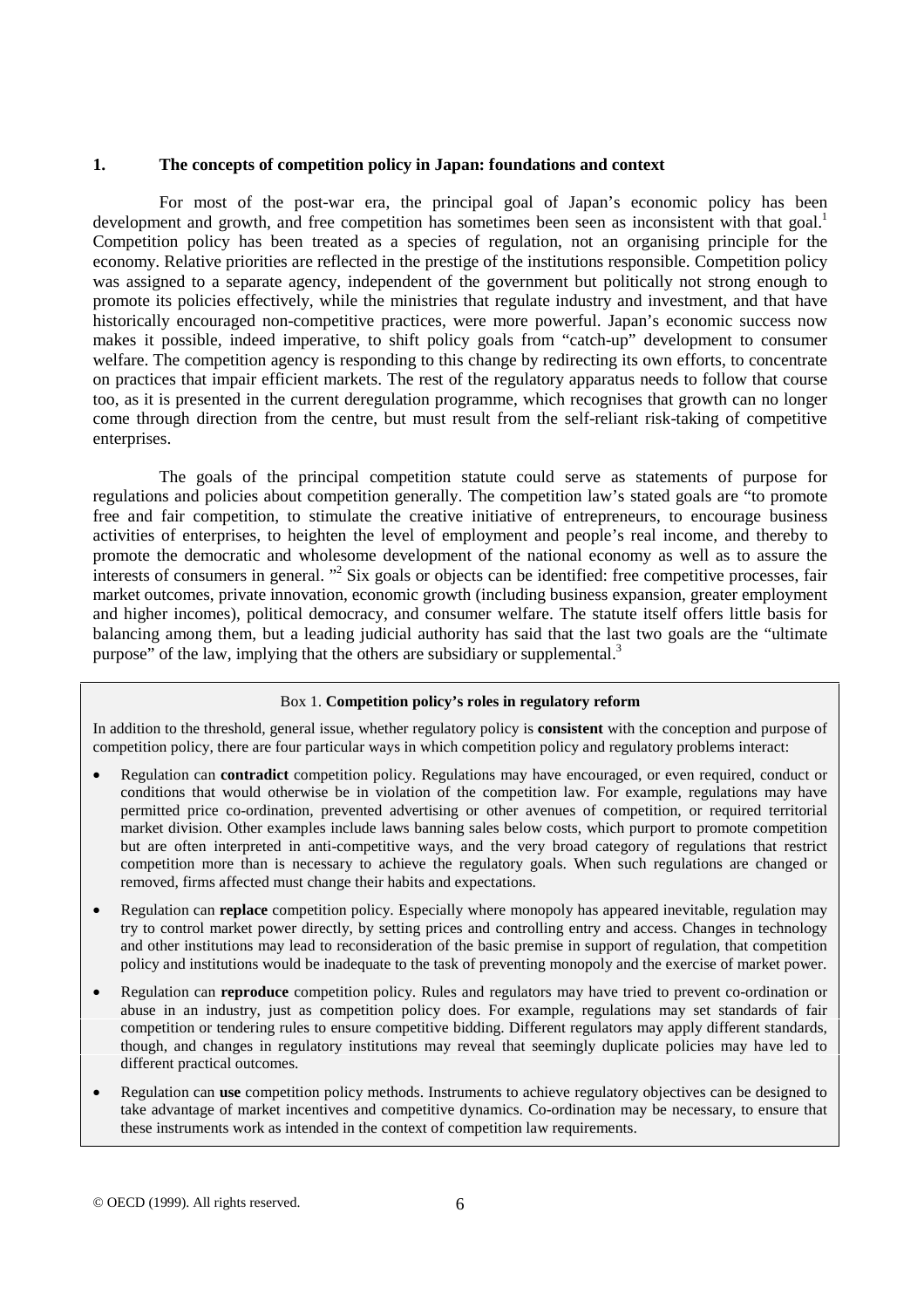## 1. The concepts of competition policy in Japan: foundations and context

For most of the post-war era, the principal goal of Japan's economic policy has been development and growth, and free competition has sometimes been seen as inconsistent with that goal.[1] Competition policy has been treated as a species of regulation, not an organising principle for the economy. Relative priorities are reflected in the prestige of the institutions responsible. Competition policy was assigned to a separate agency, independent of the government but politically not strong enough to promote its policies effectively, while the ministries that regulate industry and investment, and that have historically encouraged non-competitive practices, were more powerful. Japan's economic success now makes it possible, indeed imperative, to shift policy goals from "catch-up" development to consumer welfare. The competition agency is responding to this change by redirecting its own efforts, to concentrate on practices that impair efficient markets. The rest of the regulatory apparatus needs to follow that course too, as it is presented in the current deregulation programme, which recognises that growth can no longer come through direction from the centre, but must result from the self-reliant risk-taking of competitive enterprises.

The goals of the principal competition statute could serve as statements of purpose for regulations and policies about competition generally. The competition law's stated goals are "to promote free and fair competition, to stimulate the creative initiative of entrepreneurs, to encourage business activities of enterprises, to heighten the level of employment and people's real income, and thereby to promote the democratic and wholesome development of the national economy as well as to assure the interests of consumers in general. "[2] Six goals or objects can be identified: free competitive processes, fair market outcomes, private innovation, economic growth (including business expansion, greater employment and higher incomes), political democracy, and consumer welfare. The statute itself offers little basis for balancing among them, but a leading judicial authority has said that the last two goals are the "ultimate purpose" of the law, implying that the others are subsidiary or supplemental.[3]

> Box 1. **Competition policy's roles in regulatory reform**
>
> In addition to the threshold, general issue, whether regulatory policy is **consistent** with the conception and purpose of competition policy, there are four particular ways in which competition policy and regulatory problems interact:
>
> - Regulation can **contradict** competition policy. Regulations may have encouraged, or even required, conduct or conditions that would otherwise be in violation of the competition law. For example, regulations may have permitted price co-ordination, prevented advertising or other avenues of competition, or required territorial market division. Other examples include laws banning sales below costs, which purport to promote competition but are often interpreted in anti-competitive ways, and the very broad category of regulations that restrict competition more than is necessary to achieve the regulatory goals. When such regulations are changed or removed, firms affected must change their habits and expectations.
> - Regulation can **replace** competition policy. Especially where monopoly has appeared inevitable, regulation may try to control market power directly, by setting prices and controlling entry and access. Changes in technology and other institutions may lead to reconsideration of the basic premise in support of regulation, that competition policy and institutions would be inadequate to the task of preventing monopoly and the exercise of market power.
> - Regulation can **reproduce** competition policy. Rules and regulators may have tried to prevent co-ordination or abuse in an industry, just as competition policy does. For example, regulations may set standards of fair competition or tendering rules to ensure competitive bidding. Different regulators may apply different standards, though, and changes in regulatory institutions may reveal that seemingly duplicate policies may have led to different practical outcomes.
> - Regulation can **use** competition policy methods. Instruments to achieve regulatory objectives can be designed to take advantage of market incentives and competitive dynamics. Co-ordination may be necessary, to ensure that these instruments work as intended in the context of competition law requirements.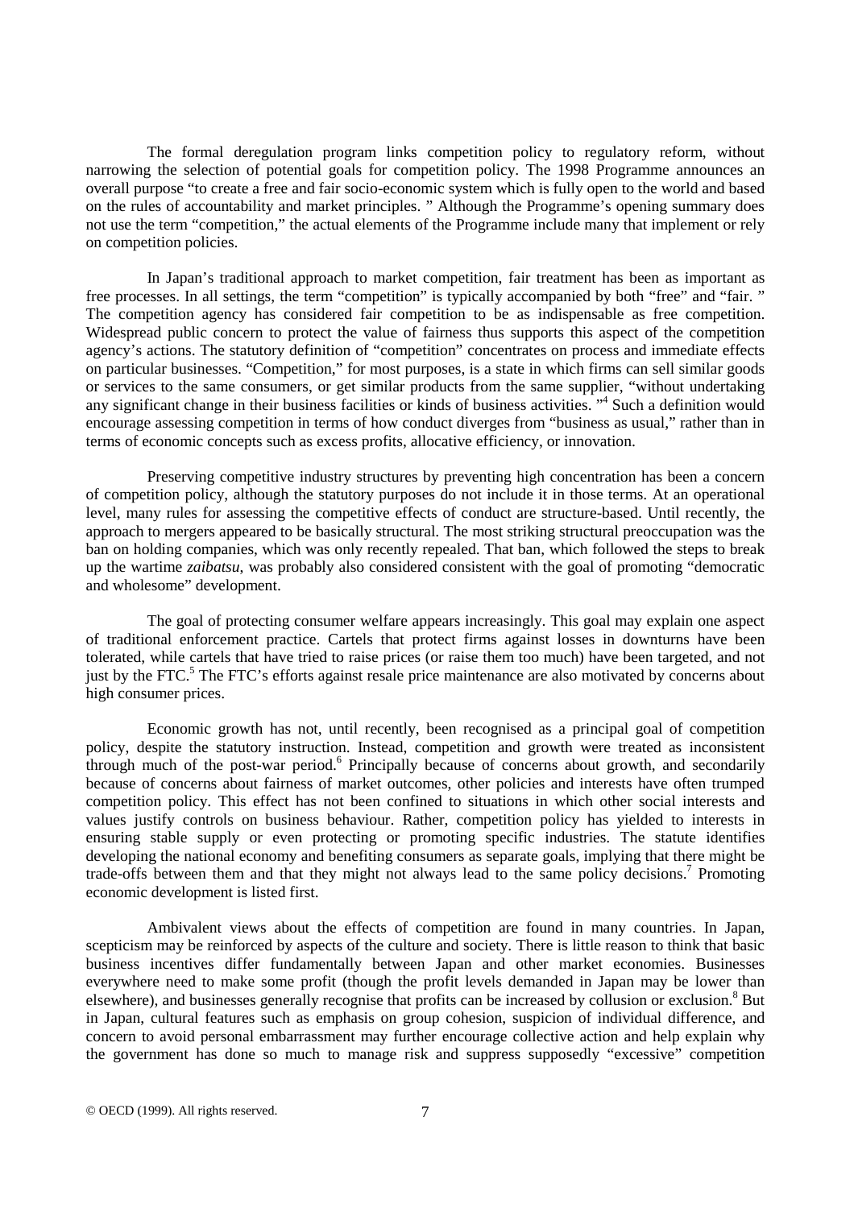The formal deregulation program links competition policy to regulatory reform, without narrowing the selection of potential goals for competition policy. The 1998 Programme announces an overall purpose "to create a free and fair socio-economic system which is fully open to the world and based on the rules of accountability and market principles. " Although the Programme's opening summary does not use the term "competition," the actual elements of the Programme include many that implement or rely on competition policies.

In Japan's traditional approach to market competition, fair treatment has been as important as free processes. In all settings, the term "competition" is typically accompanied by both "free" and "fair. " The competition agency has considered fair competition to be as indispensable as free competition. Widespread public concern to protect the value of fairness thus supports this aspect of the competition agency's actions. The statutory definition of "competition" concentrates on process and immediate effects on particular businesses. "Competition," for most purposes, is a state in which firms can sell similar goods or services to the same consumers, or get similar products from the same supplier, "without undertaking any significant change in their business facilities or kinds of business activities. "[4] Such a definition would encourage assessing competition in terms of how conduct diverges from "business as usual," rather than in terms of economic concepts such as excess profits, allocative efficiency, or innovation.

Preserving competitive industry structures by preventing high concentration has been a concern of competition policy, although the statutory purposes do not include it in those terms. At an operational level, many rules for assessing the competitive effects of conduct are structure-based. Until recently, the approach to mergers appeared to be basically structural. The most striking structural preoccupation was the ban on holding companies, which was only recently repealed. That ban, which followed the steps to break up the wartime *zaibatsu*, was probably also considered consistent with the goal of promoting "democratic and wholesome" development.

The goal of protecting consumer welfare appears increasingly. This goal may explain one aspect of traditional enforcement practice. Cartels that protect firms against losses in downturns have been tolerated, while cartels that have tried to raise prices (or raise them too much) have been targeted, and not just by the FTC.[5] The FTC's efforts against resale price maintenance are also motivated by concerns about high consumer prices.

Economic growth has not, until recently, been recognised as a principal goal of competition policy, despite the statutory instruction. Instead, competition and growth were treated as inconsistent through much of the post-war period.[6] Principally because of concerns about growth, and secondarily because of concerns about fairness of market outcomes, other policies and interests have often trumped competition policy. This effect has not been confined to situations in which other social interests and values justify controls on business behaviour. Rather, competition policy has yielded to interests in ensuring stable supply or even protecting or promoting specific industries. The statute identifies developing the national economy and benefiting consumers as separate goals, implying that there might be trade-offs between them and that they might not always lead to the same policy decisions.[7] Promoting economic development is listed first.

Ambivalent views about the effects of competition are found in many countries. In Japan, scepticism may be reinforced by aspects of the culture and society. There is little reason to think that basic business incentives differ fundamentally between Japan and other market economies. Businesses everywhere need to make some profit (though the profit levels demanded in Japan may be lower than elsewhere), and businesses generally recognise that profits can be increased by collusion or exclusion.[8] But in Japan, cultural features such as emphasis on group cohesion, suspicion of individual difference, and concern to avoid personal embarrassment may further encourage collective action and help explain why the government has done so much to manage risk and suppress supposedly "excessive" competition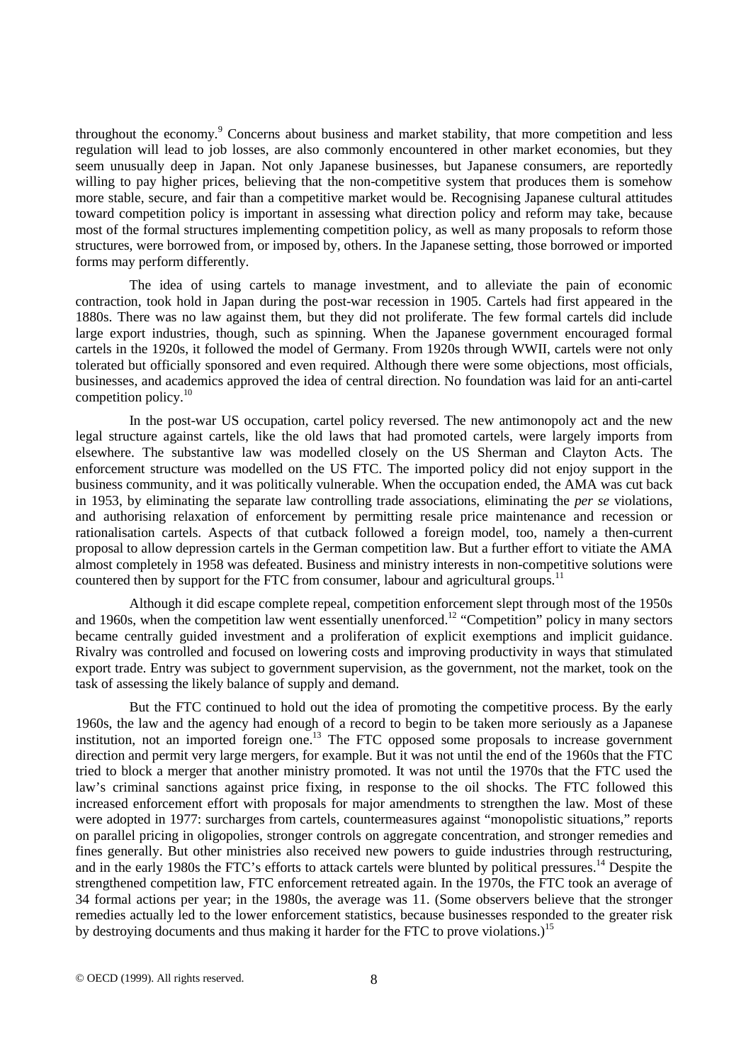throughout the economy.[9] Concerns about business and market stability, that more competition and less regulation will lead to job losses, are also commonly encountered in other market economies, but they seem unusually deep in Japan. Not only Japanese businesses, but Japanese consumers, are reportedly willing to pay higher prices, believing that the non-competitive system that produces them is somehow more stable, secure, and fair than a competitive market would be. Recognising Japanese cultural attitudes toward competition policy is important in assessing what direction policy and reform may take, because most of the formal structures implementing competition policy, as well as many proposals to reform those structures, were borrowed from, or imposed by, others. In the Japanese setting, those borrowed or imported forms may perform differently.

The idea of using cartels to manage investment, and to alleviate the pain of economic contraction, took hold in Japan during the post-war recession in 1905. Cartels had first appeared in the 1880s. There was no law against them, but they did not proliferate. The few formal cartels did include large export industries, though, such as spinning. When the Japanese government encouraged formal cartels in the 1920s, it followed the model of Germany. From 1920s through WWII, cartels were not only tolerated but officially sponsored and even required. Although there were some objections, most officials, businesses, and academics approved the idea of central direction. No foundation was laid for an anti-cartel competition policy.[10]

In the post-war US occupation, cartel policy reversed. The new antimonopoly act and the new legal structure against cartels, like the old laws that had promoted cartels, were largely imports from elsewhere. The substantive law was modelled closely on the US Sherman and Clayton Acts. The enforcement structure was modelled on the US FTC. The imported policy did not enjoy support in the business community, and it was politically vulnerable. When the occupation ended, the AMA was cut back in 1953, by eliminating the separate law controlling trade associations, eliminating the *per se* violations, and authorising relaxation of enforcement by permitting resale price maintenance and recession or rationalisation cartels. Aspects of that cutback followed a foreign model, too, namely a then-current proposal to allow depression cartels in the German competition law. But a further effort to vitiate the AMA almost completely in 1958 was defeated. Business and ministry interests in non-competitive solutions were countered then by support for the FTC from consumer, labour and agricultural groups.[11]

Although it did escape complete repeal, competition enforcement slept through most of the 1950s and 1960s, when the competition law went essentially unenforced.[12] "Competition" policy in many sectors became centrally guided investment and a proliferation of explicit exemptions and implicit guidance. Rivalry was controlled and focused on lowering costs and improving productivity in ways that stimulated export trade. Entry was subject to government supervision, as the government, not the market, took on the task of assessing the likely balance of supply and demand.

But the FTC continued to hold out the idea of promoting the competitive process. By the early 1960s, the law and the agency had enough of a record to begin to be taken more seriously as a Japanese institution, not an imported foreign one.[13] The FTC opposed some proposals to increase government direction and permit very large mergers, for example. But it was not until the end of the 1960s that the FTC tried to block a merger that another ministry promoted. It was not until the 1970s that the FTC used the law's criminal sanctions against price fixing, in response to the oil shocks. The FTC followed this increased enforcement effort with proposals for major amendments to strengthen the law. Most of these were adopted in 1977: surcharges from cartels, countermeasures against "monopolistic situations," reports on parallel pricing in oligopolies, stronger controls on aggregate concentration, and stronger remedies and fines generally. But other ministries also received new powers to guide industries through restructuring, and in the early 1980s the FTC's efforts to attack cartels were blunted by political pressures.[14] Despite the strengthened competition law, FTC enforcement retreated again. In the 1970s, the FTC took an average of 34 formal actions per year; in the 1980s, the average was 11. (Some observers believe that the stronger remedies actually led to the lower enforcement statistics, because businesses responded to the greater risk by destroying documents and thus making it harder for the FTC to prove violations.)[15]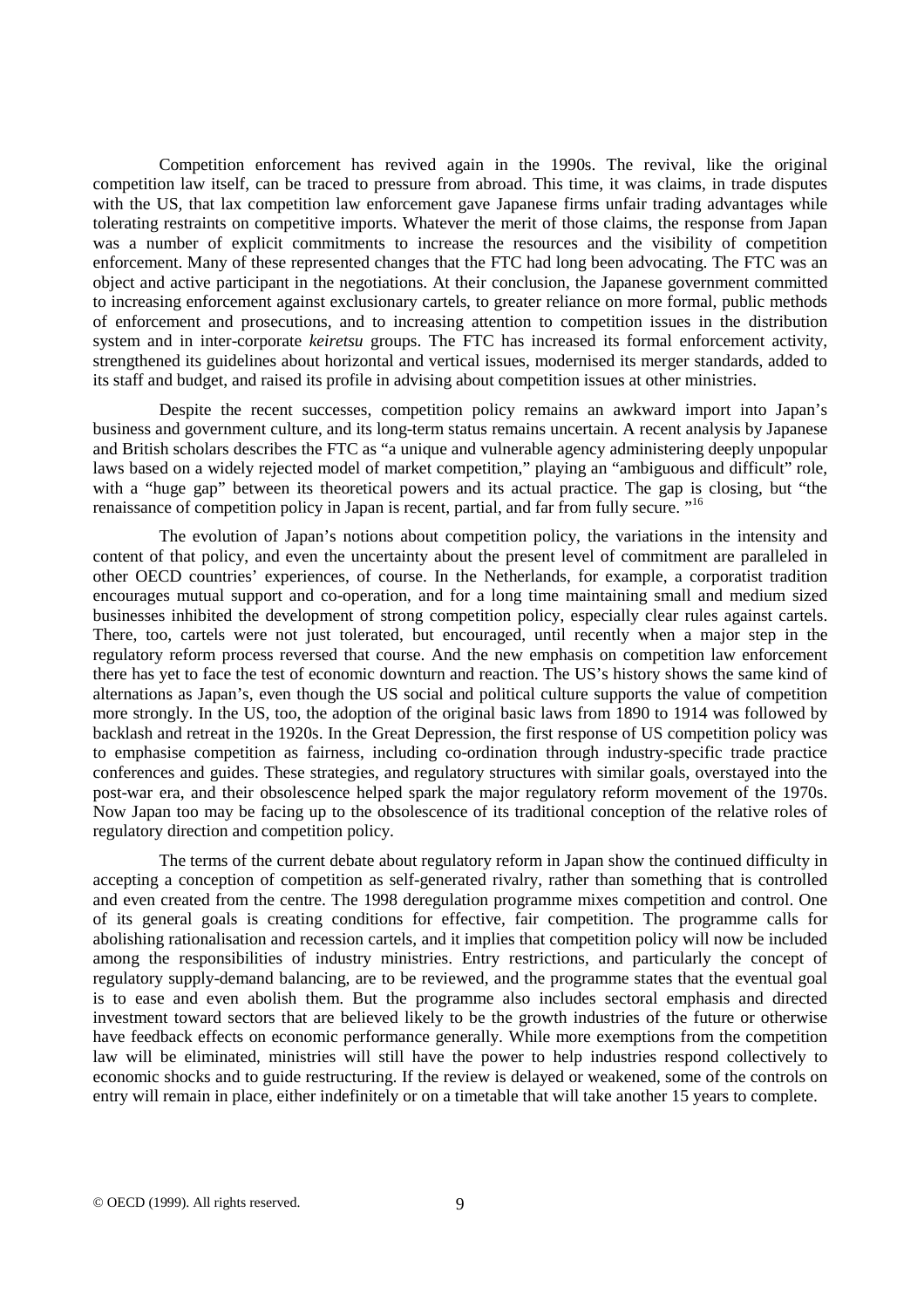Competition enforcement has revived again in the 1990s. The revival, like the original competition law itself, can be traced to pressure from abroad. This time, it was claims, in trade disputes with the US, that lax competition law enforcement gave Japanese firms unfair trading advantages while tolerating restraints on competitive imports. Whatever the merit of those claims, the response from Japan was a number of explicit commitments to increase the resources and the visibility of competition enforcement. Many of these represented changes that the FTC had long been advocating. The FTC was an object and active participant in the negotiations. At their conclusion, the Japanese government committed to increasing enforcement against exclusionary cartels, to greater reliance on more formal, public methods of enforcement and prosecutions, and to increasing attention to competition issues in the distribution system and in inter-corporate *keiretsu* groups. The FTC has increased its formal enforcement activity, strengthened its guidelines about horizontal and vertical issues, modernised its merger standards, added to its staff and budget, and raised its profile in advising about competition issues at other ministries.

Despite the recent successes, competition policy remains an awkward import into Japan's business and government culture, and its long-term status remains uncertain. A recent analysis by Japanese and British scholars describes the FTC as "a unique and vulnerable agency administering deeply unpopular laws based on a widely rejected model of market competition," playing an "ambiguous and difficult" role, with a "huge gap" between its theoretical powers and its actual practice. The gap is closing, but "the renaissance of competition policy in Japan is recent, partial, and far from fully secure."[16]

The evolution of Japan's notions about competition policy, the variations in the intensity and content of that policy, and even the uncertainty about the present level of commitment are paralleled in other OECD countries' experiences, of course. In the Netherlands, for example, a corporatist tradition encourages mutual support and co-operation, and for a long time maintaining small and medium sized businesses inhibited the development of strong competition policy, especially clear rules against cartels. There, too, cartels were not just tolerated, but encouraged, until recently when a major step in the regulatory reform process reversed that course. And the new emphasis on competition law enforcement there has yet to face the test of economic downturn and reaction. The US's history shows the same kind of alternations as Japan's, even though the US social and political culture supports the value of competition more strongly. In the US, too, the adoption of the original basic laws from 1890 to 1914 was followed by backlash and retreat in the 1920s. In the Great Depression, the first response of US competition policy was to emphasise competition as fairness, including co-ordination through industry-specific trade practice conferences and guides. These strategies, and regulatory structures with similar goals, overstayed into the post-war era, and their obsolescence helped spark the major regulatory reform movement of the 1970s. Now Japan too may be facing up to the obsolescence of its traditional conception of the relative roles of regulatory direction and competition policy.

The terms of the current debate about regulatory reform in Japan show the continued difficulty in accepting a conception of competition as self-generated rivalry, rather than something that is controlled and even created from the centre. The 1998 deregulation programme mixes competition and control. One of its general goals is creating conditions for effective, fair competition. The programme calls for abolishing rationalisation and recession cartels, and it implies that competition policy will now be included among the responsibilities of industry ministries. Entry restrictions, and particularly the concept of regulatory supply-demand balancing, are to be reviewed, and the programme states that the eventual goal is to ease and even abolish them. But the programme also includes sectoral emphasis and directed investment toward sectors that are believed likely to be the growth industries of the future or otherwise have feedback effects on economic performance generally. While more exemptions from the competition law will be eliminated, ministries will still have the power to help industries respond collectively to economic shocks and to guide restructuring. If the review is delayed or weakened, some of the controls on entry will remain in place, either indefinitely or on a timetable that will take another 15 years to complete.

© OECD (1999). All rights reserved.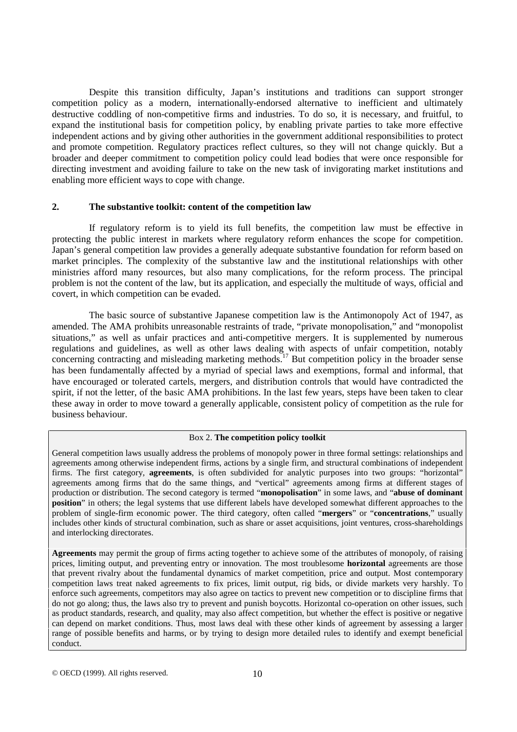Despite this transition difficulty, Japan's institutions and traditions can support stronger competition policy as a modern, internationally-endorsed alternative to inefficient and ultimately destructive coddling of non-competitive firms and industries. To do so, it is necessary, and fruitful, to expand the institutional basis for competition policy, by enabling private parties to take more effective independent actions and by giving other authorities in the government additional responsibilities to protect and promote competition. Regulatory practices reflect cultures, so they will not change quickly. But a broader and deeper commitment to competition policy could lead bodies that were once responsible for directing investment and avoiding failure to take on the new task of invigorating market institutions and enabling more efficient ways to cope with change.

## 2. The substantive toolkit: content of the competition law

If regulatory reform is to yield its full benefits, the competition law must be effective in protecting the public interest in markets where regulatory reform enhances the scope for competition. Japan's general competition law provides a generally adequate substantive foundation for reform based on market principles. The complexity of the substantive law and the institutional relationships with other ministries afford many resources, but also many complications, for the reform process. The principal problem is not the content of the law, but its application, and especially the multitude of ways, official and covert, in which competition can be evaded.

The basic source of substantive Japanese competition law is the Antimonopoly Act of 1947, as amended. The AMA prohibits unreasonable restraints of trade, "private monopolisation," and "monopolist situations," as well as unfair practices and anti-competitive mergers. It is supplemented by numerous regulations and guidelines, as well as other laws dealing with aspects of unfair competition, notably concerning contracting and misleading marketing methods.[17] But competition policy in the broader sense has been fundamentally affected by a myriad of special laws and exemptions, formal and informal, that have encouraged or tolerated cartels, mergers, and distribution controls that would have contradicted the spirit, if not the letter, of the basic AMA prohibitions. In the last few years, steps have been taken to clear these away in order to move toward a generally applicable, consistent policy of competition as the rule for business behaviour.

> Box 2. **The competition policy toolkit**
>
> General competition laws usually address the problems of monopoly power in three formal settings: relationships and agreements among otherwise independent firms, actions by a single firm, and structural combinations of independent firms. The first category, **agreements**, is often subdivided for analytic purposes into two groups: "horizontal" agreements among firms that do the same things, and "vertical" agreements among firms at different stages of production or distribution. The second category is termed "**monopolisation**" in some laws, and "**abuse of dominant position**" in others; the legal systems that use different labels have developed somewhat different approaches to the problem of single-firm economic power. The third category, often called "**mergers**" or "**concentrations**," usually includes other kinds of structural combination, such as share or asset acquisitions, joint ventures, cross-shareholdings and interlocking directorates.
>
> **Agreements** may permit the group of firms acting together to achieve some of the attributes of monopoly, of raising prices, limiting output, and preventing entry or innovation. The most troublesome **horizontal** agreements are those that prevent rivalry about the fundamental dynamics of market competition, price and output. Most contemporary competition laws treat naked agreements to fix prices, limit output, rig bids, or divide markets very harshly. To enforce such agreements, competitors may also agree on tactics to prevent new competition or to discipline firms that do not go along; thus, the laws also try to prevent and punish boycotts. Horizontal co-operation on other issues, such as product standards, research, and quality, may also affect competition, but whether the effect is positive or negative can depend on market conditions. Thus, most laws deal with these other kinds of agreement by assessing a larger range of possible benefits and harms, or by trying to design more detailed rules to identify and exempt beneficial conduct.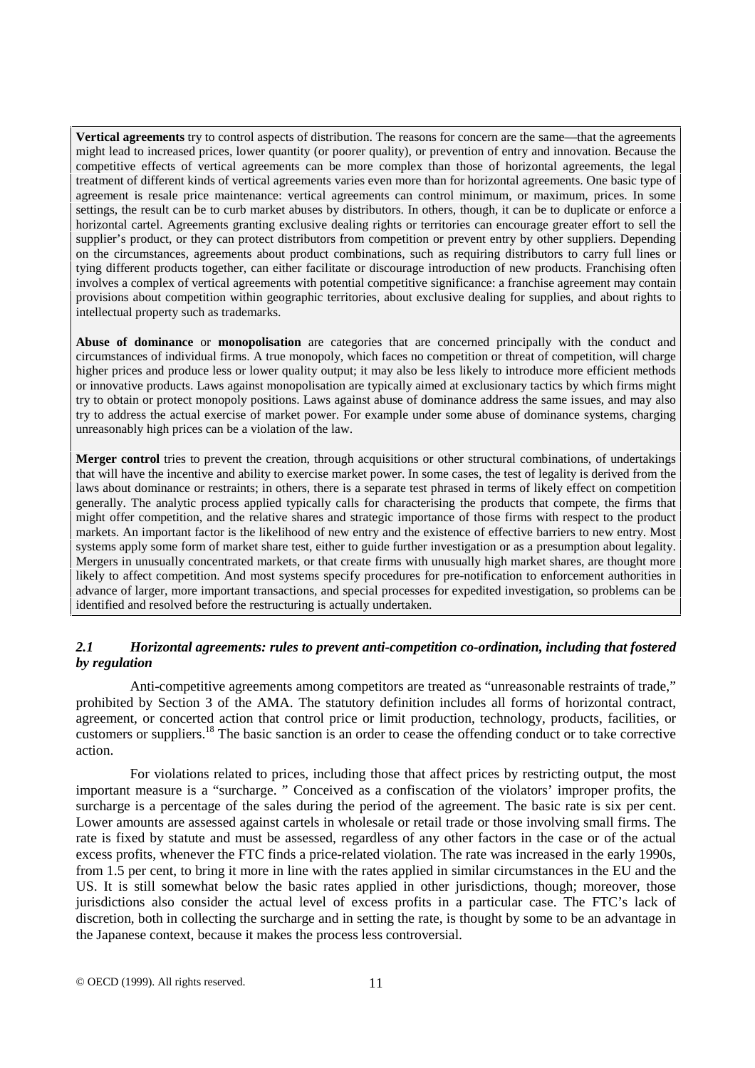**Vertical agreements** try to control aspects of distribution. The reasons for concern are the same—that the agreements might lead to increased prices, lower quantity (or poorer quality), or prevention of entry and innovation. Because the competitive effects of vertical agreements can be more complex than those of horizontal agreements, the legal treatment of different kinds of vertical agreements varies even more than for horizontal agreements. One basic type of agreement is resale price maintenance: vertical agreements can control minimum, or maximum, prices. In some settings, the result can be to curb market abuses by distributors. In others, though, it can be to duplicate or enforce a horizontal cartel. Agreements granting exclusive dealing rights or territories can encourage greater effort to sell the supplier's product, or they can protect distributors from competition or prevent entry by other suppliers. Depending on the circumstances, agreements about product combinations, such as requiring distributors to carry full lines or tying different products together, can either facilitate or discourage introduction of new products. Franchising often involves a complex of vertical agreements with potential competitive significance: a franchise agreement may contain provisions about competition within geographic territories, about exclusive dealing for supplies, and about rights to intellectual property such as trademarks.

**Abuse of dominance** or **monopolisation** are categories that are concerned principally with the conduct and circumstances of individual firms. A true monopoly, which faces no competition or threat of competition, will charge higher prices and produce less or lower quality output; it may also be less likely to introduce more efficient methods or innovative products. Laws against monopolisation are typically aimed at exclusionary tactics by which firms might try to obtain or protect monopoly positions. Laws against abuse of dominance address the same issues, and may also try to address the actual exercise of market power. For example under some abuse of dominance systems, charging unreasonably high prices can be a violation of the law.

**Merger control** tries to prevent the creation, through acquisitions or other structural combinations, of undertakings that will have the incentive and ability to exercise market power. In some cases, the test of legality is derived from the laws about dominance or restraints; in others, there is a separate test phrased in terms of likely effect on competition generally. The analytic process applied typically calls for characterising the products that compete, the firms that might offer competition, and the relative shares and strategic importance of those firms with respect to the product markets. An important factor is the likelihood of new entry and the existence of effective barriers to new entry. Most systems apply some form of market share test, either to guide further investigation or as a presumption about legality. Mergers in unusually concentrated markets, or that create firms with unusually high market shares, are thought more likely to affect competition. And most systems specify procedures for pre-notification to enforcement authorities in advance of larger, more important transactions, and special processes for expedited investigation, so problems can be identified and resolved before the restructuring is actually undertaken.

### *2.1 Horizontal agreements: rules to prevent anti-competition co-ordination, including that fostered by regulation*

Anti-competitive agreements among competitors are treated as "unreasonable restraints of trade," prohibited by Section 3 of the AMA. The statutory definition includes all forms of horizontal contract, agreement, or concerted action that control price or limit production, technology, products, facilities, or customers or suppliers.[18] The basic sanction is an order to cease the offending conduct or to take corrective action.

For violations related to prices, including those that affect prices by restricting output, the most important measure is a "surcharge. " Conceived as a confiscation of the violators' improper profits, the surcharge is a percentage of the sales during the period of the agreement. The basic rate is six per cent. Lower amounts are assessed against cartels in wholesale or retail trade or those involving small firms. The rate is fixed by statute and must be assessed, regardless of any other factors in the case or of the actual excess profits, whenever the FTC finds a price-related violation. The rate was increased in the early 1990s, from 1.5 per cent, to bring it more in line with the rates applied in similar circumstances in the EU and the US. It is still somewhat below the basic rates applied in other jurisdictions, though; moreover, those jurisdictions also consider the actual level of excess profits in a particular case. The FTC's lack of discretion, both in collecting the surcharge and in setting the rate, is thought by some to be an advantage in the Japanese context, because it makes the process less controversial.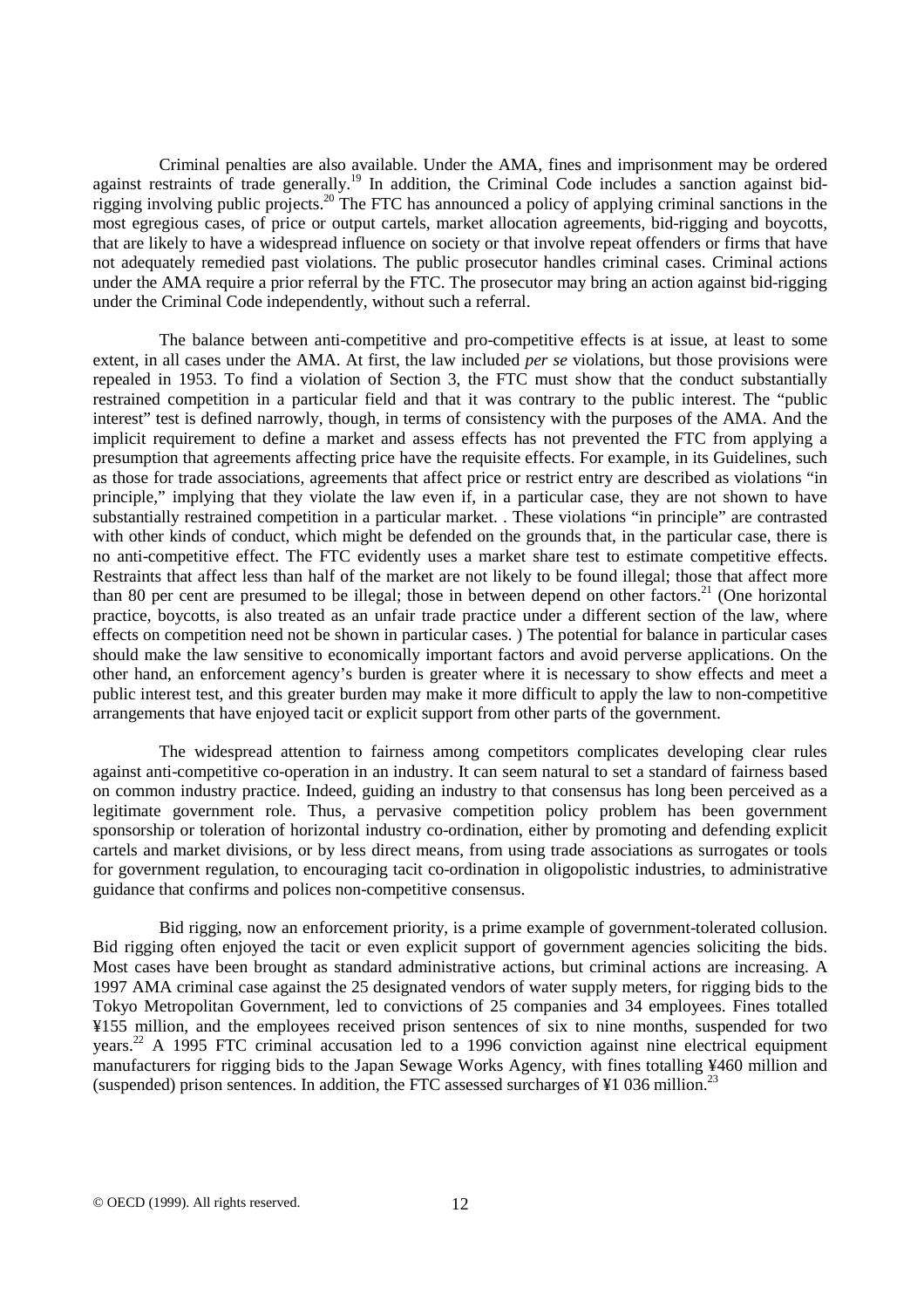Criminal penalties are also available. Under the AMA, fines and imprisonment may be ordered against restraints of trade generally.[19] In addition, the Criminal Code includes a sanction against bid-rigging involving public projects.[20] The FTC has announced a policy of applying criminal sanctions in the most egregious cases, of price or output cartels, market allocation agreements, bid-rigging and boycotts, that are likely to have a widespread influence on society or that involve repeat offenders or firms that have not adequately remedied past violations. The public prosecutor handles criminal cases. Criminal actions under the AMA require a prior referral by the FTC. The prosecutor may bring an action against bid-rigging under the Criminal Code independently, without such a referral.

The balance between anti-competitive and pro-competitive effects is at issue, at least to some extent, in all cases under the AMA. At first, the law included *per se* violations, but those provisions were repealed in 1953. To find a violation of Section 3, the FTC must show that the conduct substantially restrained competition in a particular field and that it was contrary to the public interest. The "public interest" test is defined narrowly, though, in terms of consistency with the purposes of the AMA. And the implicit requirement to define a market and assess effects has not prevented the FTC from applying a presumption that agreements affecting price have the requisite effects. For example, in its Guidelines, such as those for trade associations, agreements that affect price or restrict entry are described as violations "in principle," implying that they violate the law even if, in a particular case, they are not shown to have substantially restrained competition in a particular market. . These violations "in principle" are contrasted with other kinds of conduct, which might be defended on the grounds that, in the particular case, there is no anti-competitive effect. The FTC evidently uses a market share test to estimate competitive effects. Restraints that affect less than half of the market are not likely to be found illegal; those that affect more than 80 per cent are presumed to be illegal; those in between depend on other factors.[21] (One horizontal practice, boycotts, is also treated as an unfair trade practice under a different section of the law, where effects on competition need not be shown in particular cases. ) The potential for balance in particular cases should make the law sensitive to economically important factors and avoid perverse applications. On the other hand, an enforcement agency's burden is greater where it is necessary to show effects and meet a public interest test, and this greater burden may make it more difficult to apply the law to non-competitive arrangements that have enjoyed tacit or explicit support from other parts of the government.

The widespread attention to fairness among competitors complicates developing clear rules against anti-competitive co-operation in an industry. It can seem natural to set a standard of fairness based on common industry practice. Indeed, guiding an industry to that consensus has long been perceived as a legitimate government role. Thus, a pervasive competition policy problem has been government sponsorship or toleration of horizontal industry co-ordination, either by promoting and defending explicit cartels and market divisions, or by less direct means, from using trade associations as surrogates or tools for government regulation, to encouraging tacit co-ordination in oligopolistic industries, to administrative guidance that confirms and polices non-competitive consensus.

Bid rigging, now an enforcement priority, is a prime example of government-tolerated collusion. Bid rigging often enjoyed the tacit or even explicit support of government agencies soliciting the bids. Most cases have been brought as standard administrative actions, but criminal actions are increasing. A 1997 AMA criminal case against the 25 designated vendors of water supply meters, for rigging bids to the Tokyo Metropolitan Government, led to convictions of 25 companies and 34 employees. Fines totalled ¥155 million, and the employees received prison sentences of six to nine months, suspended for two years.[22] A 1995 FTC criminal accusation led to a 1996 conviction against nine electrical equipment manufacturers for rigging bids to the Japan Sewage Works Agency, with fines totalling ¥460 million and (suspended) prison sentences. In addition, the FTC assessed surcharges of ¥1 036 million.[23]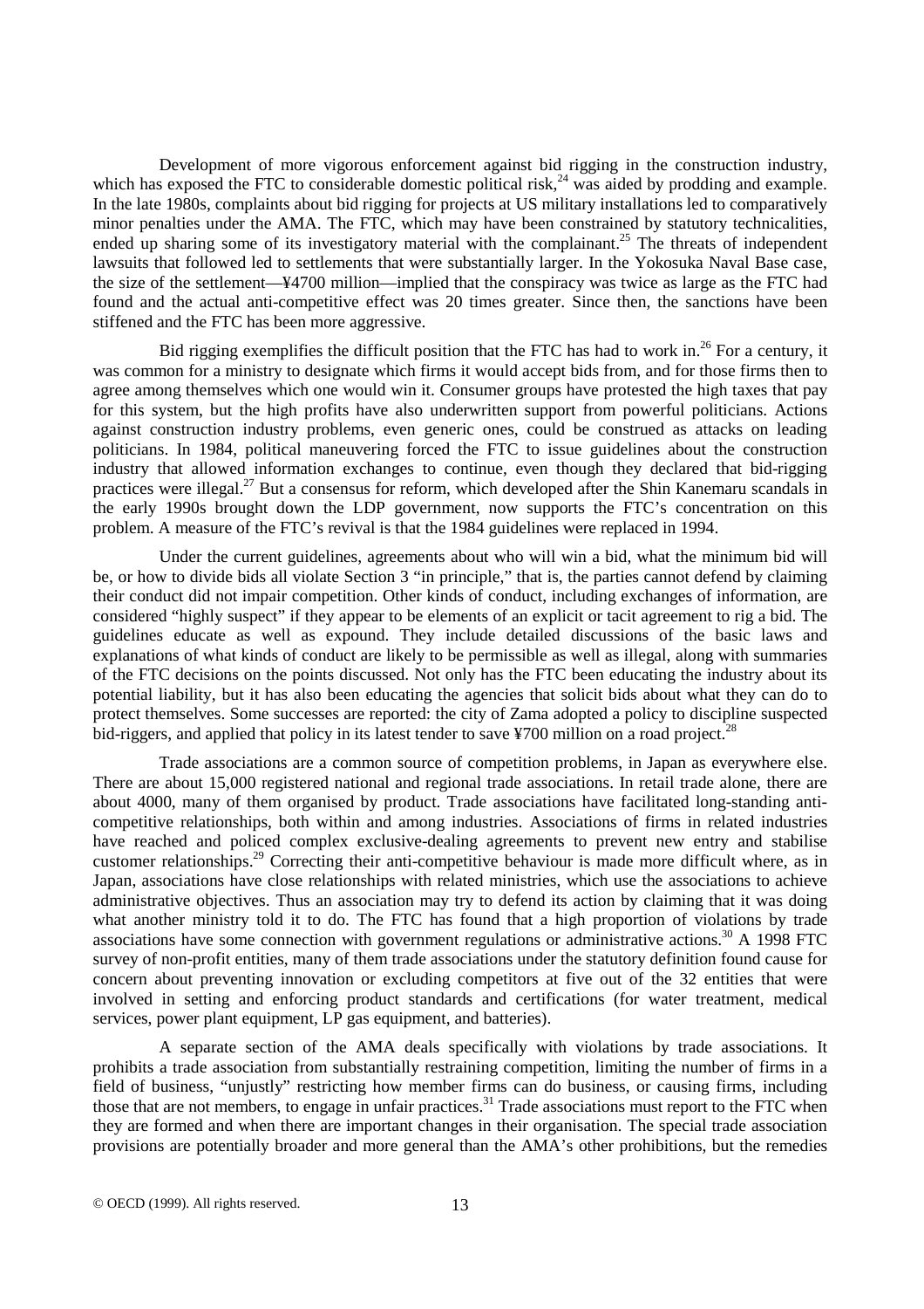Development of more vigorous enforcement against bid rigging in the construction industry, which has exposed the FTC to considerable domestic political risk,[24] was aided by prodding and example. In the late 1980s, complaints about bid rigging for projects at US military installations led to comparatively minor penalties under the AMA. The FTC, which may have been constrained by statutory technicalities, ended up sharing some of its investigatory material with the complainant.[25] The threats of independent lawsuits that followed led to settlements that were substantially larger. In the Yokosuka Naval Base case, the size of the settlement—¥4700 million—implied that the conspiracy was twice as large as the FTC had found and the actual anti-competitive effect was 20 times greater. Since then, the sanctions have been stiffened and the FTC has been more aggressive.

Bid rigging exemplifies the difficult position that the FTC has had to work in.[26] For a century, it was common for a ministry to designate which firms it would accept bids from, and for those firms then to agree among themselves which one would win it. Consumer groups have protested the high taxes that pay for this system, but the high profits have also underwritten support from powerful politicians. Actions against construction industry problems, even generic ones, could be construed as attacks on leading politicians. In 1984, political maneuvering forced the FTC to issue guidelines about the construction industry that allowed information exchanges to continue, even though they declared that bid-rigging practices were illegal.[27] But a consensus for reform, which developed after the Shin Kanemaru scandals in the early 1990s brought down the LDP government, now supports the FTC's concentration on this problem. A measure of the FTC's revival is that the 1984 guidelines were replaced in 1994.

Under the current guidelines, agreements about who will win a bid, what the minimum bid will be, or how to divide bids all violate Section 3 "in principle," that is, the parties cannot defend by claiming their conduct did not impair competition. Other kinds of conduct, including exchanges of information, are considered "highly suspect" if they appear to be elements of an explicit or tacit agreement to rig a bid. The guidelines educate as well as expound. They include detailed discussions of the basic laws and explanations of what kinds of conduct are likely to be permissible as well as illegal, along with summaries of the FTC decisions on the points discussed. Not only has the FTC been educating the industry about its potential liability, but it has also been educating the agencies that solicit bids about what they can do to protect themselves. Some successes are reported: the city of Zama adopted a policy to discipline suspected bid-riggers, and applied that policy in its latest tender to save ¥700 million on a road project.[28]

Trade associations are a common source of competition problems, in Japan as everywhere else. There are about 15,000 registered national and regional trade associations. In retail trade alone, there are about 4000, many of them organised by product. Trade associations have facilitated long-standing anti-competitive relationships, both within and among industries. Associations of firms in related industries have reached and policed complex exclusive-dealing agreements to prevent new entry and stabilise customer relationships.[29] Correcting their anti-competitive behaviour is made more difficult where, as in Japan, associations have close relationships with related ministries, which use the associations to achieve administrative objectives. Thus an association may try to defend its action by claiming that it was doing what another ministry told it to do. The FTC has found that a high proportion of violations by trade associations have some connection with government regulations or administrative actions.[30] A 1998 FTC survey of non-profit entities, many of them trade associations under the statutory definition found cause for concern about preventing innovation or excluding competitors at five out of the 32 entities that were involved in setting and enforcing product standards and certifications (for water treatment, medical services, power plant equipment, LP gas equipment, and batteries).

A separate section of the AMA deals specifically with violations by trade associations. It prohibits a trade association from substantially restraining competition, limiting the number of firms in a field of business, "unjustly" restricting how member firms can do business, or causing firms, including those that are not members, to engage in unfair practices.[31] Trade associations must report to the FTC when they are formed and when there are important changes in their organisation. The special trade association provisions are potentially broader and more general than the AMA's other prohibitions, but the remedies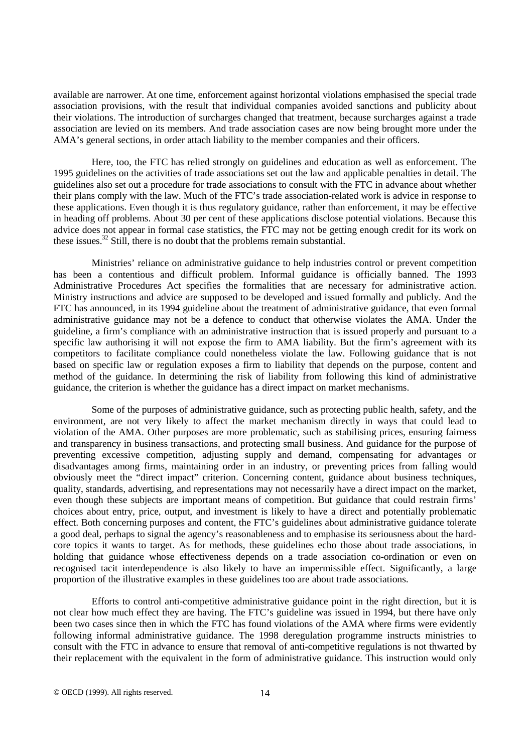available are narrower. At one time, enforcement against horizontal violations emphasised the special trade association provisions, with the result that individual companies avoided sanctions and publicity about their violations. The introduction of surcharges changed that treatment, because surcharges against a trade association are levied on its members. And trade association cases are now being brought more under the AMA's general sections, in order attach liability to the member companies and their officers.

Here, too, the FTC has relied strongly on guidelines and education as well as enforcement. The 1995 guidelines on the activities of trade associations set out the law and applicable penalties in detail. The guidelines also set out a procedure for trade associations to consult with the FTC in advance about whether their plans comply with the law. Much of the FTC's trade association-related work is advice in response to these applications. Even though it is thus regulatory guidance, rather than enforcement, it may be effective in heading off problems. About 30 per cent of these applications disclose potential violations. Because this advice does not appear in formal case statistics, the FTC may not be getting enough credit for its work on these issues.[32] Still, there is no doubt that the problems remain substantial.

Ministries' reliance on administrative guidance to help industries control or prevent competition has been a contentious and difficult problem. Informal guidance is officially banned. The 1993 Administrative Procedures Act specifies the formalities that are necessary for administrative action. Ministry instructions and advice are supposed to be developed and issued formally and publicly. And the FTC has announced, in its 1994 guideline about the treatment of administrative guidance, that even formal administrative guidance may not be a defence to conduct that otherwise violates the AMA. Under the guideline, a firm's compliance with an administrative instruction that is issued properly and pursuant to a specific law authorising it will not expose the firm to AMA liability. But the firm's agreement with its competitors to facilitate compliance could nonetheless violate the law. Following guidance that is not based on specific law or regulation exposes a firm to liability that depends on the purpose, content and method of the guidance. In determining the risk of liability from following this kind of administrative guidance, the criterion is whether the guidance has a direct impact on market mechanisms.

Some of the purposes of administrative guidance, such as protecting public health, safety, and the environment, are not very likely to affect the market mechanism directly in ways that could lead to violation of the AMA. Other purposes are more problematic, such as stabilising prices, ensuring fairness and transparency in business transactions, and protecting small business. And guidance for the purpose of preventing excessive competition, adjusting supply and demand, compensating for advantages or disadvantages among firms, maintaining order in an industry, or preventing prices from falling would obviously meet the "direct impact" criterion. Concerning content, guidance about business techniques, quality, standards, advertising, and representations may not necessarily have a direct impact on the market, even though these subjects are important means of competition. But guidance that could restrain firms' choices about entry, price, output, and investment is likely to have a direct and potentially problematic effect. Both concerning purposes and content, the FTC's guidelines about administrative guidance tolerate a good deal, perhaps to signal the agency's reasonableness and to emphasise its seriousness about the hard-core topics it wants to target. As for methods, these guidelines echo those about trade associations, in holding that guidance whose effectiveness depends on a trade association co-ordination or even on recognised tacit interdependence is also likely to have an impermissible effect. Significantly, a large proportion of the illustrative examples in these guidelines too are about trade associations.

Efforts to control anti-competitive administrative guidance point in the right direction, but it is not clear how much effect they are having. The FTC's guideline was issued in 1994, but there have only been two cases since then in which the FTC has found violations of the AMA where firms were evidently following informal administrative guidance. The 1998 deregulation programme instructs ministries to consult with the FTC in advance to ensure that removal of anti-competitive regulations is not thwarted by their replacement with the equivalent in the form of administrative guidance. This instruction would only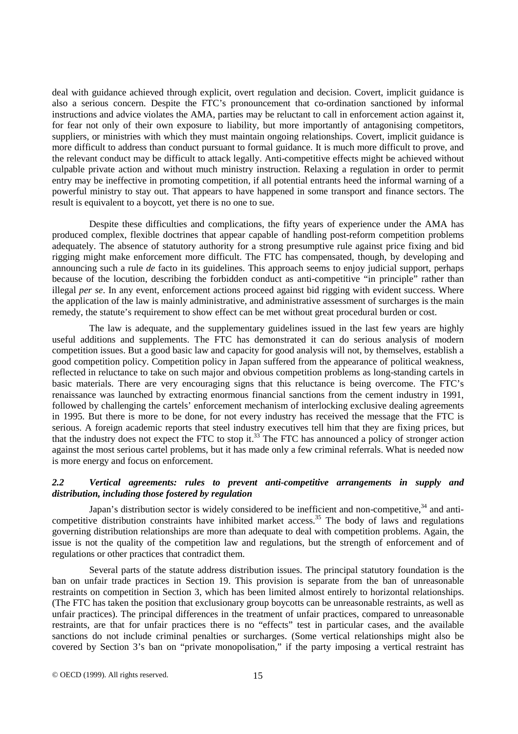deal with guidance achieved through explicit, overt regulation and decision. Covert, implicit guidance is also a serious concern. Despite the FTC's pronouncement that co-ordination sanctioned by informal instructions and advice violates the AMA, parties may be reluctant to call in enforcement action against it, for fear not only of their own exposure to liability, but more importantly of antagonising competitors, suppliers, or ministries with which they must maintain ongoing relationships. Covert, implicit guidance is more difficult to address than conduct pursuant to formal guidance. It is much more difficult to prove, and the relevant conduct may be difficult to attack legally. Anti-competitive effects might be achieved without culpable private action and without much ministry instruction. Relaxing a regulation in order to permit entry may be ineffective in promoting competition, if all potential entrants heed the informal warning of a powerful ministry to stay out. That appears to have happened in some transport and finance sectors. The result is equivalent to a boycott, yet there is no one to sue.

Despite these difficulties and complications, the fifty years of experience under the AMA has produced complex, flexible doctrines that appear capable of handling post-reform competition problems adequately. The absence of statutory authority for a strong presumptive rule against price fixing and bid rigging might make enforcement more difficult. The FTC has compensated, though, by developing and announcing such a rule *de* facto in its guidelines. This approach seems to enjoy judicial support, perhaps because of the locution, describing the forbidden conduct as anti-competitive "in principle" rather than illegal *per se*. In any event, enforcement actions proceed against bid rigging with evident success. Where the application of the law is mainly administrative, and administrative assessment of surcharges is the main remedy, the statute's requirement to show effect can be met without great procedural burden or cost.

The law is adequate, and the supplementary guidelines issued in the last few years are highly useful additions and supplements. The FTC has demonstrated it can do serious analysis of modern competition issues. But a good basic law and capacity for good analysis will not, by themselves, establish a good competition policy. Competition policy in Japan suffered from the appearance of political weakness, reflected in reluctance to take on such major and obvious competition problems as long-standing cartels in basic materials. There are very encouraging signs that this reluctance is being overcome. The FTC's renaissance was launched by extracting enormous financial sanctions from the cement industry in 1991, followed by challenging the cartels' enforcement mechanism of interlocking exclusive dealing agreements in 1995. But there is more to be done, for not every industry has received the message that the FTC is serious. A foreign academic reports that steel industry executives tell him that they are fixing prices, but that the industry does not expect the FTC to stop it.[33] The FTC has announced a policy of stronger action against the most serious cartel problems, but it has made only a few criminal referrals. What is needed now is more energy and focus on enforcement.

### *2.2 Vertical agreements: rules to prevent anti-competitive arrangements in supply and distribution, including those fostered by regulation*

Japan's distribution sector is widely considered to be inefficient and non-competitive,[34] and anti-competitive distribution constraints have inhibited market access.[35] The body of laws and regulations governing distribution relationships are more than adequate to deal with competition problems. Again, the issue is not the quality of the competition law and regulations, but the strength of enforcement and of regulations or other practices that contradict them.

Several parts of the statute address distribution issues. The principal statutory foundation is the ban on unfair trade practices in Section 19. This provision is separate from the ban of unreasonable restraints on competition in Section 3, which has been limited almost entirely to horizontal relationships. (The FTC has taken the position that exclusionary group boycotts can be unreasonable restraints, as well as unfair practices). The principal differences in the treatment of unfair practices, compared to unreasonable restraints, are that for unfair practices there is no "effects" test in particular cases, and the available sanctions do not include criminal penalties or surcharges. (Some vertical relationships might also be covered by Section 3's ban on "private monopolisation," if the party imposing a vertical restraint has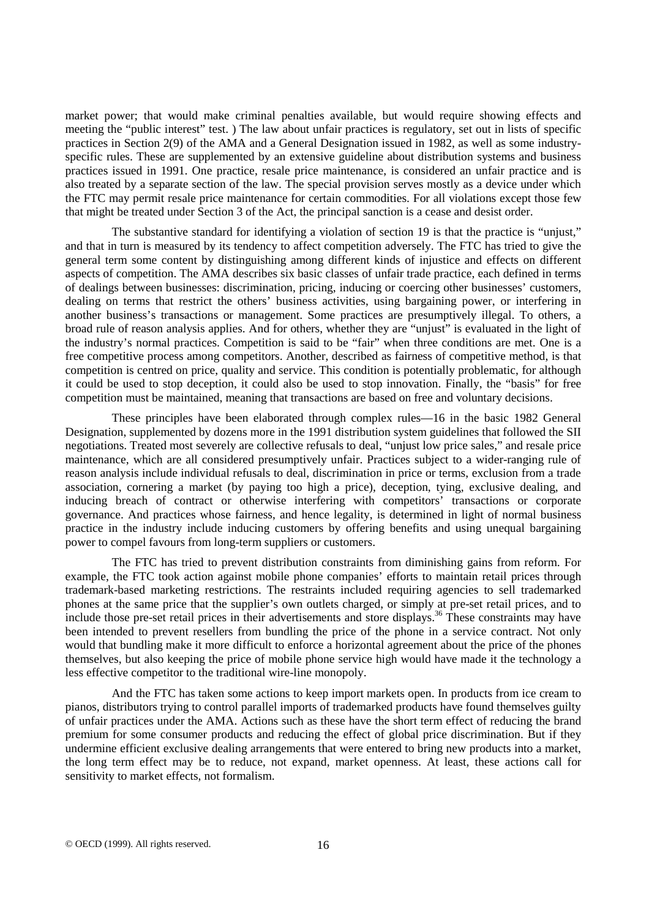market power; that would make criminal penalties available, but would require showing effects and meeting the "public interest" test. ) The law about unfair practices is regulatory, set out in lists of specific practices in Section 2(9) of the AMA and a General Designation issued in 1982, as well as some industry-specific rules. These are supplemented by an extensive guideline about distribution systems and business practices issued in 1991. One practice, resale price maintenance, is considered an unfair practice and is also treated by a separate section of the law. The special provision serves mostly as a device under which the FTC may permit resale price maintenance for certain commodities. For all violations except those few that might be treated under Section 3 of the Act, the principal sanction is a cease and desist order.

The substantive standard for identifying a violation of section 19 is that the practice is "unjust," and that in turn is measured by its tendency to affect competition adversely. The FTC has tried to give the general term some content by distinguishing among different kinds of injustice and effects on different aspects of competition. The AMA describes six basic classes of unfair trade practice, each defined in terms of dealings between businesses: discrimination, pricing, inducing or coercing other businesses' customers, dealing on terms that restrict the others' business activities, using bargaining power, or interfering in another business's transactions or management. Some practices are presumptively illegal. To others, a broad rule of reason analysis applies. And for others, whether they are "unjust" is evaluated in the light of the industry's normal practices. Competition is said to be "fair" when three conditions are met. One is a free competitive process among competitors. Another, described as fairness of competitive method, is that competition is centred on price, quality and service. This condition is potentially problematic, for although it could be used to stop deception, it could also be used to stop innovation. Finally, the "basis" for free competition must be maintained, meaning that transactions are based on free and voluntary decisions.

These principles have been elaborated through complex rules—16 in the basic 1982 General Designation, supplemented by dozens more in the 1991 distribution system guidelines that followed the SII negotiations. Treated most severely are collective refusals to deal, "unjust low price sales," and resale price maintenance, which are all considered presumptively unfair. Practices subject to a wider-ranging rule of reason analysis include individual refusals to deal, discrimination in price or terms, exclusion from a trade association, cornering a market (by paying too high a price), deception, tying, exclusive dealing, and inducing breach of contract or otherwise interfering with competitors' transactions or corporate governance. And practices whose fairness, and hence legality, is determined in light of normal business practice in the industry include inducing customers by offering benefits and using unequal bargaining power to compel favours from long-term suppliers or customers.

The FTC has tried to prevent distribution constraints from diminishing gains from reform. For example, the FTC took action against mobile phone companies' efforts to maintain retail prices through trademark-based marketing restrictions. The restraints included requiring agencies to sell trademarked phones at the same price that the supplier's own outlets charged, or simply at pre-set retail prices, and to include those pre-set retail prices in their advertisements and store displays.[36] These constraints may have been intended to prevent resellers from bundling the price of the phone in a service contract. Not only would that bundling make it more difficult to enforce a horizontal agreement about the price of the phones themselves, but also keeping the price of mobile phone service high would have made it the technology a less effective competitor to the traditional wire-line monopoly.

And the FTC has taken some actions to keep import markets open. In products from ice cream to pianos, distributors trying to control parallel imports of trademarked products have found themselves guilty of unfair practices under the AMA. Actions such as these have the short term effect of reducing the brand premium for some consumer products and reducing the effect of global price discrimination. But if they undermine efficient exclusive dealing arrangements that were entered to bring new products into a market, the long term effect may be to reduce, not expand, market openness. At least, these actions call for sensitivity to market effects, not formalism.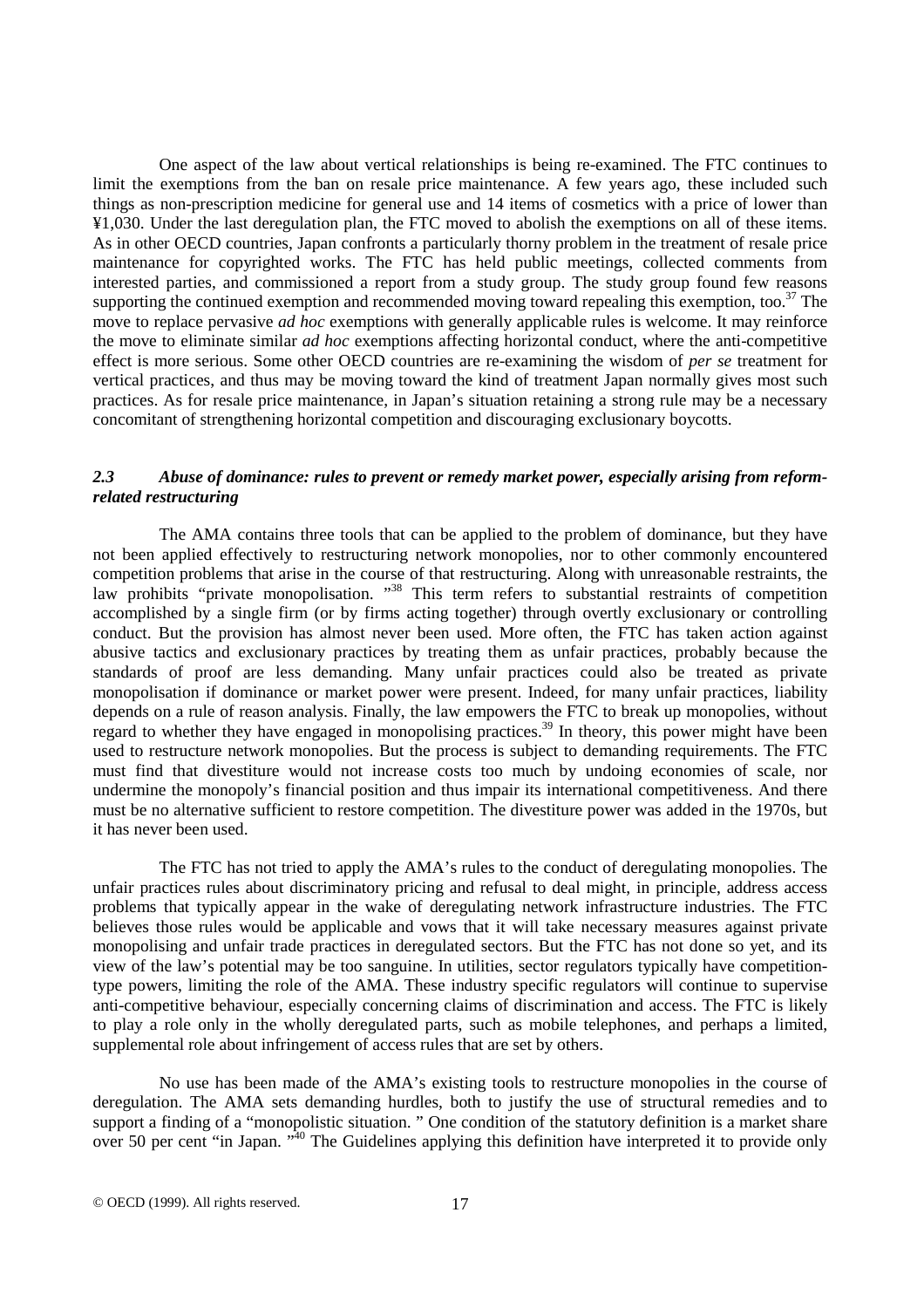One aspect of the law about vertical relationships is being re-examined. The FTC continues to limit the exemptions from the ban on resale price maintenance. A few years ago, these included such things as non-prescription medicine for general use and 14 items of cosmetics with a price of lower than ¥1,030. Under the last deregulation plan, the FTC moved to abolish the exemptions on all of these items. As in other OECD countries, Japan confronts a particularly thorny problem in the treatment of resale price maintenance for copyrighted works. The FTC has held public meetings, collected comments from interested parties, and commissioned a report from a study group. The study group found few reasons supporting the continued exemption and recommended moving toward repealing this exemption, too.[37] The move to replace pervasive *ad hoc* exemptions with generally applicable rules is welcome. It may reinforce the move to eliminate similar *ad hoc* exemptions affecting horizontal conduct, where the anti-competitive effect is more serious. Some other OECD countries are re-examining the wisdom of *per se* treatment for vertical practices, and thus may be moving toward the kind of treatment Japan normally gives most such practices. As for resale price maintenance, in Japan's situation retaining a strong rule may be a necessary concomitant of strengthening horizontal competition and discouraging exclusionary boycotts.

### *2.3 Abuse of dominance: rules to prevent or remedy market power, especially arising from reform-related restructuring*

The AMA contains three tools that can be applied to the problem of dominance, but they have not been applied effectively to restructuring network monopolies, nor to other commonly encountered competition problems that arise in the course of that restructuring. Along with unreasonable restraints, the law prohibits "private monopolisation. "[38] This term refers to substantial restraints of competition accomplished by a single firm (or by firms acting together) through overtly exclusionary or controlling conduct. But the provision has almost never been used. More often, the FTC has taken action against abusive tactics and exclusionary practices by treating them as unfair practices, probably because the standards of proof are less demanding. Many unfair practices could also be treated as private monopolisation if dominance or market power were present. Indeed, for many unfair practices, liability depends on a rule of reason analysis. Finally, the law empowers the FTC to break up monopolies, without regard to whether they have engaged in monopolising practices.[39] In theory, this power might have been used to restructure network monopolies. But the process is subject to demanding requirements. The FTC must find that divestiture would not increase costs too much by undoing economies of scale, nor undermine the monopoly's financial position and thus impair its international competitiveness. And there must be no alternative sufficient to restore competition. The divestiture power was added in the 1970s, but it has never been used.

The FTC has not tried to apply the AMA's rules to the conduct of deregulating monopolies. The unfair practices rules about discriminatory pricing and refusal to deal might, in principle, address access problems that typically appear in the wake of deregulating network infrastructure industries. The FTC believes those rules would be applicable and vows that it will take necessary measures against private monopolising and unfair trade practices in deregulated sectors. But the FTC has not done so yet, and its view of the law's potential may be too sanguine. In utilities, sector regulators typically have competition-type powers, limiting the role of the AMA. These industry specific regulators will continue to supervise anti-competitive behaviour, especially concerning claims of discrimination and access. The FTC is likely to play a role only in the wholly deregulated parts, such as mobile telephones, and perhaps a limited, supplemental role about infringement of access rules that are set by others.

No use has been made of the AMA's existing tools to restructure monopolies in the course of deregulation. The AMA sets demanding hurdles, both to justify the use of structural remedies and to support a finding of a "monopolistic situation. " One condition of the statutory definition is a market share over 50 per cent "in Japan. "[40] The Guidelines applying this definition have interpreted it to provide only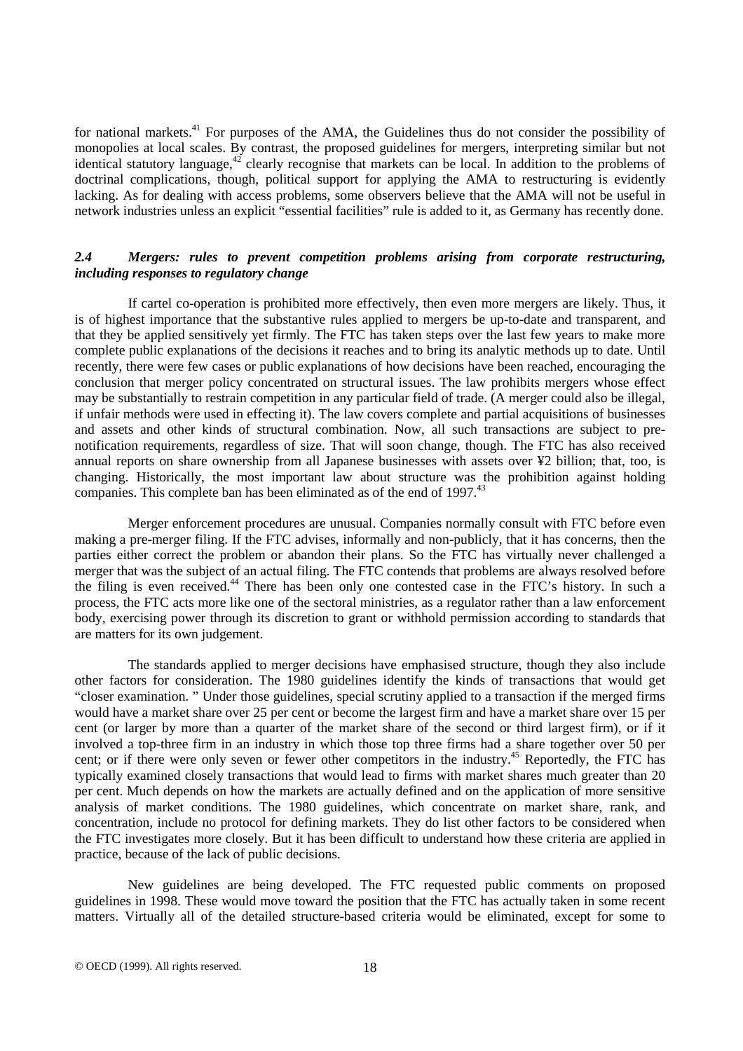for national markets.[41] For purposes of the AMA, the Guidelines thus do not consider the possibility of monopolies at local scales. By contrast, the proposed guidelines for mergers, interpreting similar but not identical statutory language,[42] clearly recognise that markets can be local. In addition to the problems of doctrinal complications, though, political support for applying the AMA to restructuring is evidently lacking. As for dealing with access problems, some observers believe that the AMA will not be useful in network industries unless an explicit "essential facilities" rule is added to it, as Germany has recently done.

## *2.4 Mergers: rules to prevent competition problems arising from corporate restructuring, including responses to regulatory change*

If cartel co-operation is prohibited more effectively, then even more mergers are likely. Thus, it is of highest importance that the substantive rules applied to mergers be up-to-date and transparent, and that they be applied sensitively yet firmly. The FTC has taken steps over the last few years to make more complete public explanations of the decisions it reaches and to bring its analytic methods up to date. Until recently, there were few cases or public explanations of how decisions have been reached, encouraging the conclusion that merger policy concentrated on structural issues. The law prohibits mergers whose effect may be substantially to restrain competition in any particular field of trade. (A merger could also be illegal, if unfair methods were used in effecting it). The law covers complete and partial acquisitions of businesses and assets and other kinds of structural combination. Now, all such transactions are subject to pre-notification requirements, regardless of size. That will soon change, though. The FTC has also received annual reports on share ownership from all Japanese businesses with assets over ¥2 billion; that, too, is changing. Historically, the most important law about structure was the prohibition against holding companies. This complete ban has been eliminated as of the end of 1997.[43]

Merger enforcement procedures are unusual. Companies normally consult with FTC before even making a pre-merger filing. If the FTC advises, informally and non-publicly, that it has concerns, then the parties either correct the problem or abandon their plans. So the FTC has virtually never challenged a merger that was the subject of an actual filing. The FTC contends that problems are always resolved before the filing is even received.[44] There has been only one contested case in the FTC's history. In such a process, the FTC acts more like one of the sectoral ministries, as a regulator rather than a law enforcement body, exercising power through its discretion to grant or withhold permission according to standards that are matters for its own judgement.

The standards applied to merger decisions have emphasised structure, though they also include other factors for consideration. The 1980 guidelines identify the kinds of transactions that would get "closer examination. " Under those guidelines, special scrutiny applied to a transaction if the merged firms would have a market share over 25 per cent or become the largest firm and have a market share over 15 per cent (or larger by more than a quarter of the market share of the second or third largest firm), or if it involved a top-three firm in an industry in which those top three firms had a share together over 50 per cent; or if there were only seven or fewer other competitors in the industry.[45] Reportedly, the FTC has typically examined closely transactions that would lead to firms with market shares much greater than 20 per cent. Much depends on how the markets are actually defined and on the application of more sensitive analysis of market conditions. The 1980 guidelines, which concentrate on market share, rank, and concentration, include no protocol for defining markets. They do list other factors to be considered when the FTC investigates more closely. But it has been difficult to understand how these criteria are applied in practice, because of the lack of public decisions.

New guidelines are being developed. The FTC requested public comments on proposed guidelines in 1998. These would move toward the position that the FTC has actually taken in some recent matters. Virtually all of the detailed structure-based criteria would be eliminated, except for some to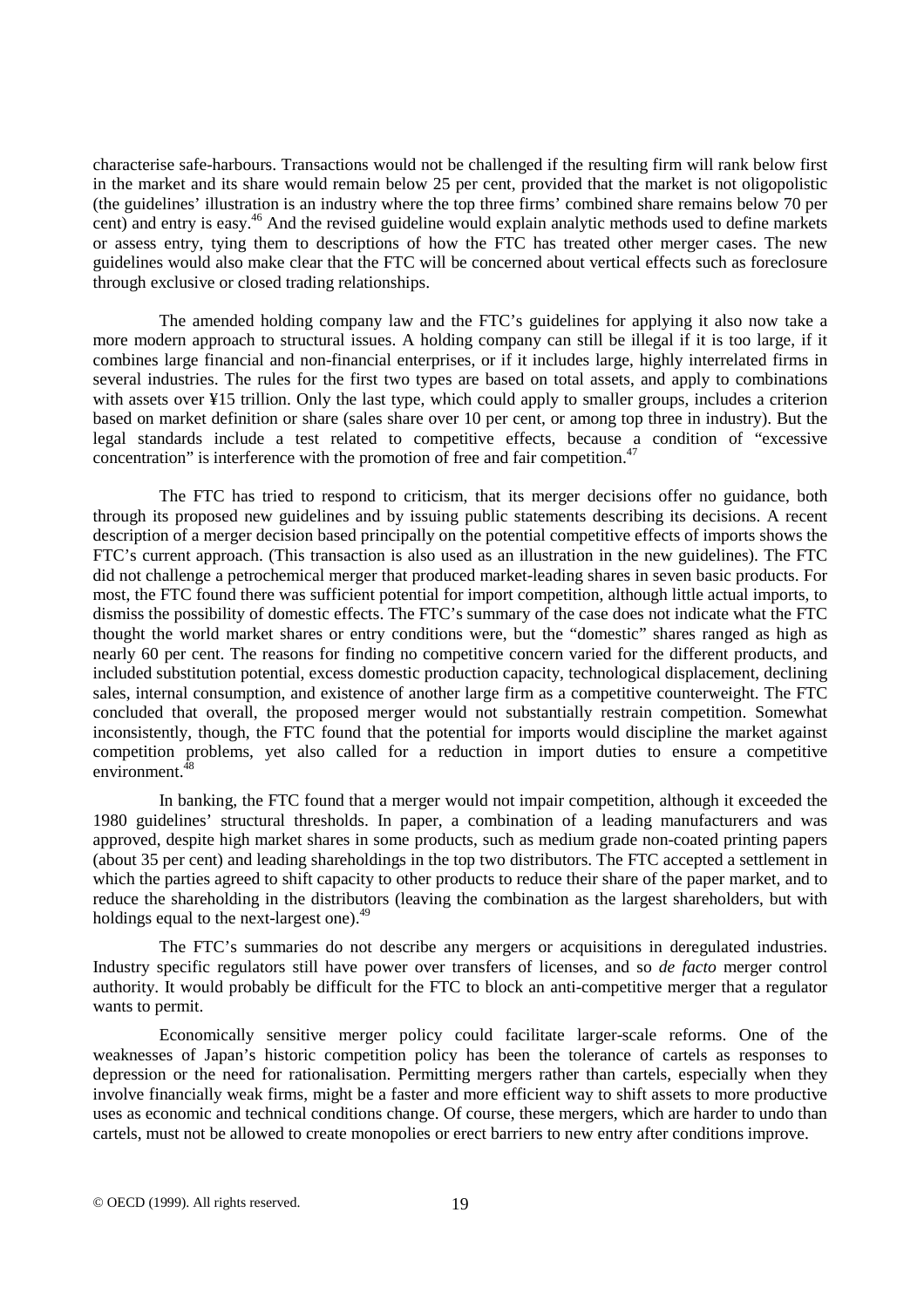characterise safe-harbours. Transactions would not be challenged if the resulting firm will rank below first in the market and its share would remain below 25 per cent, provided that the market is not oligopolistic (the guidelines' illustration is an industry where the top three firms' combined share remains below 70 per cent) and entry is easy.[46] And the revised guideline would explain analytic methods used to define markets or assess entry, tying them to descriptions of how the FTC has treated other merger cases. The new guidelines would also make clear that the FTC will be concerned about vertical effects such as foreclosure through exclusive or closed trading relationships.

The amended holding company law and the FTC's guidelines for applying it also now take a more modern approach to structural issues. A holding company can still be illegal if it is too large, if it combines large financial and non-financial enterprises, or if it includes large, highly interrelated firms in several industries. The rules for the first two types are based on total assets, and apply to combinations with assets over ¥15 trillion. Only the last type, which could apply to smaller groups, includes a criterion based on market definition or share (sales share over 10 per cent, or among top three in industry). But the legal standards include a test related to competitive effects, because a condition of "excessive concentration" is interference with the promotion of free and fair competition.[47]

The FTC has tried to respond to criticism, that its merger decisions offer no guidance, both through its proposed new guidelines and by issuing public statements describing its decisions. A recent description of a merger decision based principally on the potential competitive effects of imports shows the FTC's current approach. (This transaction is also used as an illustration in the new guidelines). The FTC did not challenge a petrochemical merger that produced market-leading shares in seven basic products. For most, the FTC found there was sufficient potential for import competition, although little actual imports, to dismiss the possibility of domestic effects. The FTC's summary of the case does not indicate what the FTC thought the world market shares or entry conditions were, but the "domestic" shares ranged as high as nearly 60 per cent. The reasons for finding no competitive concern varied for the different products, and included substitution potential, excess domestic production capacity, technological displacement, declining sales, internal consumption, and existence of another large firm as a competitive counterweight. The FTC concluded that overall, the proposed merger would not substantially restrain competition. Somewhat inconsistently, though, the FTC found that the potential for imports would discipline the market against competition problems, yet also called for a reduction in import duties to ensure a competitive environment.[48]

In banking, the FTC found that a merger would not impair competition, although it exceeded the 1980 guidelines' structural thresholds. In paper, a combination of a leading manufacturers and was approved, despite high market shares in some products, such as medium grade non-coated printing papers (about 35 per cent) and leading shareholdings in the top two distributors. The FTC accepted a settlement in which the parties agreed to shift capacity to other products to reduce their share of the paper market, and to reduce the shareholding in the distributors (leaving the combination as the largest shareholders, but with holdings equal to the next-largest one).[49]

The FTC's summaries do not describe any mergers or acquisitions in deregulated industries. Industry specific regulators still have power over transfers of licenses, and so *de facto* merger control authority. It would probably be difficult for the FTC to block an anti-competitive merger that a regulator wants to permit.

Economically sensitive merger policy could facilitate larger-scale reforms. One of the weaknesses of Japan's historic competition policy has been the tolerance of cartels as responses to depression or the need for rationalisation. Permitting mergers rather than cartels, especially when they involve financially weak firms, might be a faster and more efficient way to shift assets to more productive uses as economic and technical conditions change. Of course, these mergers, which are harder to undo than cartels, must not be allowed to create monopolies or erect barriers to new entry after conditions improve.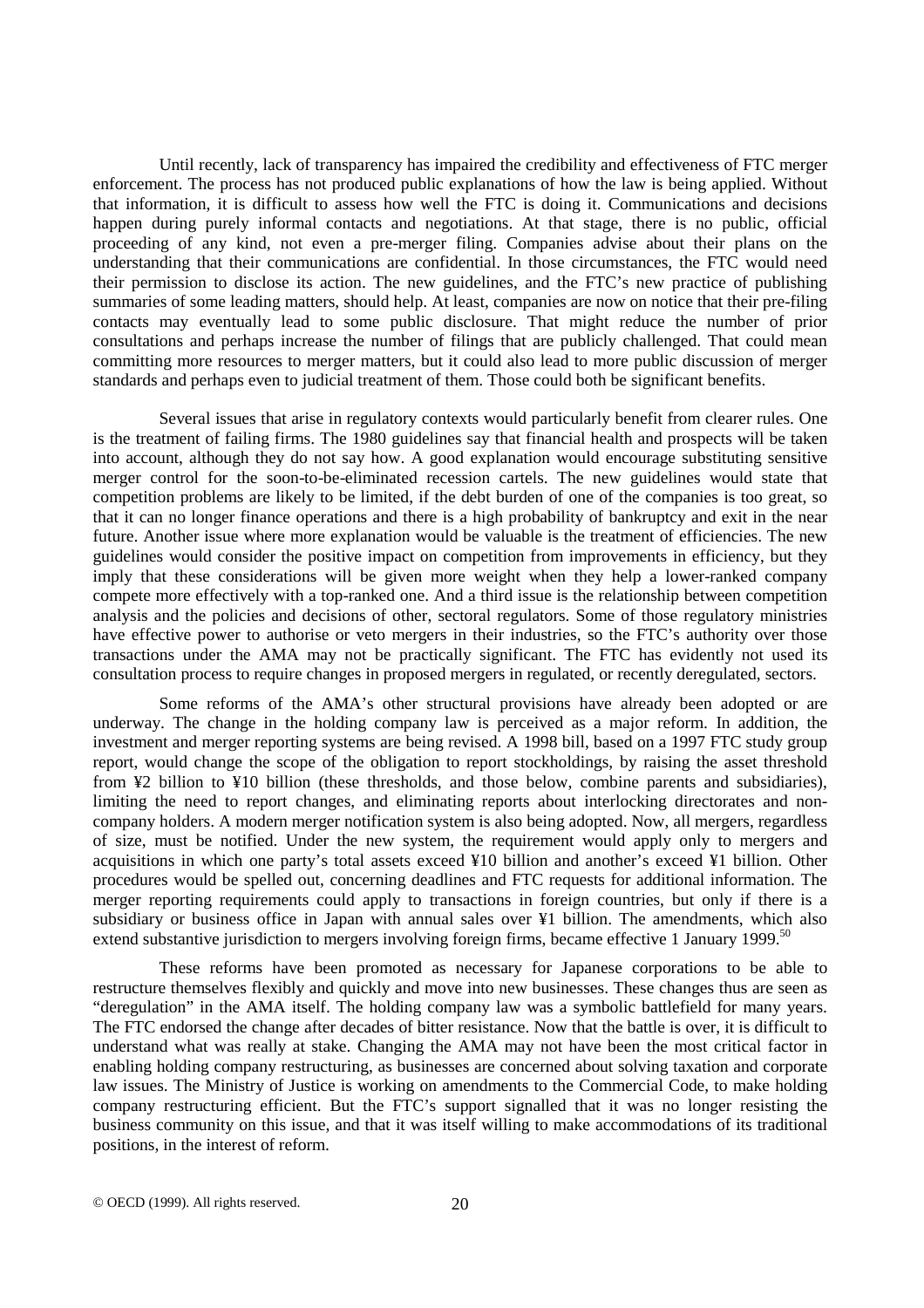Until recently, lack of transparency has impaired the credibility and effectiveness of FTC merger enforcement. The process has not produced public explanations of how the law is being applied. Without that information, it is difficult to assess how well the FTC is doing it. Communications and decisions happen during purely informal contacts and negotiations. At that stage, there is no public, official proceeding of any kind, not even a pre-merger filing. Companies advise about their plans on the understanding that their communications are confidential. In those circumstances, the FTC would need their permission to disclose its action. The new guidelines, and the FTC's new practice of publishing summaries of some leading matters, should help. At least, companies are now on notice that their pre-filing contacts may eventually lead to some public disclosure. That might reduce the number of prior consultations and perhaps increase the number of filings that are publicly challenged. That could mean committing more resources to merger matters, but it could also lead to more public discussion of merger standards and perhaps even to judicial treatment of them. Those could both be significant benefits.

Several issues that arise in regulatory contexts would particularly benefit from clearer rules. One is the treatment of failing firms. The 1980 guidelines say that financial health and prospects will be taken into account, although they do not say how. A good explanation would encourage substituting sensitive merger control for the soon-to-be-eliminated recession cartels. The new guidelines would state that competition problems are likely to be limited, if the debt burden of one of the companies is too great, so that it can no longer finance operations and there is a high probability of bankruptcy and exit in the near future. Another issue where more explanation would be valuable is the treatment of efficiencies. The new guidelines would consider the positive impact on competition from improvements in efficiency, but they imply that these considerations will be given more weight when they help a lower-ranked company compete more effectively with a top-ranked one. And a third issue is the relationship between competition analysis and the policies and decisions of other, sectoral regulators. Some of those regulatory ministries have effective power to authorise or veto mergers in their industries, so the FTC's authority over those transactions under the AMA may not be practically significant. The FTC has evidently not used its consultation process to require changes in proposed mergers in regulated, or recently deregulated, sectors.

Some reforms of the AMA's other structural provisions have already been adopted or are underway. The change in the holding company law is perceived as a major reform. In addition, the investment and merger reporting systems are being revised. A 1998 bill, based on a 1997 FTC study group report, would change the scope of the obligation to report stockholdings, by raising the asset threshold from ¥2 billion to ¥10 billion (these thresholds, and those below, combine parents and subsidiaries), limiting the need to report changes, and eliminating reports about interlocking directorates and non-company holders. A modern merger notification system is also being adopted. Now, all mergers, regardless of size, must be notified. Under the new system, the requirement would apply only to mergers and acquisitions in which one party's total assets exceed ¥10 billion and another's exceed ¥1 billion. Other procedures would be spelled out, concerning deadlines and FTC requests for additional information. The merger reporting requirements could apply to transactions in foreign countries, but only if there is a subsidiary or business office in Japan with annual sales over ¥1 billion. The amendments, which also extend substantive jurisdiction to mergers involving foreign firms, became effective 1 January 1999.[50]

These reforms have been promoted as necessary for Japanese corporations to be able to restructure themselves flexibly and quickly and move into new businesses. These changes thus are seen as "deregulation" in the AMA itself. The holding company law was a symbolic battlefield for many years. The FTC endorsed the change after decades of bitter resistance. Now that the battle is over, it is difficult to understand what was really at stake. Changing the AMA may not have been the most critical factor in enabling holding company restructuring, as businesses are concerned about solving taxation and corporate law issues. The Ministry of Justice is working on amendments to the Commercial Code, to make holding company restructuring efficient. But the FTC's support signalled that it was no longer resisting the business community on this issue, and that it was itself willing to make accommodations of its traditional positions, in the interest of reform.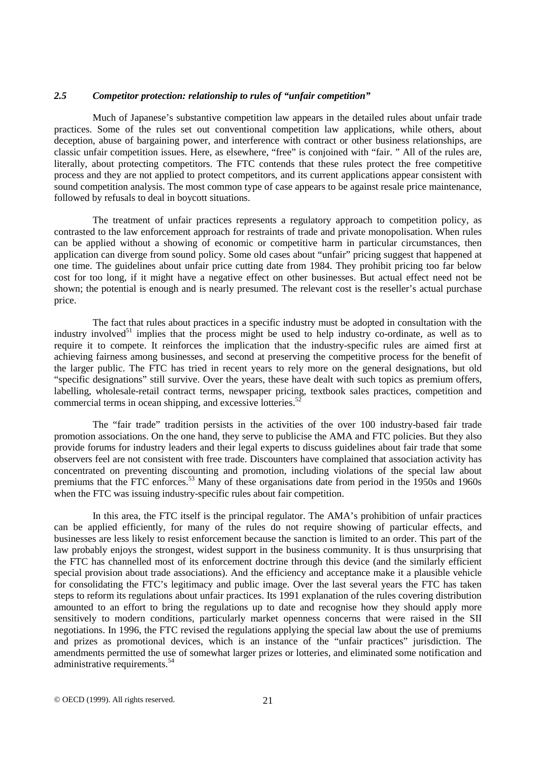### *2.5 Competitor protection: relationship to rules of "unfair competition"*

Much of Japanese's substantive competition law appears in the detailed rules about unfair trade practices. Some of the rules set out conventional competition law applications, while others, about deception, abuse of bargaining power, and interference with contract or other business relationships, are classic unfair competition issues. Here, as elsewhere, "free" is conjoined with "fair. " All of the rules are, literally, about protecting competitors. The FTC contends that these rules protect the free competitive process and they are not applied to protect competitors, and its current applications appear consistent with sound competition analysis. The most common type of case appears to be against resale price maintenance, followed by refusals to deal in boycott situations.

The treatment of unfair practices represents a regulatory approach to competition policy, as contrasted to the law enforcement approach for restraints of trade and private monopolisation. When rules can be applied without a showing of economic or competitive harm in particular circumstances, then application can diverge from sound policy. Some old cases about "unfair" pricing suggest that happened at one time. The guidelines about unfair price cutting date from 1984. They prohibit pricing too far below cost for too long, if it might have a negative effect on other businesses. But actual effect need not be shown; the potential is enough and is nearly presumed. The relevant cost is the reseller's actual purchase price.

The fact that rules about practices in a specific industry must be adopted in consultation with the industry involved[51] implies that the process might be used to help industry co-ordinate, as well as to require it to compete. It reinforces the implication that the industry-specific rules are aimed first at achieving fairness among businesses, and second at preserving the competitive process for the benefit of the larger public. The FTC has tried in recent years to rely more on the general designations, but old "specific designations" still survive. Over the years, these have dealt with such topics as premium offers, labelling, wholesale-retail contract terms, newspaper pricing, textbook sales practices, competition and commercial terms in ocean shipping, and excessive lotteries.[52]

The "fair trade" tradition persists in the activities of the over 100 industry-based fair trade promotion associations. On the one hand, they serve to publicise the AMA and FTC policies. But they also provide forums for industry leaders and their legal experts to discuss guidelines about fair trade that some observers feel are not consistent with free trade. Discounters have complained that association activity has concentrated on preventing discounting and promotion, including violations of the special law about premiums that the FTC enforces.[53] Many of these organisations date from period in the 1950s and 1960s when the FTC was issuing industry-specific rules about fair competition.

In this area, the FTC itself is the principal regulator. The AMA's prohibition of unfair practices can be applied efficiently, for many of the rules do not require showing of particular effects, and businesses are less likely to resist enforcement because the sanction is limited to an order. This part of the law probably enjoys the strongest, widest support in the business community. It is thus unsurprising that the FTC has channelled most of its enforcement doctrine through this device (and the similarly efficient special provision about trade associations). And the efficiency and acceptance make it a plausible vehicle for consolidating the FTC's legitimacy and public image. Over the last several years the FTC has taken steps to reform its regulations about unfair practices. Its 1991 explanation of the rules covering distribution amounted to an effort to bring the regulations up to date and recognise how they should apply more sensitively to modern conditions, particularly market openness concerns that were raised in the SII negotiations. In 1996, the FTC revised the regulations applying the special law about the use of premiums and prizes as promotional devices, which is an instance of the "unfair practices" jurisdiction. The amendments permitted the use of somewhat larger prizes or lotteries, and eliminated some notification and administrative requirements.[54]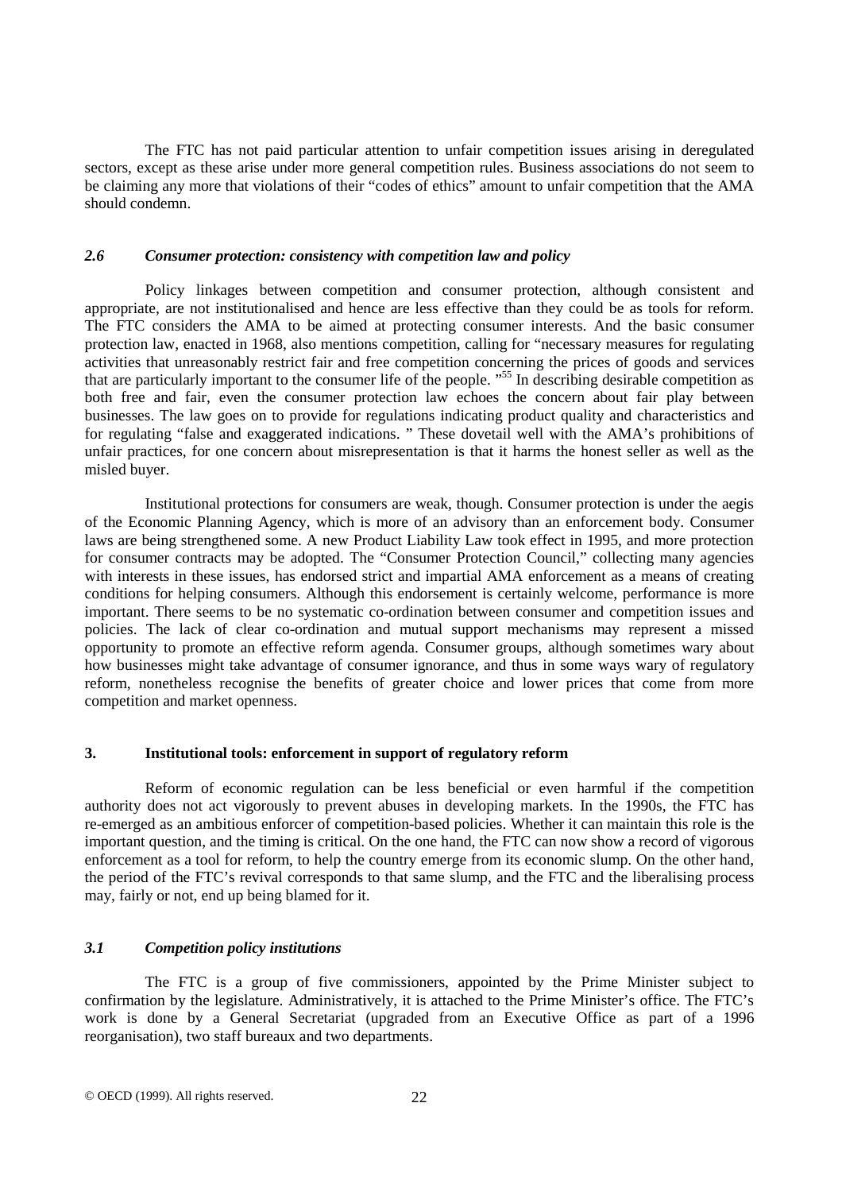The FTC has not paid particular attention to unfair competition issues arising in deregulated sectors, except as these arise under more general competition rules. Business associations do not seem to be claiming any more that violations of their "codes of ethics" amount to unfair competition that the AMA should condemn.

### *2.6 Consumer protection: consistency with competition law and policy*

Policy linkages between competition and consumer protection, although consistent and appropriate, are not institutionalised and hence are less effective than they could be as tools for reform. The FTC considers the AMA to be aimed at protecting consumer interests. And the basic consumer protection law, enacted in 1968, also mentions competition, calling for "necessary measures for regulating activities that unreasonably restrict fair and free competition concerning the prices of goods and services that are particularly important to the consumer life of the people. "[55] In describing desirable competition as both free and fair, even the consumer protection law echoes the concern about fair play between businesses. The law goes on to provide for regulations indicating product quality and characteristics and for regulating "false and exaggerated indications. " These dovetail well with the AMA's prohibitions of unfair practices, for one concern about misrepresentation is that it harms the honest seller as well as the misled buyer.

Institutional protections for consumers are weak, though. Consumer protection is under the aegis of the Economic Planning Agency, which is more of an advisory than an enforcement body. Consumer laws are being strengthened some. A new Product Liability Law took effect in 1995, and more protection for consumer contracts may be adopted. The "Consumer Protection Council," collecting many agencies with interests in these issues, has endorsed strict and impartial AMA enforcement as a means of creating conditions for helping consumers. Although this endorsement is certainly welcome, performance is more important. There seems to be no systematic co-ordination between consumer and competition issues and policies. The lack of clear co-ordination and mutual support mechanisms may represent a missed opportunity to promote an effective reform agenda. Consumer groups, although sometimes wary about how businesses might take advantage of consumer ignorance, and thus in some ways wary of regulatory reform, nonetheless recognise the benefits of greater choice and lower prices that come from more competition and market openness.

## 3. Institutional tools: enforcement in support of regulatory reform

Reform of economic regulation can be less beneficial or even harmful if the competition authority does not act vigorously to prevent abuses in developing markets. In the 1990s, the FTC has re-emerged as an ambitious enforcer of competition-based policies. Whether it can maintain this role is the important question, and the timing is critical. On the one hand, the FTC can now show a record of vigorous enforcement as a tool for reform, to help the country emerge from its economic slump. On the other hand, the period of the FTC's revival corresponds to that same slump, and the FTC and the liberalising process may, fairly or not, end up being blamed for it.

### *3.1 Competition policy institutions*

The FTC is a group of five commissioners, appointed by the Prime Minister subject to confirmation by the legislature. Administratively, it is attached to the Prime Minister's office. The FTC's work is done by a General Secretariat (upgraded from an Executive Office as part of a 1996 reorganisation), two staff bureaux and two departments.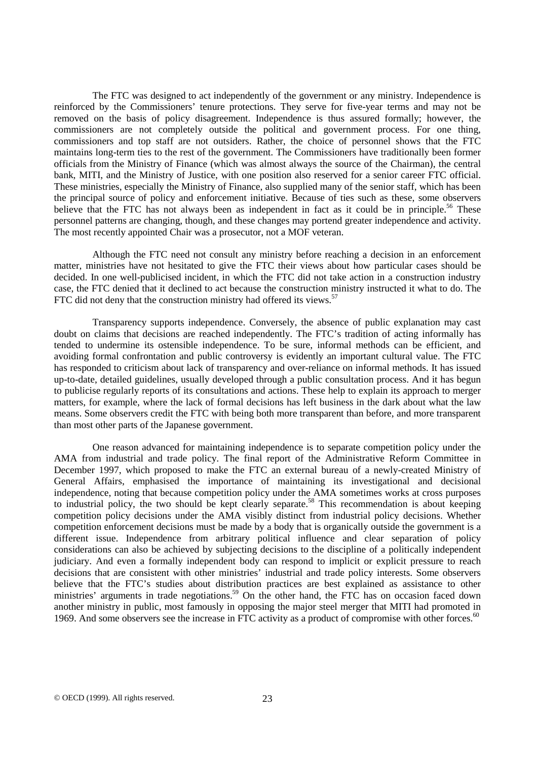The FTC was designed to act independently of the government or any ministry. Independence is reinforced by the Commissioners' tenure protections. They serve for five-year terms and may not be removed on the basis of policy disagreement. Independence is thus assured formally; however, the commissioners are not completely outside the political and government process. For one thing, commissioners and top staff are not outsiders. Rather, the choice of personnel shows that the FTC maintains long-term ties to the rest of the government. The Commissioners have traditionally been former officials from the Ministry of Finance (which was almost always the source of the Chairman), the central bank, MITI, and the Ministry of Justice, with one position also reserved for a senior career FTC official. These ministries, especially the Ministry of Finance, also supplied many of the senior staff, which has been the principal source of policy and enforcement initiative. Because of ties such as these, some observers believe that the FTC has not always been as independent in fact as it could be in principle.[56] These personnel patterns are changing, though, and these changes may portend greater independence and activity. The most recently appointed Chair was a prosecutor, not a MOF veteran.

Although the FTC need not consult any ministry before reaching a decision in an enforcement matter, ministries have not hesitated to give the FTC their views about how particular cases should be decided. In one well-publicised incident, in which the FTC did not take action in a construction industry case, the FTC denied that it declined to act because the construction ministry instructed it what to do. The FTC did not deny that the construction ministry had offered its views.[57]

Transparency supports independence. Conversely, the absence of public explanation may cast doubt on claims that decisions are reached independently. The FTC's tradition of acting informally has tended to undermine its ostensible independence. To be sure, informal methods can be efficient, and avoiding formal confrontation and public controversy is evidently an important cultural value. The FTC has responded to criticism about lack of transparency and over-reliance on informal methods. It has issued up-to-date, detailed guidelines, usually developed through a public consultation process. And it has begun to publicise regularly reports of its consultations and actions. These help to explain its approach to merger matters, for example, where the lack of formal decisions has left business in the dark about what the law means. Some observers credit the FTC with being both more transparent than before, and more transparent than most other parts of the Japanese government.

One reason advanced for maintaining independence is to separate competition policy under the AMA from industrial and trade policy. The final report of the Administrative Reform Committee in December 1997, which proposed to make the FTC an external bureau of a newly-created Ministry of General Affairs, emphasised the importance of maintaining its investigational and decisional independence, noting that because competition policy under the AMA sometimes works at cross purposes to industrial policy, the two should be kept clearly separate.[58] This recommendation is about keeping competition policy decisions under the AMA visibly distinct from industrial policy decisions. Whether competition enforcement decisions must be made by a body that is organically outside the government is a different issue. Independence from arbitrary political influence and clear separation of policy considerations can also be achieved by subjecting decisions to the discipline of a politically independent judiciary. And even a formally independent body can respond to implicit or explicit pressure to reach decisions that are consistent with other ministries' industrial and trade policy interests. Some observers believe that the FTC's studies about distribution practices are best explained as assistance to other ministries' arguments in trade negotiations.[59] On the other hand, the FTC has on occasion faced down another ministry in public, most famously in opposing the major steel merger that MITI had promoted in 1969. And some observers see the increase in FTC activity as a product of compromise with other forces.[60]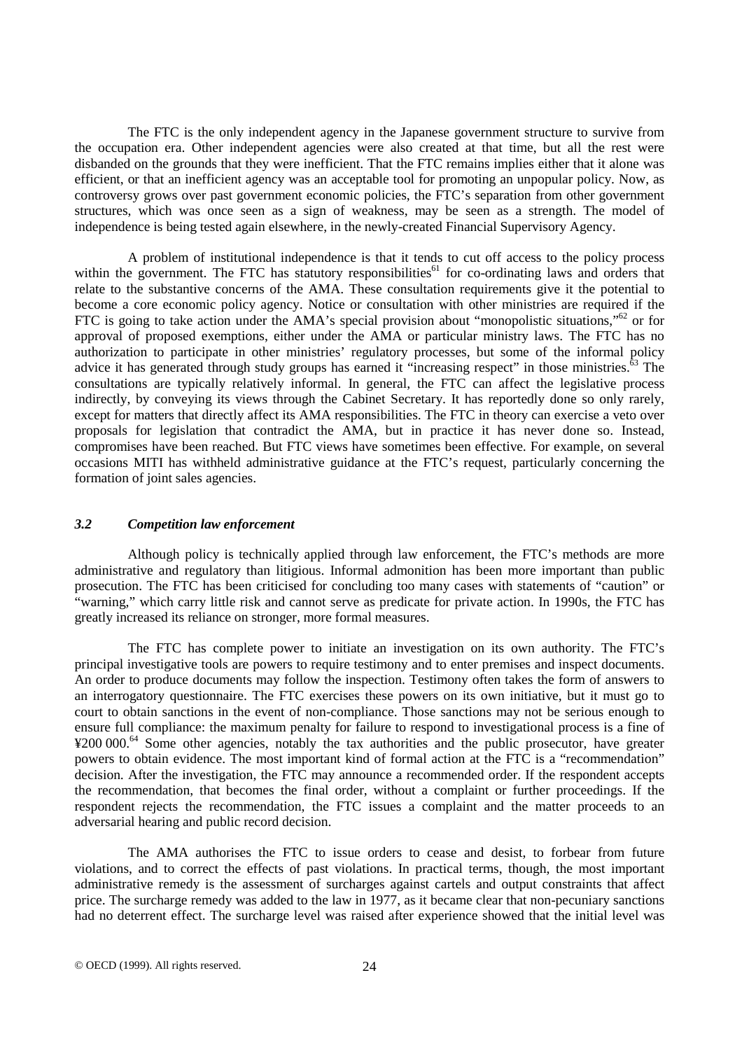The FTC is the only independent agency in the Japanese government structure to survive from the occupation era. Other independent agencies were also created at that time, but all the rest were disbanded on the grounds that they were inefficient. That the FTC remains implies either that it alone was efficient, or that an inefficient agency was an acceptable tool for promoting an unpopular policy. Now, as controversy grows over past government economic policies, the FTC's separation from other government structures, which was once seen as a sign of weakness, may be seen as a strength. The model of independence is being tested again elsewhere, in the newly-created Financial Supervisory Agency.

A problem of institutional independence is that it tends to cut off access to the policy process within the government. The FTC has statutory responsibilities[61] for co-ordinating laws and orders that relate to the substantive concerns of the AMA. These consultation requirements give it the potential to become a core economic policy agency. Notice or consultation with other ministries are required if the FTC is going to take action under the AMA's special provision about "monopolistic situations,"[62] or for approval of proposed exemptions, either under the AMA or particular ministry laws. The FTC has no authorization to participate in other ministries' regulatory processes, but some of the informal policy advice it has generated through study groups has earned it "increasing respect" in those ministries.[63] The consultations are typically relatively informal. In general, the FTC can affect the legislative process indirectly, by conveying its views through the Cabinet Secretary. It has reportedly done so only rarely, except for matters that directly affect its AMA responsibilities. The FTC in theory can exercise a veto over proposals for legislation that contradict the AMA, but in practice it has never done so. Instead, compromises have been reached. But FTC views have sometimes been effective. For example, on several occasions MITI has withheld administrative guidance at the FTC's request, particularly concerning the formation of joint sales agencies.

### *3.2 Competition law enforcement*

Although policy is technically applied through law enforcement, the FTC's methods are more administrative and regulatory than litigious. Informal admonition has been more important than public prosecution. The FTC has been criticised for concluding too many cases with statements of "caution" or "warning," which carry little risk and cannot serve as predicate for private action. In 1990s, the FTC has greatly increased its reliance on stronger, more formal measures.

The FTC has complete power to initiate an investigation on its own authority. The FTC's principal investigative tools are powers to require testimony and to enter premises and inspect documents. An order to produce documents may follow the inspection. Testimony often takes the form of answers to an interrogatory questionnaire. The FTC exercises these powers on its own initiative, but it must go to court to obtain sanctions in the event of non-compliance. Those sanctions may not be serious enough to ensure full compliance: the maximum penalty for failure to respond to investigational process is a fine of ¥200 000.[64] Some other agencies, notably the tax authorities and the public prosecutor, have greater powers to obtain evidence. The most important kind of formal action at the FTC is a "recommendation" decision. After the investigation, the FTC may announce a recommended order. If the respondent accepts the recommendation, that becomes the final order, without a complaint or further proceedings. If the respondent rejects the recommendation, the FTC issues a complaint and the matter proceeds to an adversarial hearing and public record decision.

The AMA authorises the FTC to issue orders to cease and desist, to forbear from future violations, and to correct the effects of past violations. In practical terms, though, the most important administrative remedy is the assessment of surcharges against cartels and output constraints that affect price. The surcharge remedy was added to the law in 1977, as it became clear that non-pecuniary sanctions had no deterrent effect. The surcharge level was raised after experience showed that the initial level was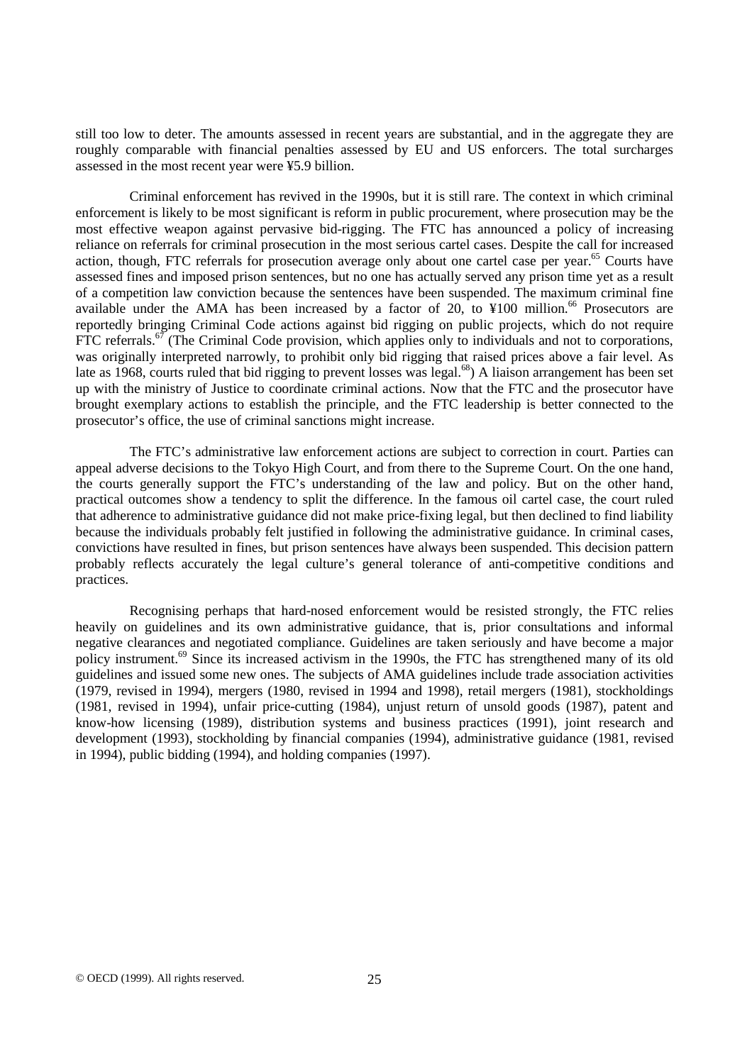still too low to deter. The amounts assessed in recent years are substantial, and in the aggregate they are roughly comparable with financial penalties assessed by EU and US enforcers. The total surcharges assessed in the most recent year were ¥5.9 billion.

Criminal enforcement has revived in the 1990s, but it is still rare. The context in which criminal enforcement is likely to be most significant is reform in public procurement, where prosecution may be the most effective weapon against pervasive bid-rigging. The FTC has announced a policy of increasing reliance on referrals for criminal prosecution in the most serious cartel cases. Despite the call for increased action, though, FTC referrals for prosecution average only about one cartel case per year.[65] Courts have assessed fines and imposed prison sentences, but no one has actually served any prison time yet as a result of a competition law conviction because the sentences have been suspended. The maximum criminal fine available under the AMA has been increased by a factor of 20, to ¥100 million.[66] Prosecutors are reportedly bringing Criminal Code actions against bid rigging on public projects, which do not require FTC referrals.[67] (The Criminal Code provision, which applies only to individuals and not to corporations, was originally interpreted narrowly, to prohibit only bid rigging that raised prices above a fair level. As late as 1968, courts ruled that bid rigging to prevent losses was legal.[68]) A liaison arrangement has been set up with the ministry of Justice to coordinate criminal actions. Now that the FTC and the prosecutor have brought exemplary actions to establish the principle, and the FTC leadership is better connected to the prosecutor's office, the use of criminal sanctions might increase.

The FTC's administrative law enforcement actions are subject to correction in court. Parties can appeal adverse decisions to the Tokyo High Court, and from there to the Supreme Court. On the one hand, the courts generally support the FTC's understanding of the law and policy. But on the other hand, practical outcomes show a tendency to split the difference. In the famous oil cartel case, the court ruled that adherence to administrative guidance did not make price-fixing legal, but then declined to find liability because the individuals probably felt justified in following the administrative guidance. In criminal cases, convictions have resulted in fines, but prison sentences have always been suspended. This decision pattern probably reflects accurately the legal culture's general tolerance of anti-competitive conditions and practices.

Recognising perhaps that hard-nosed enforcement would be resisted strongly, the FTC relies heavily on guidelines and its own administrative guidance, that is, prior consultations and informal negative clearances and negotiated compliance. Guidelines are taken seriously and have become a major policy instrument.[69] Since its increased activism in the 1990s, the FTC has strengthened many of its old guidelines and issued some new ones. The subjects of AMA guidelines include trade association activities (1979, revised in 1994), mergers (1980, revised in 1994 and 1998), retail mergers (1981), stockholdings (1981, revised in 1994), unfair price-cutting (1984), unjust return of unsold goods (1987), patent and know-how licensing (1989), distribution systems and business practices (1991), joint research and development (1993), stockholding by financial companies (1994), administrative guidance (1981, revised in 1994), public bidding (1994), and holding companies (1997).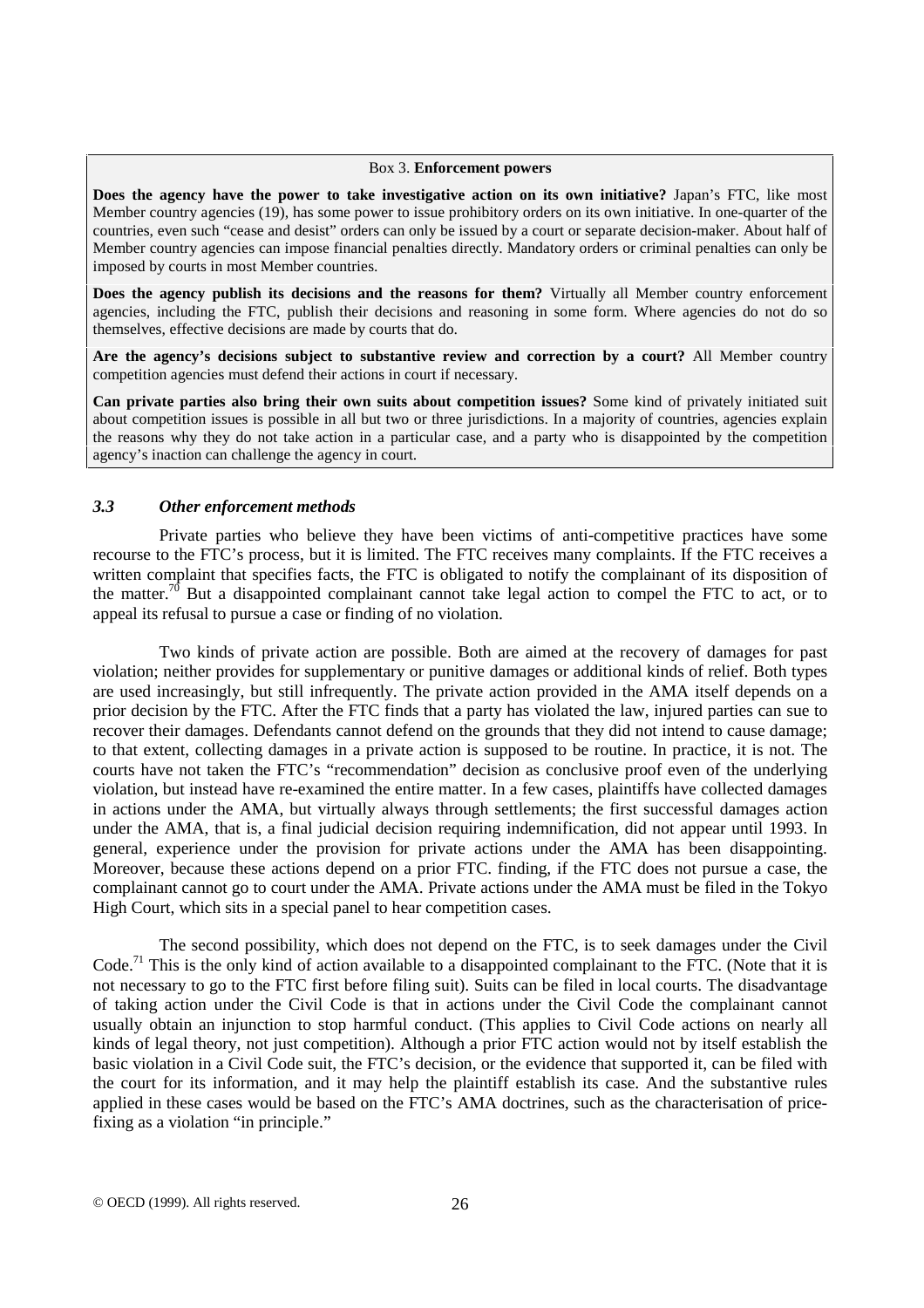Box 3. **Enforcement powers**

**Does the agency have the power to take investigative action on its own initiative?** Japan's FTC, like most Member country agencies (19), has some power to issue prohibitory orders on its own initiative. In one-quarter of the countries, even such "cease and desist" orders can only be issued by a court or separate decision-maker. About half of Member country agencies can impose financial penalties directly. Mandatory orders or criminal penalties can only be imposed by courts in most Member countries.

**Does the agency publish its decisions and the reasons for them?** Virtually all Member country enforcement agencies, including the FTC, publish their decisions and reasoning in some form. Where agencies do not do so themselves, effective decisions are made by courts that do.

**Are the agency's decisions subject to substantive review and correction by a court?** All Member country competition agencies must defend their actions in court if necessary.

**Can private parties also bring their own suits about competition issues?** Some kind of privately initiated suit about competition issues is possible in all but two or three jurisdictions. In a majority of countries, agencies explain the reasons why they do not take action in a particular case, and a party who is disappointed by the competition agency's inaction can challenge the agency in court.

### *3.3 Other enforcement methods*

Private parties who believe they have been victims of anti-competitive practices have some recourse to the FTC's process, but it is limited. The FTC receives many complaints. If the FTC receives a written complaint that specifies facts, the FTC is obligated to notify the complainant of its disposition of the matter.[70] But a disappointed complainant cannot take legal action to compel the FTC to act, or to appeal its refusal to pursue a case or finding of no violation.

Two kinds of private action are possible. Both are aimed at the recovery of damages for past violation; neither provides for supplementary or punitive damages or additional kinds of relief. Both types are used increasingly, but still infrequently. The private action provided in the AMA itself depends on a prior decision by the FTC. After the FTC finds that a party has violated the law, injured parties can sue to recover their damages. Defendants cannot defend on the grounds that they did not intend to cause damage; to that extent, collecting damages in a private action is supposed to be routine. In practice, it is not. The courts have not taken the FTC's "recommendation" decision as conclusive proof even of the underlying violation, but instead have re-examined the entire matter. In a few cases, plaintiffs have collected damages in actions under the AMA, but virtually always through settlements; the first successful damages action under the AMA, that is, a final judicial decision requiring indemnification, did not appear until 1993. In general, experience under the provision for private actions under the AMA has been disappointing. Moreover, because these actions depend on a prior FTC. finding, if the FTC does not pursue a case, the complainant cannot go to court under the AMA. Private actions under the AMA must be filed in the Tokyo High Court, which sits in a special panel to hear competition cases.

The second possibility, which does not depend on the FTC, is to seek damages under the Civil Code.[71] This is the only kind of action available to a disappointed complainant to the FTC. (Note that it is not necessary to go to the FTC first before filing suit). Suits can be filed in local courts. The disadvantage of taking action under the Civil Code is that in actions under the Civil Code the complainant cannot usually obtain an injunction to stop harmful conduct. (This applies to Civil Code actions on nearly all kinds of legal theory, not just competition). Although a prior FTC action would not by itself establish the basic violation in a Civil Code suit, the FTC's decision, or the evidence that supported it, can be filed with the court for its information, and it may help the plaintiff establish its case. And the substantive rules applied in these cases would be based on the FTC's AMA doctrines, such as the characterisation of price-fixing as a violation "in principle."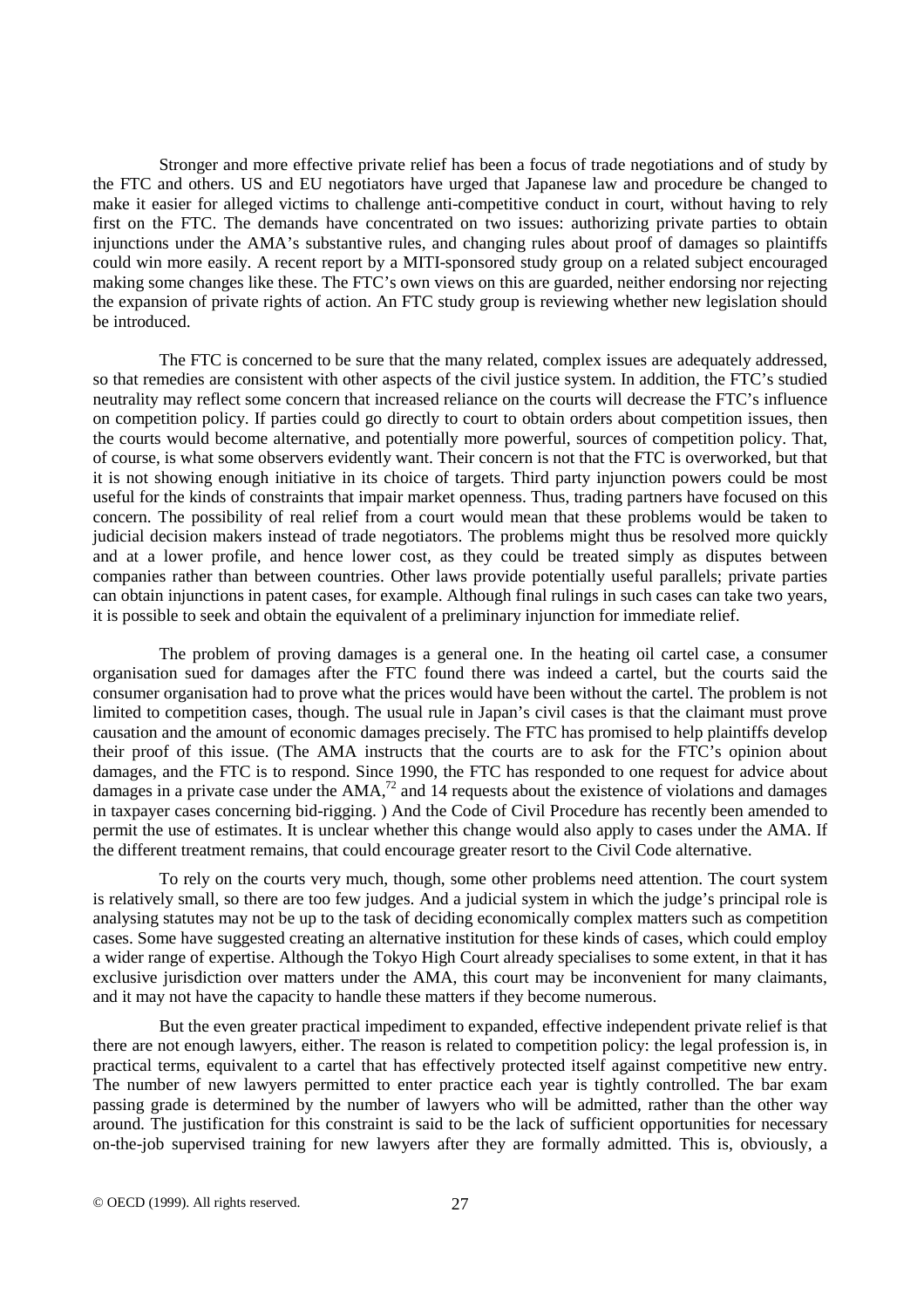Stronger and more effective private relief has been a focus of trade negotiations and of study by the FTC and others. US and EU negotiators have urged that Japanese law and procedure be changed to make it easier for alleged victims to challenge anti-competitive conduct in court, without having to rely first on the FTC. The demands have concentrated on two issues: authorizing private parties to obtain injunctions under the AMA's substantive rules, and changing rules about proof of damages so plaintiffs could win more easily. A recent report by a MITI-sponsored study group on a related subject encouraged making some changes like these. The FTC's own views on this are guarded, neither endorsing nor rejecting the expansion of private rights of action. An FTC study group is reviewing whether new legislation should be introduced.

The FTC is concerned to be sure that the many related, complex issues are adequately addressed, so that remedies are consistent with other aspects of the civil justice system. In addition, the FTC's studied neutrality may reflect some concern that increased reliance on the courts will decrease the FTC's influence on competition policy. If parties could go directly to court to obtain orders about competition issues, then the courts would become alternative, and potentially more powerful, sources of competition policy. That, of course, is what some observers evidently want. Their concern is not that the FTC is overworked, but that it is not showing enough initiative in its choice of targets. Third party injunction powers could be most useful for the kinds of constraints that impair market openness. Thus, trading partners have focused on this concern. The possibility of real relief from a court would mean that these problems would be taken to judicial decision makers instead of trade negotiators. The problems might thus be resolved more quickly and at a lower profile, and hence lower cost, as they could be treated simply as disputes between companies rather than between countries. Other laws provide potentially useful parallels; private parties can obtain injunctions in patent cases, for example. Although final rulings in such cases can take two years, it is possible to seek and obtain the equivalent of a preliminary injunction for immediate relief.

The problem of proving damages is a general one. In the heating oil cartel case, a consumer organisation sued for damages after the FTC found there was indeed a cartel, but the courts said the consumer organisation had to prove what the prices would have been without the cartel. The problem is not limited to competition cases, though. The usual rule in Japan's civil cases is that the claimant must prove causation and the amount of economic damages precisely. The FTC has promised to help plaintiffs develop their proof of this issue. (The AMA instructs that the courts are to ask for the FTC's opinion about damages, and the FTC is to respond. Since 1990, the FTC has responded to one request for advice about damages in a private case under the AMA,[72] and 14 requests about the existence of violations and damages in taxpayer cases concerning bid-rigging. ) And the Code of Civil Procedure has recently been amended to permit the use of estimates. It is unclear whether this change would also apply to cases under the AMA. If the different treatment remains, that could encourage greater resort to the Civil Code alternative.

To rely on the courts very much, though, some other problems need attention. The court system is relatively small, so there are too few judges. And a judicial system in which the judge's principal role is analysing statutes may not be up to the task of deciding economically complex matters such as competition cases. Some have suggested creating an alternative institution for these kinds of cases, which could employ a wider range of expertise. Although the Tokyo High Court already specialises to some extent, in that it has exclusive jurisdiction over matters under the AMA, this court may be inconvenient for many claimants, and it may not have the capacity to handle these matters if they become numerous.

But the even greater practical impediment to expanded, effective independent private relief is that there are not enough lawyers, either. The reason is related to competition policy: the legal profession is, in practical terms, equivalent to a cartel that has effectively protected itself against competitive new entry. The number of new lawyers permitted to enter practice each year is tightly controlled. The bar exam passing grade is determined by the number of lawyers who will be admitted, rather than the other way around. The justification for this constraint is said to be the lack of sufficient opportunities for necessary on-the-job supervised training for new lawyers after they are formally admitted. This is, obviously, a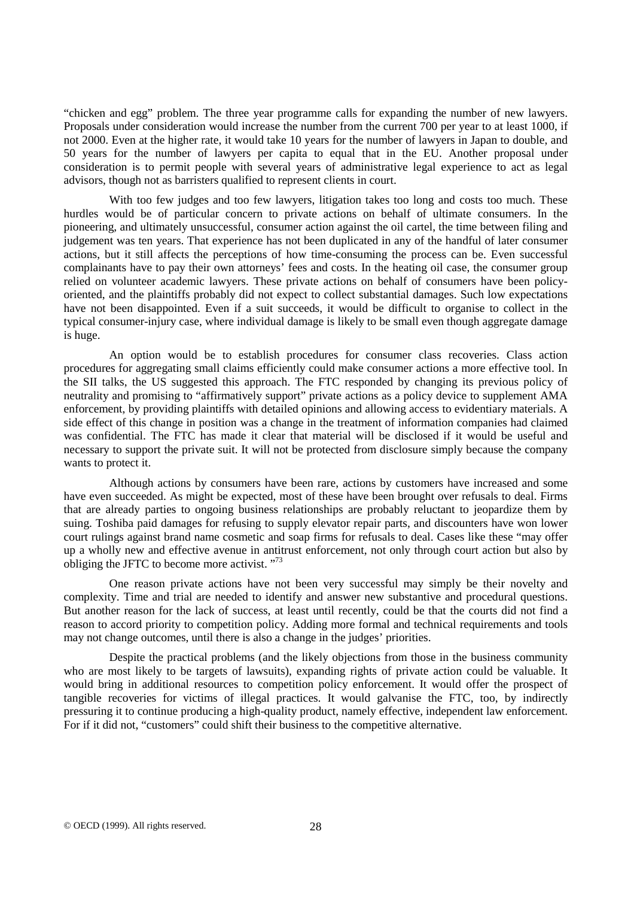"chicken and egg" problem. The three year programme calls for expanding the number of new lawyers. Proposals under consideration would increase the number from the current 700 per year to at least 1000, if not 2000. Even at the higher rate, it would take 10 years for the number of lawyers in Japan to double, and 50 years for the number of lawyers per capita to equal that in the EU. Another proposal under consideration is to permit people with several years of administrative legal experience to act as legal advisors, though not as barristers qualified to represent clients in court.

With too few judges and too few lawyers, litigation takes too long and costs too much. These hurdles would be of particular concern to private actions on behalf of ultimate consumers. In the pioneering, and ultimately unsuccessful, consumer action against the oil cartel, the time between filing and judgement was ten years. That experience has not been duplicated in any of the handful of later consumer actions, but it still affects the perceptions of how time-consuming the process can be. Even successful complainants have to pay their own attorneys' fees and costs. In the heating oil case, the consumer group relied on volunteer academic lawyers. These private actions on behalf of consumers have been policy-oriented, and the plaintiffs probably did not expect to collect substantial damages. Such low expectations have not been disappointed. Even if a suit succeeds, it would be difficult to organise to collect in the typical consumer-injury case, where individual damage is likely to be small even though aggregate damage is huge.

An option would be to establish procedures for consumer class recoveries. Class action procedures for aggregating small claims efficiently could make consumer actions a more effective tool. In the SII talks, the US suggested this approach. The FTC responded by changing its previous policy of neutrality and promising to "affirmatively support" private actions as a policy device to supplement AMA enforcement, by providing plaintiffs with detailed opinions and allowing access to evidentiary materials. A side effect of this change in position was a change in the treatment of information companies had claimed was confidential. The FTC has made it clear that material will be disclosed if it would be useful and necessary to support the private suit. It will not be protected from disclosure simply because the company wants to protect it.

Although actions by consumers have been rare, actions by customers have increased and some have even succeeded. As might be expected, most of these have been brought over refusals to deal. Firms that are already parties to ongoing business relationships are probably reluctant to jeopardize them by suing. Toshiba paid damages for refusing to supply elevator repair parts, and discounters have won lower court rulings against brand name cosmetic and soap firms for refusals to deal. Cases like these "may offer up a wholly new and effective avenue in antitrust enforcement, not only through court action but also by obliging the JFTC to become more activist."[73]

One reason private actions have not been very successful may simply be their novelty and complexity. Time and trial are needed to identify and answer new substantive and procedural questions. But another reason for the lack of success, at least until recently, could be that the courts did not find a reason to accord priority to competition policy. Adding more formal and technical requirements and tools may not change outcomes, until there is also a change in the judges' priorities.

Despite the practical problems (and the likely objections from those in the business community who are most likely to be targets of lawsuits), expanding rights of private action could be valuable. It would bring in additional resources to competition policy enforcement. It would offer the prospect of tangible recoveries for victims of illegal practices. It would galvanise the FTC, too, by indirectly pressuring it to continue producing a high-quality product, namely effective, independent law enforcement. For if it did not, "customers" could shift their business to the competitive alternative.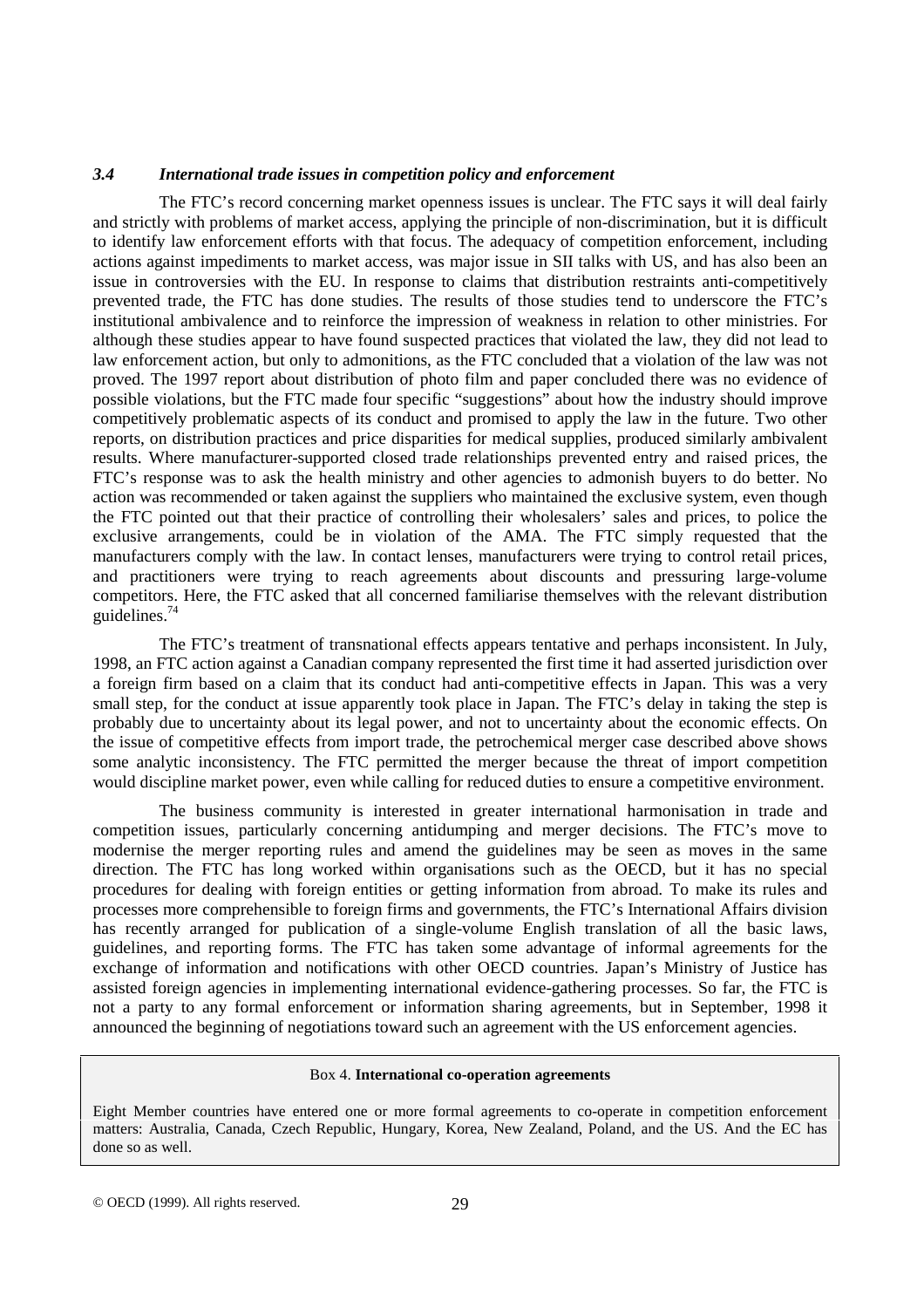### *3.4 International trade issues in competition policy and enforcement*

The FTC's record concerning market openness issues is unclear. The FTC says it will deal fairly and strictly with problems of market access, applying the principle of non-discrimination, but it is difficult to identify law enforcement efforts with that focus. The adequacy of competition enforcement, including actions against impediments to market access, was major issue in SII talks with US, and has also been an issue in controversies with the EU. In response to claims that distribution restraints anti-competitively prevented trade, the FTC has done studies. The results of those studies tend to underscore the FTC's institutional ambivalence and to reinforce the impression of weakness in relation to other ministries. For although these studies appear to have found suspected practices that violated the law, they did not lead to law enforcement action, but only to admonitions, as the FTC concluded that a violation of the law was not proved. The 1997 report about distribution of photo film and paper concluded there was no evidence of possible violations, but the FTC made four specific "suggestions" about how the industry should improve competitively problematic aspects of its conduct and promised to apply the law in the future. Two other reports, on distribution practices and price disparities for medical supplies, produced similarly ambivalent results. Where manufacturer-supported closed trade relationships prevented entry and raised prices, the FTC's response was to ask the health ministry and other agencies to admonish buyers to do better. No action was recommended or taken against the suppliers who maintained the exclusive system, even though the FTC pointed out that their practice of controlling their wholesalers' sales and prices, to police the exclusive arrangements, could be in violation of the AMA. The FTC simply requested that the manufacturers comply with the law. In contact lenses, manufacturers were trying to control retail prices, and practitioners were trying to reach agreements about discounts and pressuring large-volume competitors. Here, the FTC asked that all concerned familiarise themselves with the relevant distribution guidelines.[74]

The FTC's treatment of transnational effects appears tentative and perhaps inconsistent. In July, 1998, an FTC action against a Canadian company represented the first time it had asserted jurisdiction over a foreign firm based on a claim that its conduct had anti-competitive effects in Japan. This was a very small step, for the conduct at issue apparently took place in Japan. The FTC's delay in taking the step is probably due to uncertainty about its legal power, and not to uncertainty about the economic effects. On the issue of competitive effects from import trade, the petrochemical merger case described above shows some analytic inconsistency. The FTC permitted the merger because the threat of import competition would discipline market power, even while calling for reduced duties to ensure a competitive environment.

The business community is interested in greater international harmonisation in trade and competition issues, particularly concerning antidumping and merger decisions. The FTC's move to modernise the merger reporting rules and amend the guidelines may be seen as moves in the same direction. The FTC has long worked within organisations such as the OECD, but it has no special procedures for dealing with foreign entities or getting information from abroad. To make its rules and processes more comprehensible to foreign firms and governments, the FTC's International Affairs division has recently arranged for publication of a single-volume English translation of all the basic laws, guidelines, and reporting forms. The FTC has taken some advantage of informal agreements for the exchange of information and notifications with other OECD countries. Japan's Ministry of Justice has assisted foreign agencies in implementing international evidence-gathering processes. So far, the FTC is not a party to any formal enforcement or information sharing agreements, but in September, 1998 it announced the beginning of negotiations toward such an agreement with the US enforcement agencies.

Box 4. **International co-operation agreements**

Eight Member countries have entered one or more formal agreements to co-operate in competition enforcement matters: Australia, Canada, Czech Republic, Hungary, Korea, New Zealand, Poland, and the US. And the EC has done so as well.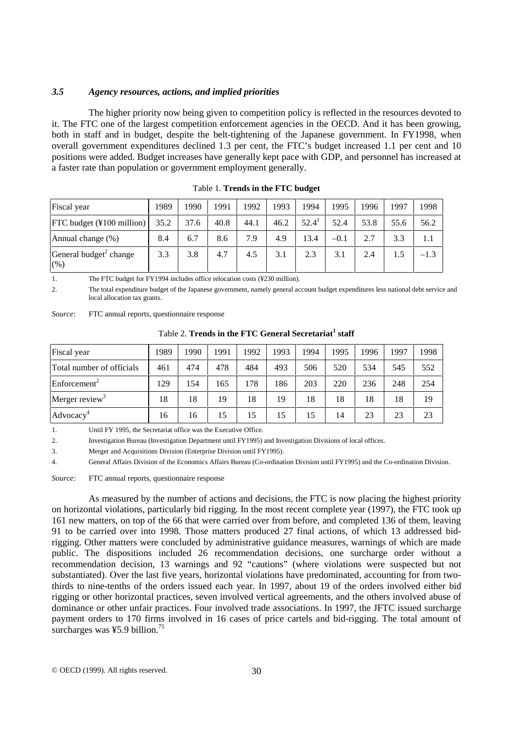### *3.5 Agency resources, actions, and implied priorities*

The higher priority now being given to competition policy is reflected in the resources devoted to it. The FTC one of the largest competition enforcement agencies in the OECD. And it has been growing, both in staff and in budget, despite the belt-tightening of the Japanese government. In FY1998, when overall government expenditures declined 1.3 per cent, the FTC's budget increased 1.1 per cent and 10 positions were added. Budget increases have generally kept pace with GDP, and personnel has increased at a faster rate than population or government employment generally.

Table 1. **Trends in the FTC budget**

| Fiscal year | 1989 | 1990 | 1991 | 1992 | 1993 | 1994 | 1995 | 1996 | 1997 | 1998 |
|---|---|---|---|---|---|---|---|---|---|---|
| FTC budget (¥100 million) | 35.2 | 37.6 | 40.8 | 44.1 | 46.2 | 52.4[1] | 52.4 | 53.8 | 55.6 | 56.2 |
| Annual change (%) | 8.4 | 6.7 | 8.6 | 7.9 | 4.9 | 13.4 | –0.1 | 2.7 | 3.3 | 1.1 |
| General budget[2] change (%) | 3.3 | 3.8 | 4.7 | 4.5 | 3.1 | 2.3 | 3.1 | 2.4 | 1.5 | –1.3 |

1. The FTC budget for FY1994 includes office relocation costs (¥230 million).
2. The total expenditure budget of the Japanese government, namely general account budget expenditures less national debt service and local allocation tax grants.

*Source*: FTC annual reports, questionnaire response

Table 2. **Trends in the FTC General Secretariat[1] staff**

| Fiscal year | 1989 | 1990 | 1991 | 1992 | 1993 | 1994 | 1995 | 1996 | 1997 | 1998 |
|---|---|---|---|---|---|---|---|---|---|---|
| Total number of officials | 461 | 474 | 478 | 484 | 493 | 506 | 520 | 534 | 545 | 552 |
| Enforcement[2] | 129 | 154 | 165 | 178 | 186 | 203 | 220 | 236 | 248 | 254 |
| Merger review[3] | 18 | 18 | 19 | 18 | 19 | 18 | 18 | 18 | 18 | 19 |
| Advocacy[4] | 16 | 16 | 15 | 15 | 15 | 15 | 14 | 23 | 23 | 23 |

1. Until FY 1995, the Secretariat office was the Executive Office.
2. Investigation Bureau (Investigation Department until FY1995) and Investigation Divisions of local offices.
3. Merger and Acquisitions Division (Enterprise Division until FY1995).
4. General Affairs Division of the Economics Affairs Bureau (Co-ordination Division until FY1995) and the Co-ordination Division.

*Source:* FTC annual reports, questionnaire response

As measured by the number of actions and decisions, the FTC is now placing the highest priority on horizontal violations, particularly bid rigging. In the most recent complete year (1997), the FTC took up 161 new matters, on top of the 66 that were carried over from before, and completed 136 of them, leaving 91 to be carried over into 1998. Those matters produced 27 final actions, of which 13 addressed bid-rigging. Other matters were concluded by administrative guidance measures, warnings of which are made public. The dispositions included 26 recommendation decisions, one surcharge order without a recommendation decision, 13 warnings and 92 "cautions" (where violations were suspected but not substantiated). Over the last five years, horizontal violations have predominated, accounting for from two-thirds to nine-tenths of the orders issued each year. In 1997, about 19 of the orders involved either bid rigging or other horizontal practices, seven involved vertical agreements, and the others involved abuse of dominance or other unfair practices. Four involved trade associations. In 1997, the JFTC issued surcharge payment orders to 170 firms involved in 16 cases of price cartels and bid-rigging. The total amount of surcharges was ¥5.9 billion.[75]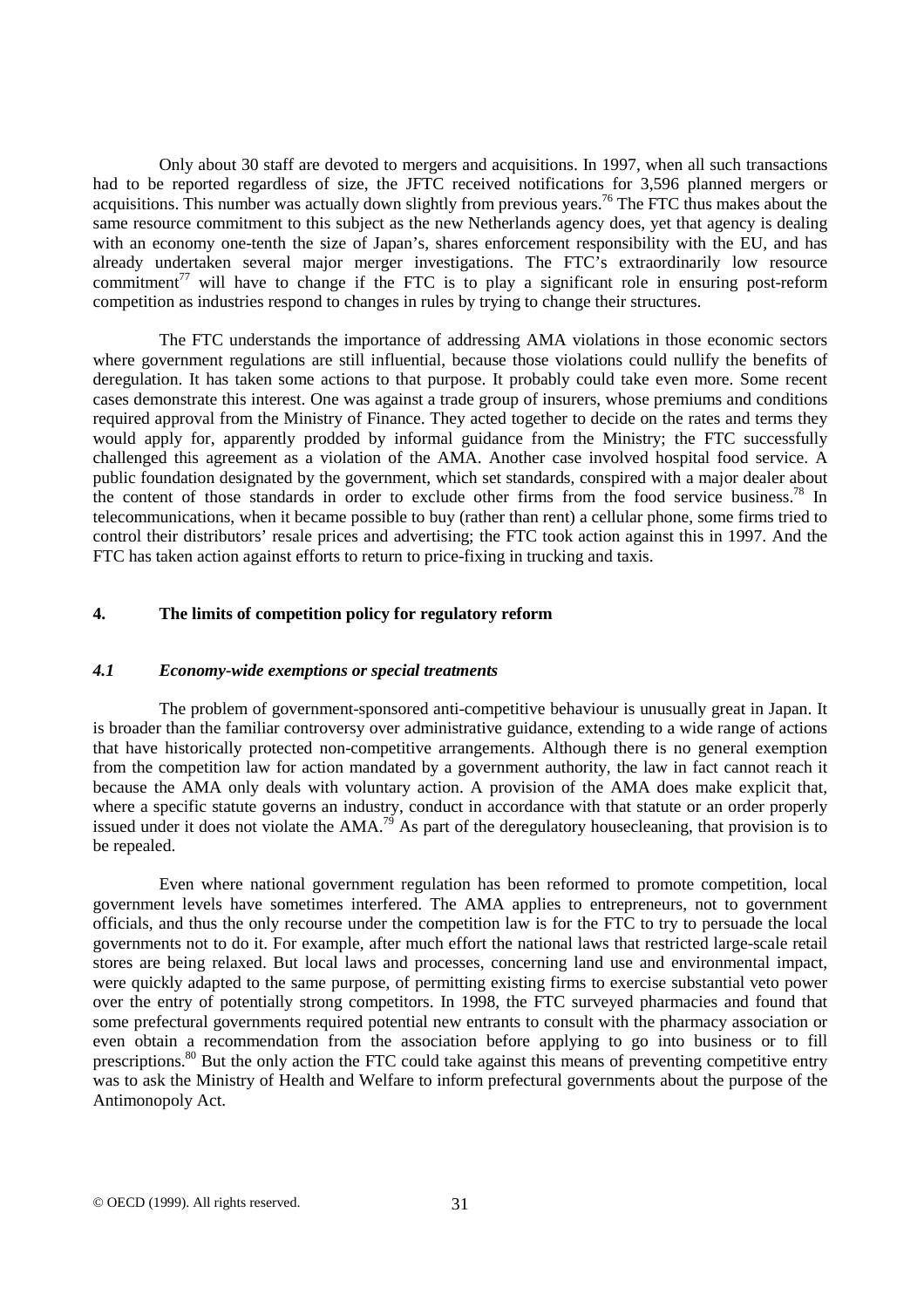Only about 30 staff are devoted to mergers and acquisitions. In 1997, when all such transactions had to be reported regardless of size, the JFTC received notifications for 3,596 planned mergers or acquisitions. This number was actually down slightly from previous years.[76] The FTC thus makes about the same resource commitment to this subject as the new Netherlands agency does, yet that agency is dealing with an economy one-tenth the size of Japan's, shares enforcement responsibility with the EU, and has already undertaken several major merger investigations. The FTC's extraordinarily low resource commitment[77] will have to change if the FTC is to play a significant role in ensuring post-reform competition as industries respond to changes in rules by trying to change their structures.

The FTC understands the importance of addressing AMA violations in those economic sectors where government regulations are still influential, because those violations could nullify the benefits of deregulation. It has taken some actions to that purpose. It probably could take even more. Some recent cases demonstrate this interest. One was against a trade group of insurers, whose premiums and conditions required approval from the Ministry of Finance. They acted together to decide on the rates and terms they would apply for, apparently prodded by informal guidance from the Ministry; the FTC successfully challenged this agreement as a violation of the AMA. Another case involved hospital food service. A public foundation designated by the government, which set standards, conspired with a major dealer about the content of those standards in order to exclude other firms from the food service business.[78] In telecommunications, when it became possible to buy (rather than rent) a cellular phone, some firms tried to control their distributors' resale prices and advertising; the FTC took action against this in 1997. And the FTC has taken action against efforts to return to price-fixing in trucking and taxis.

## 4. The limits of competition policy for regulatory reform

### *4.1 Economy-wide exemptions or special treatments*

The problem of government-sponsored anti-competitive behaviour is unusually great in Japan. It is broader than the familiar controversy over administrative guidance, extending to a wide range of actions that have historically protected non-competitive arrangements. Although there is no general exemption from the competition law for action mandated by a government authority, the law in fact cannot reach it because the AMA only deals with voluntary action. A provision of the AMA does make explicit that, where a specific statute governs an industry, conduct in accordance with that statute or an order properly issued under it does not violate the AMA.[79] As part of the deregulatory housecleaning, that provision is to be repealed.

Even where national government regulation has been reformed to promote competition, local government levels have sometimes interfered. The AMA applies to entrepreneurs, not to government officials, and thus the only recourse under the competition law is for the FTC to try to persuade the local governments not to do it. For example, after much effort the national laws that restricted large-scale retail stores are being relaxed. But local laws and processes, concerning land use and environmental impact, were quickly adapted to the same purpose, of permitting existing firms to exercise substantial veto power over the entry of potentially strong competitors. In 1998, the FTC surveyed pharmacies and found that some prefectural governments required potential new entrants to consult with the pharmacy association or even obtain a recommendation from the association before applying to go into business or to fill prescriptions.[80] But the only action the FTC could take against this means of preventing competitive entry was to ask the Ministry of Health and Welfare to inform prefectural governments about the purpose of the Antimonopoly Act.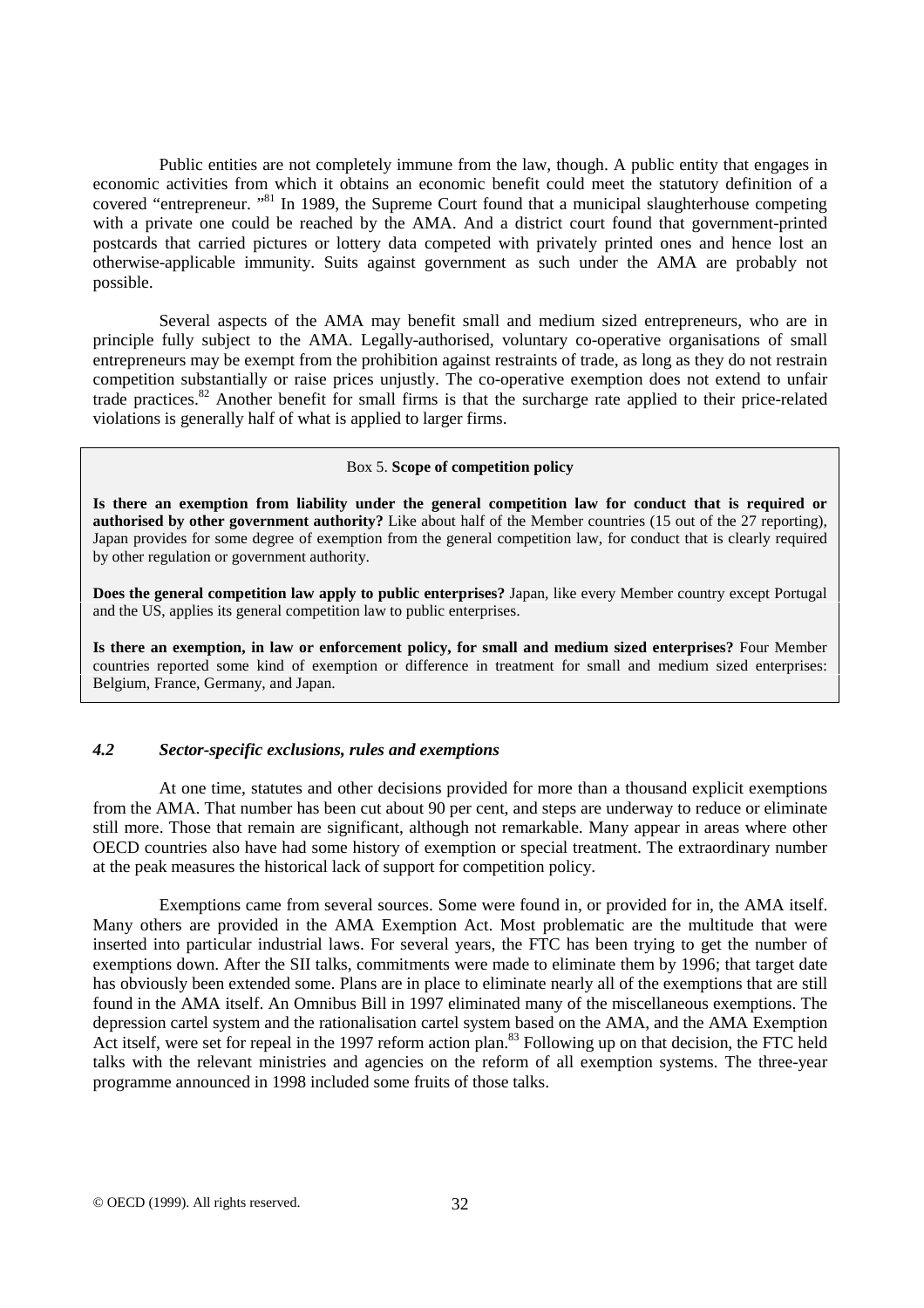Public entities are not completely immune from the law, though. A public entity that engages in economic activities from which it obtains an economic benefit could meet the statutory definition of a covered "entrepreneur. "[81] In 1989, the Supreme Court found that a municipal slaughterhouse competing with a private one could be reached by the AMA. And a district court found that government-printed postcards that carried pictures or lottery data competed with privately printed ones and hence lost an otherwise-applicable immunity. Suits against government as such under the AMA are probably not possible.

Several aspects of the AMA may benefit small and medium sized entrepreneurs, who are in principle fully subject to the AMA. Legally-authorised, voluntary co-operative organisations of small entrepreneurs may be exempt from the prohibition against restraints of trade, as long as they do not restrain competition substantially or raise prices unjustly. The co-operative exemption does not extend to unfair trade practices.[82] Another benefit for small firms is that the surcharge rate applied to their price-related violations is generally half of what is applied to larger firms.

> Box 5. **Scope of competition policy**
>
> **Is there an exemption from liability under the general competition law for conduct that is required or authorised by other government authority?** Like about half of the Member countries (15 out of the 27 reporting), Japan provides for some degree of exemption from the general competition law, for conduct that is clearly required by other regulation or government authority.
>
> **Does the general competition law apply to public enterprises?** Japan, like every Member country except Portugal and the US, applies its general competition law to public enterprises.
>
> **Is there an exemption, in law or enforcement policy, for small and medium sized enterprises?** Four Member countries reported some kind of exemption or difference in treatment for small and medium sized enterprises: Belgium, France, Germany, and Japan.

### *4.2 Sector-specific exclusions, rules and exemptions*

At one time, statutes and other decisions provided for more than a thousand explicit exemptions from the AMA. That number has been cut about 90 per cent, and steps are underway to reduce or eliminate still more. Those that remain are significant, although not remarkable. Many appear in areas where other OECD countries also have had some history of exemption or special treatment. The extraordinary number at the peak measures the historical lack of support for competition policy.

Exemptions came from several sources. Some were found in, or provided for in, the AMA itself. Many others are provided in the AMA Exemption Act. Most problematic are the multitude that were inserted into particular industrial laws. For several years, the FTC has been trying to get the number of exemptions down. After the SII talks, commitments were made to eliminate them by 1996; that target date has obviously been extended some. Plans are in place to eliminate nearly all of the exemptions that are still found in the AMA itself. An Omnibus Bill in 1997 eliminated many of the miscellaneous exemptions. The depression cartel system and the rationalisation cartel system based on the AMA, and the AMA Exemption Act itself, were set for repeal in the 1997 reform action plan.[83] Following up on that decision, the FTC held talks with the relevant ministries and agencies on the reform of all exemption systems. The three-year programme announced in 1998 included some fruits of those talks.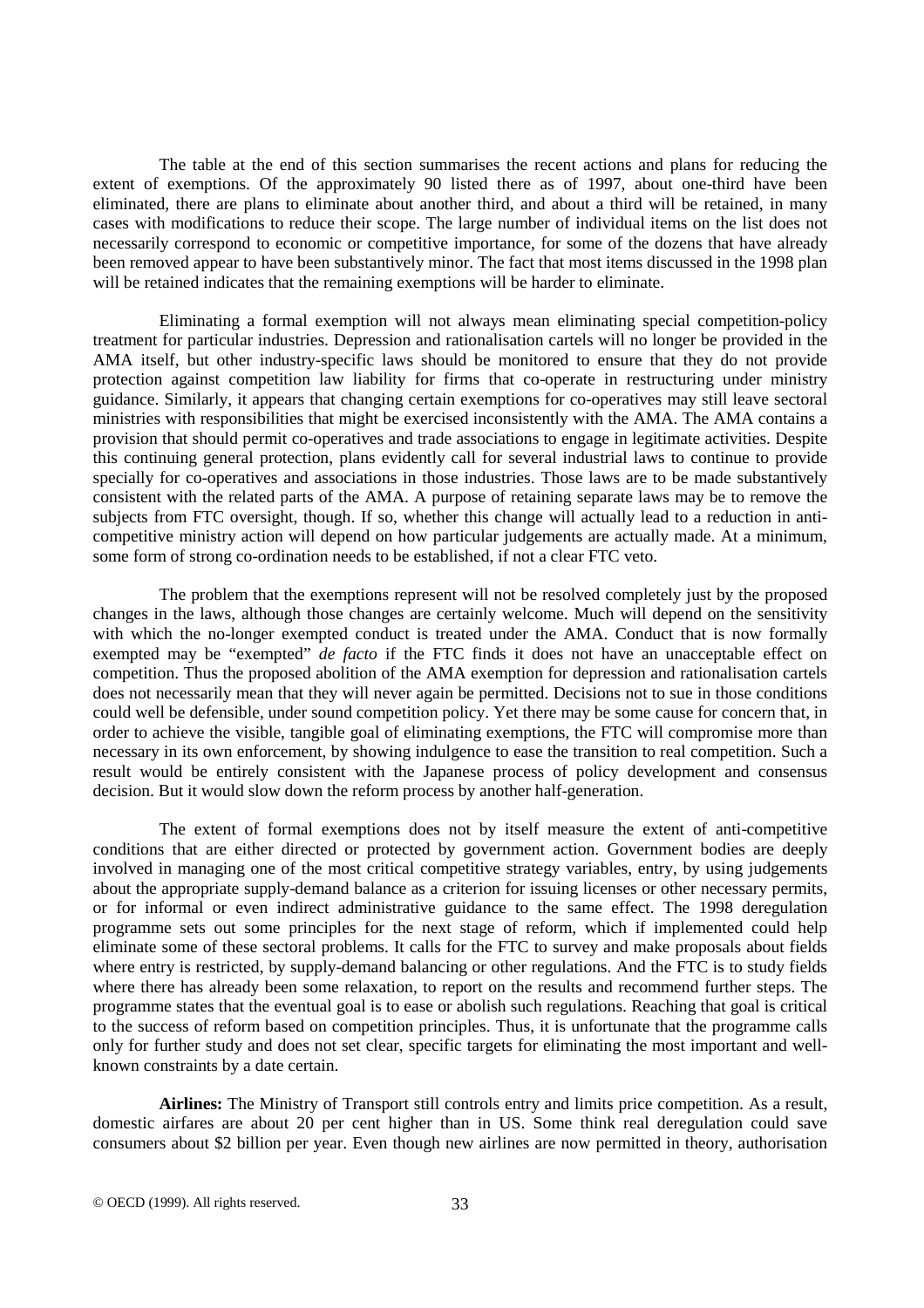The table at the end of this section summarises the recent actions and plans for reducing the extent of exemptions. Of the approximately 90 listed there as of 1997, about one-third have been eliminated, there are plans to eliminate about another third, and about a third will be retained, in many cases with modifications to reduce their scope. The large number of individual items on the list does not necessarily correspond to economic or competitive importance, for some of the dozens that have already been removed appear to have been substantively minor. The fact that most items discussed in the 1998 plan will be retained indicates that the remaining exemptions will be harder to eliminate.

Eliminating a formal exemption will not always mean eliminating special competition-policy treatment for particular industries. Depression and rationalisation cartels will no longer be provided in the AMA itself, but other industry-specific laws should be monitored to ensure that they do not provide protection against competition law liability for firms that co-operate in restructuring under ministry guidance. Similarly, it appears that changing certain exemptions for co-operatives may still leave sectoral ministries with responsibilities that might be exercised inconsistently with the AMA. The AMA contains a provision that should permit co-operatives and trade associations to engage in legitimate activities. Despite this continuing general protection, plans evidently call for several industrial laws to continue to provide specially for co-operatives and associations in those industries. Those laws are to be made substantively consistent with the related parts of the AMA. A purpose of retaining separate laws may be to remove the subjects from FTC oversight, though. If so, whether this change will actually lead to a reduction in anti-competitive ministry action will depend on how particular judgements are actually made. At a minimum, some form of strong co-ordination needs to be established, if not a clear FTC veto.

The problem that the exemptions represent will not be resolved completely just by the proposed changes in the laws, although those changes are certainly welcome. Much will depend on the sensitivity with which the no-longer exempted conduct is treated under the AMA. Conduct that is now formally exempted may be "exempted" *de facto* if the FTC finds it does not have an unacceptable effect on competition. Thus the proposed abolition of the AMA exemption for depression and rationalisation cartels does not necessarily mean that they will never again be permitted. Decisions not to sue in those conditions could well be defensible, under sound competition policy. Yet there may be some cause for concern that, in order to achieve the visible, tangible goal of eliminating exemptions, the FTC will compromise more than necessary in its own enforcement, by showing indulgence to ease the transition to real competition. Such a result would be entirely consistent with the Japanese process of policy development and consensus decision. But it would slow down the reform process by another half-generation.

The extent of formal exemptions does not by itself measure the extent of anti-competitive conditions that are either directed or protected by government action. Government bodies are deeply involved in managing one of the most critical competitive strategy variables, entry, by using judgements about the appropriate supply-demand balance as a criterion for issuing licenses or other necessary permits, or for informal or even indirect administrative guidance to the same effect. The 1998 deregulation programme sets out some principles for the next stage of reform, which if implemented could help eliminate some of these sectoral problems. It calls for the FTC to survey and make proposals about fields where entry is restricted, by supply-demand balancing or other regulations. And the FTC is to study fields where there has already been some relaxation, to report on the results and recommend further steps. The programme states that the eventual goal is to ease or abolish such regulations. Reaching that goal is critical to the success of reform based on competition principles. Thus, it is unfortunate that the programme calls only for further study and does not set clear, specific targets for eliminating the most important and well-known constraints by a date certain.

**Airlines:** The Ministry of Transport still controls entry and limits price competition. As a result, domestic airfares are about 20 per cent higher than in US. Some think real deregulation could save consumers about \$2 billion per year. Even though new airlines are now permitted in theory, authorisation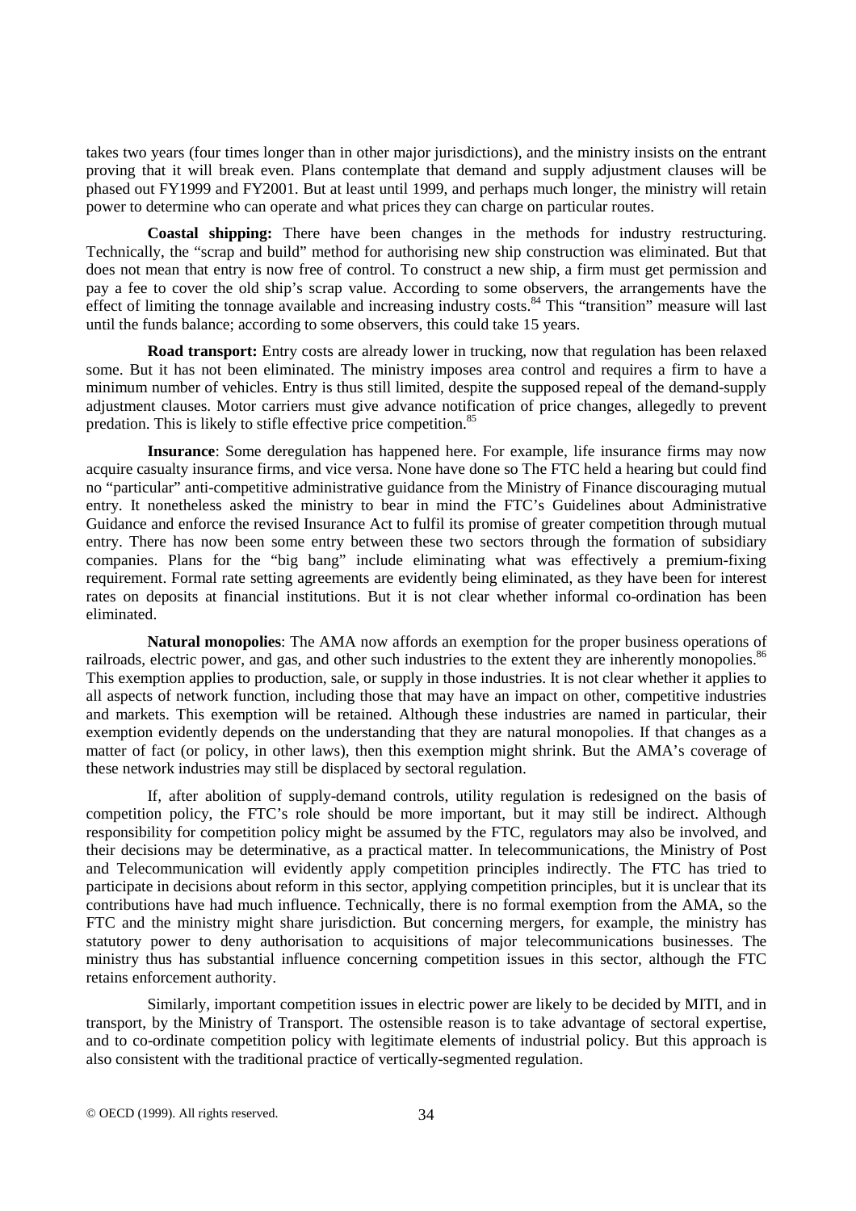takes two years (four times longer than in other major jurisdictions), and the ministry insists on the entrant proving that it will break even. Plans contemplate that demand and supply adjustment clauses will be phased out FY1999 and FY2001. But at least until 1999, and perhaps much longer, the ministry will retain power to determine who can operate and what prices they can charge on particular routes.

**Coastal shipping:** There have been changes in the methods for industry restructuring. Technically, the "scrap and build" method for authorising new ship construction was eliminated. But that does not mean that entry is now free of control. To construct a new ship, a firm must get permission and pay a fee to cover the old ship's scrap value. According to some observers, the arrangements have the effect of limiting the tonnage available and increasing industry costs.[84] This "transition" measure will last until the funds balance; according to some observers, this could take 15 years.

**Road transport:** Entry costs are already lower in trucking, now that regulation has been relaxed some. But it has not been eliminated. The ministry imposes area control and requires a firm to have a minimum number of vehicles. Entry is thus still limited, despite the supposed repeal of the demand-supply adjustment clauses. Motor carriers must give advance notification of price changes, allegedly to prevent predation. This is likely to stifle effective price competition.[85]

**Insurance**: Some deregulation has happened here. For example, life insurance firms may now acquire casualty insurance firms, and vice versa. None have done so The FTC held a hearing but could find no "particular" anti-competitive administrative guidance from the Ministry of Finance discouraging mutual entry. It nonetheless asked the ministry to bear in mind the FTC's Guidelines about Administrative Guidance and enforce the revised Insurance Act to fulfil its promise of greater competition through mutual entry. There has now been some entry between these two sectors through the formation of subsidiary companies. Plans for the "big bang" include eliminating what was effectively a premium-fixing requirement. Formal rate setting agreements are evidently being eliminated, as they have been for interest rates on deposits at financial institutions. But it is not clear whether informal co-ordination has been eliminated.

**Natural monopolies**: The AMA now affords an exemption for the proper business operations of railroads, electric power, and gas, and other such industries to the extent they are inherently monopolies.[86] This exemption applies to production, sale, or supply in those industries. It is not clear whether it applies to all aspects of network function, including those that may have an impact on other, competitive industries and markets. This exemption will be retained. Although these industries are named in particular, their exemption evidently depends on the understanding that they are natural monopolies. If that changes as a matter of fact (or policy, in other laws), then this exemption might shrink. But the AMA's coverage of these network industries may still be displaced by sectoral regulation.

If, after abolition of supply-demand controls, utility regulation is redesigned on the basis of competition policy, the FTC's role should be more important, but it may still be indirect. Although responsibility for competition policy might be assumed by the FTC, regulators may also be involved, and their decisions may be determinative, as a practical matter. In telecommunications, the Ministry of Post and Telecommunication will evidently apply competition principles indirectly. The FTC has tried to participate in decisions about reform in this sector, applying competition principles, but it is unclear that its contributions have had much influence. Technically, there is no formal exemption from the AMA, so the FTC and the ministry might share jurisdiction. But concerning mergers, for example, the ministry has statutory power to deny authorisation to acquisitions of major telecommunications businesses. The ministry thus has substantial influence concerning competition issues in this sector, although the FTC retains enforcement authority.

Similarly, important competition issues in electric power are likely to be decided by MITI, and in transport, by the Ministry of Transport. The ostensible reason is to take advantage of sectoral expertise, and to co-ordinate competition policy with legitimate elements of industrial policy. But this approach is also consistent with the traditional practice of vertically-segmented regulation.

© OECD (1999). All rights reserved.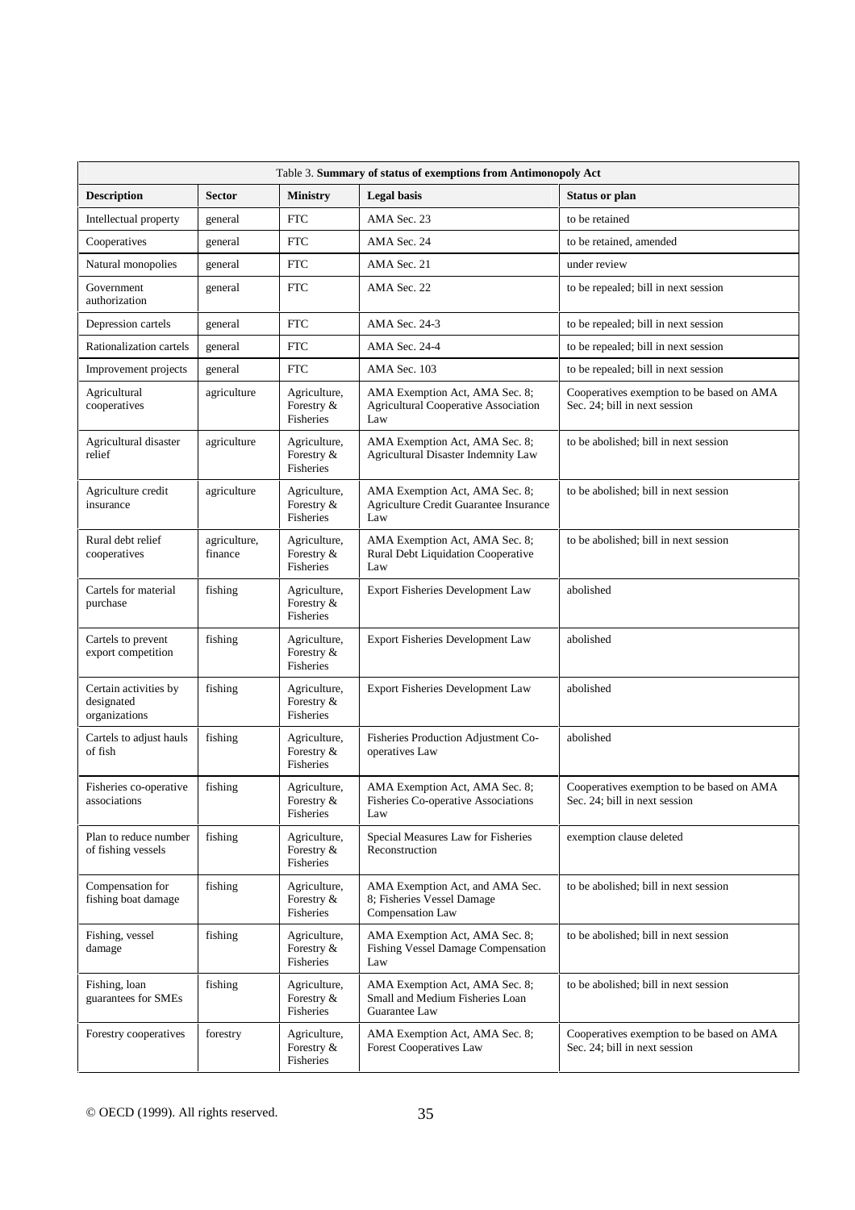Table 3. **Summary of status of exemptions from Antimonopoly Act**

| Description | Sector | Ministry | Legal basis | Status or plan |
|---|---|---|---|---|
| Intellectual property | general | FTC | AMA Sec. 23 | to be retained |
| Cooperatives | general | FTC | AMA Sec. 24 | to be retained, amended |
| Natural monopolies | general | FTC | AMA Sec. 21 | under review |
| Government authorization | general | FTC | AMA Sec. 22 | to be repealed; bill in next session |
| Depression cartels | general | FTC | AMA Sec. 24-3 | to be repealed; bill in next session |
| Rationalization cartels | general | FTC | AMA Sec. 24-4 | to be repealed; bill in next session |
| Improvement projects | general | FTC | AMA Sec. 103 | to be repealed; bill in next session |
| Agricultural cooperatives | agriculture | Agriculture, Forestry & Fisheries | AMA Exemption Act, AMA Sec. 8; Agricultural Cooperative Association Law | Cooperatives exemption to be based on AMA Sec. 24; bill in next session |
| Agricultural disaster relief | agriculture | Agriculture, Forestry & Fisheries | AMA Exemption Act, AMA Sec. 8; Agricultural Disaster Indemnity Law | to be abolished; bill in next session |
| Agriculture credit insurance | agriculture | Agriculture, Forestry & Fisheries | AMA Exemption Act, AMA Sec. 8; Agriculture Credit Guarantee Insurance Law | to be abolished; bill in next session |
| Rural debt relief cooperatives | agriculture, finance | Agriculture, Forestry & Fisheries | AMA Exemption Act, AMA Sec. 8; Rural Debt Liquidation Cooperative Law | to be abolished; bill in next session |
| Cartels for material purchase | fishing | Agriculture, Forestry & Fisheries | Export Fisheries Development Law | abolished |
| Cartels to prevent export competition | fishing | Agriculture, Forestry & Fisheries | Export Fisheries Development Law | abolished |
| Certain activities by designated organizations | fishing | Agriculture, Forestry & Fisheries | Export Fisheries Development Law | abolished |
| Cartels to adjust hauls of fish | fishing | Agriculture, Forestry & Fisheries | Fisheries Production Adjustment Co-operatives Law | abolished |
| Fisheries co-operative associations | fishing | Agriculture, Forestry & Fisheries | AMA Exemption Act, AMA Sec. 8; Fisheries Co-operative Associations Law | Cooperatives exemption to be based on AMA Sec. 24; bill in next session |
| Plan to reduce number of fishing vessels | fishing | Agriculture, Forestry & Fisheries | Special Measures Law for Fisheries Reconstruction | exemption clause deleted |
| Compensation for fishing boat damage | fishing | Agriculture, Forestry & Fisheries | AMA Exemption Act, and AMA Sec. 8; Fisheries Vessel Damage Compensation Law | to be abolished; bill in next session |
| Fishing, vessel damage | fishing | Agriculture, Forestry & Fisheries | AMA Exemption Act, AMA Sec. 8; Fishing Vessel Damage Compensation Law | to be abolished; bill in next session |
| Fishing, loan guarantees for SMEs | fishing | Agriculture, Forestry & Fisheries | AMA Exemption Act, AMA Sec. 8; Small and Medium Fisheries Loan Guarantee Law | to be abolished; bill in next session |
| Forestry cooperatives | forestry | Agriculture, Forestry & Fisheries | AMA Exemption Act, AMA Sec. 8; Forest Cooperatives Law | Cooperatives exemption to be based on AMA Sec. 24; bill in next session |

© OECD (1999). All rights reserved.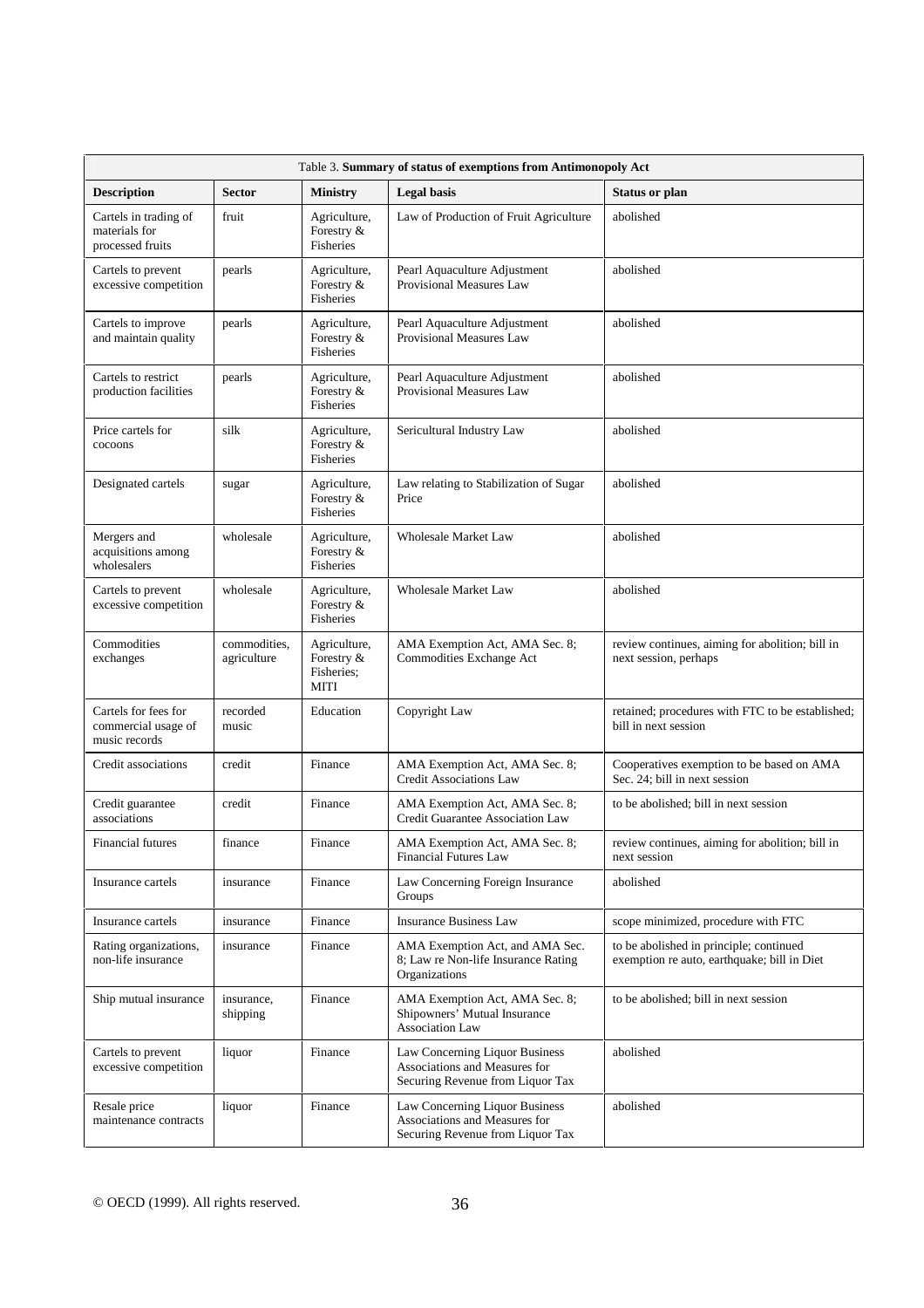Table 3. **Summary of status of exemptions from Antimonopoly Act**

| Description | Sector | Ministry | Legal basis | Status or plan |
|---|---|---|---|---|
| Cartels in trading of materials for processed fruits | fruit | Agriculture, Forestry & Fisheries | Law of Production of Fruit Agriculture | abolished |
| Cartels to prevent excessive competition | pearls | Agriculture, Forestry & Fisheries | Pearl Aquaculture Adjustment Provisional Measures Law | abolished |
| Cartels to improve and maintain quality | pearls | Agriculture, Forestry & Fisheries | Pearl Aquaculture Adjustment Provisional Measures Law | abolished |
| Cartels to restrict production facilities | pearls | Agriculture, Forestry & Fisheries | Pearl Aquaculture Adjustment Provisional Measures Law | abolished |
| Price cartels for cocoons | silk | Agriculture, Forestry & Fisheries | Sericultural Industry Law | abolished |
| Designated cartels | sugar | Agriculture, Forestry & Fisheries | Law relating to Stabilization of Sugar Price | abolished |
| Mergers and acquisitions among wholesalers | wholesale | Agriculture, Forestry & Fisheries | Wholesale Market Law | abolished |
| Cartels to prevent excessive competition | wholesale | Agriculture, Forestry & Fisheries | Wholesale Market Law | abolished |
| Commodities exchanges | commodities, agriculture | Agriculture, Forestry & Fisheries; MITI | AMA Exemption Act, AMA Sec. 8; Commodities Exchange Act | review continues, aiming for abolition; bill in next session, perhaps |
| Cartels for fees for commercial usage of music records | recorded music | Education | Copyright Law | retained; procedures with FTC to be established; bill in next session |
| Credit associations | credit | Finance | AMA Exemption Act, AMA Sec. 8; Credit Associations Law | Cooperatives exemption to be based on AMA Sec. 24; bill in next session |
| Credit guarantee associations | credit | Finance | AMA Exemption Act, AMA Sec. 8; Credit Guarantee Association Law | to be abolished; bill in next session |
| Financial futures | finance | Finance | AMA Exemption Act, AMA Sec. 8; Financial Futures Law | review continues, aiming for abolition; bill in next session |
| Insurance cartels | insurance | Finance | Law Concerning Foreign Insurance Groups | abolished |
| Insurance cartels | insurance | Finance | Insurance Business Law | scope minimized, procedure with FTC |
| Rating organizations, non-life insurance | insurance | Finance | AMA Exemption Act, and AMA Sec. 8; Law re Non-life Insurance Rating Organizations | to be abolished in principle; continued exemption re auto, earthquake; bill in Diet |
| Ship mutual insurance | insurance, shipping | Finance | AMA Exemption Act, AMA Sec. 8; Shipowners' Mutual Insurance Association Law | to be abolished; bill in next session |
| Cartels to prevent excessive competition | liquor | Finance | Law Concerning Liquor Business Associations and Measures for Securing Revenue from Liquor Tax | abolished |
| Resale price maintenance contracts | liquor | Finance | Law Concerning Liquor Business Associations and Measures for Securing Revenue from Liquor Tax | abolished |

© OECD (1999). All rights reserved.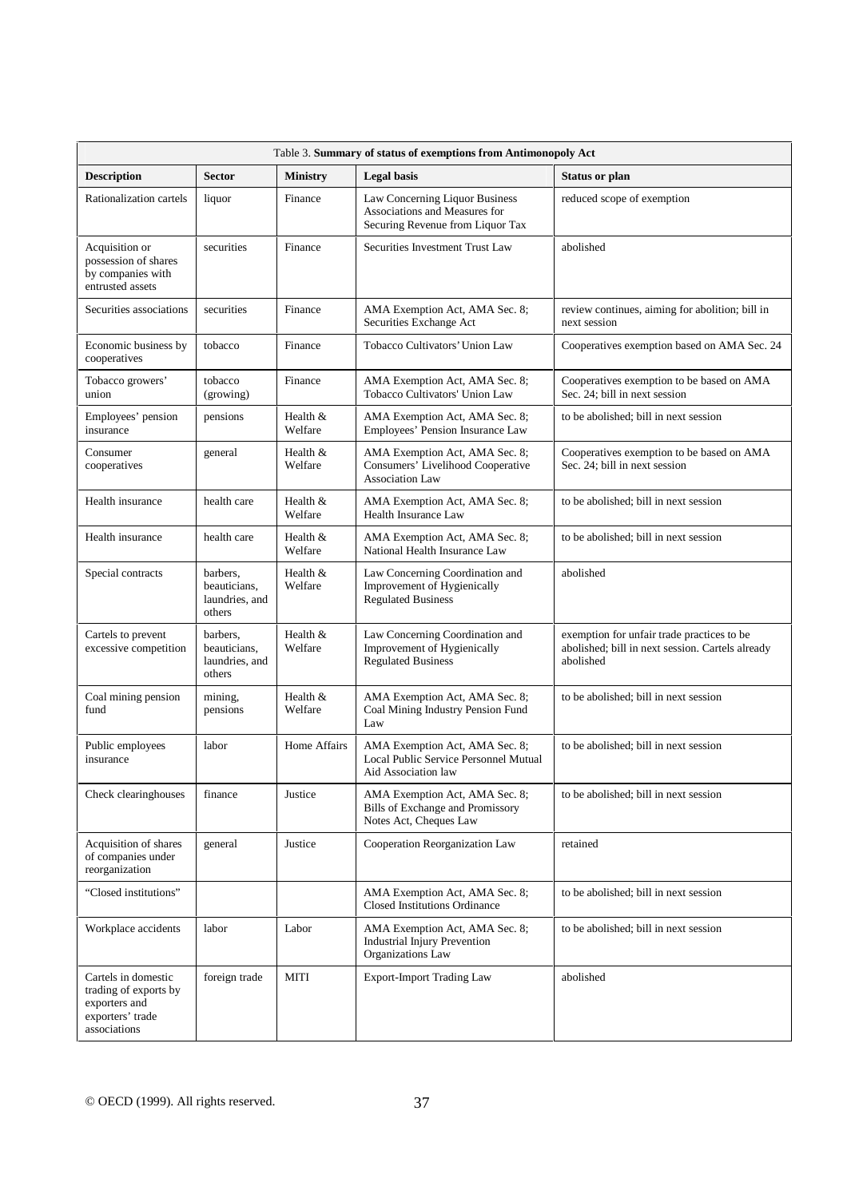Table 3. **Summary of status of exemptions from Antimonopoly Act**

| Description | Sector | Ministry | Legal basis | Status or plan |
|---|---|---|---|---|
| Rationalization cartels | liquor | Finance | Law Concerning Liquor Business Associations and Measures for Securing Revenue from Liquor Tax | reduced scope of exemption |
| Acquisition or possession of shares by companies with entrusted assets | securities | Finance | Securities Investment Trust Law | abolished |
| Securities associations | securities | Finance | AMA Exemption Act, AMA Sec. 8; Securities Exchange Act | review continues, aiming for abolition; bill in next session |
| Economic business by cooperatives | tobacco | Finance | Tobacco Cultivators' Union Law | Cooperatives exemption based on AMA Sec. 24 |
| Tobacco growers' union | tobacco (growing) | Finance | AMA Exemption Act, AMA Sec. 8; Tobacco Cultivators' Union Law | Cooperatives exemption to be based on AMA Sec. 24; bill in next session |
| Employees' pension insurance | pensions | Health & Welfare | AMA Exemption Act, AMA Sec. 8; Employees' Pension Insurance Law | to be abolished; bill in next session |
| Consumer cooperatives | general | Health & Welfare | AMA Exemption Act, AMA Sec. 8; Consumers' Livelihood Cooperative Association Law | Cooperatives exemption to be based on AMA Sec. 24; bill in next session |
| Health insurance | health care | Health & Welfare | AMA Exemption Act, AMA Sec. 8; Health Insurance Law | to be abolished; bill in next session |
| Health insurance | health care | Health & Welfare | AMA Exemption Act, AMA Sec. 8; National Health Insurance Law | to be abolished; bill in next session |
| Special contracts | barbers, beauticians, laundries, and others | Health & Welfare | Law Concerning Coordination and Improvement of Hygienically Regulated Business | abolished |
| Cartels to prevent excessive competition | barbers, beauticians, laundries, and others | Health & Welfare | Law Concerning Coordination and Improvement of Hygienically Regulated Business | exemption for unfair trade practices to be abolished; bill in next session. Cartels already abolished |
| Coal mining pension fund | mining, pensions | Health & Welfare | AMA Exemption Act, AMA Sec. 8; Coal Mining Industry Pension Fund Law | to be abolished; bill in next session |
| Public employees insurance | labor | Home Affairs | AMA Exemption Act, AMA Sec. 8; Local Public Service Personnel Mutual Aid Association law | to be abolished; bill in next session |
| Check clearinghouses | finance | Justice | AMA Exemption Act, AMA Sec. 8; Bills of Exchange and Promissory Notes Act, Cheques Law | to be abolished; bill in next session |
| Acquisition of shares of companies under reorganization | general | Justice | Cooperation Reorganization Law | retained |
| "Closed institutions" | | | AMA Exemption Act, AMA Sec. 8; Closed Institutions Ordinance | to be abolished; bill in next session |
| Workplace accidents | labor | Labor | AMA Exemption Act, AMA Sec. 8; Industrial Injury Prevention Organizations Law | to be abolished; bill in next session |
| Cartels in domestic trading of exports by exporters and exporters' trade associations | foreign trade | MITI | Export-Import Trading Law | abolished |

© OECD (1999). All rights reserved.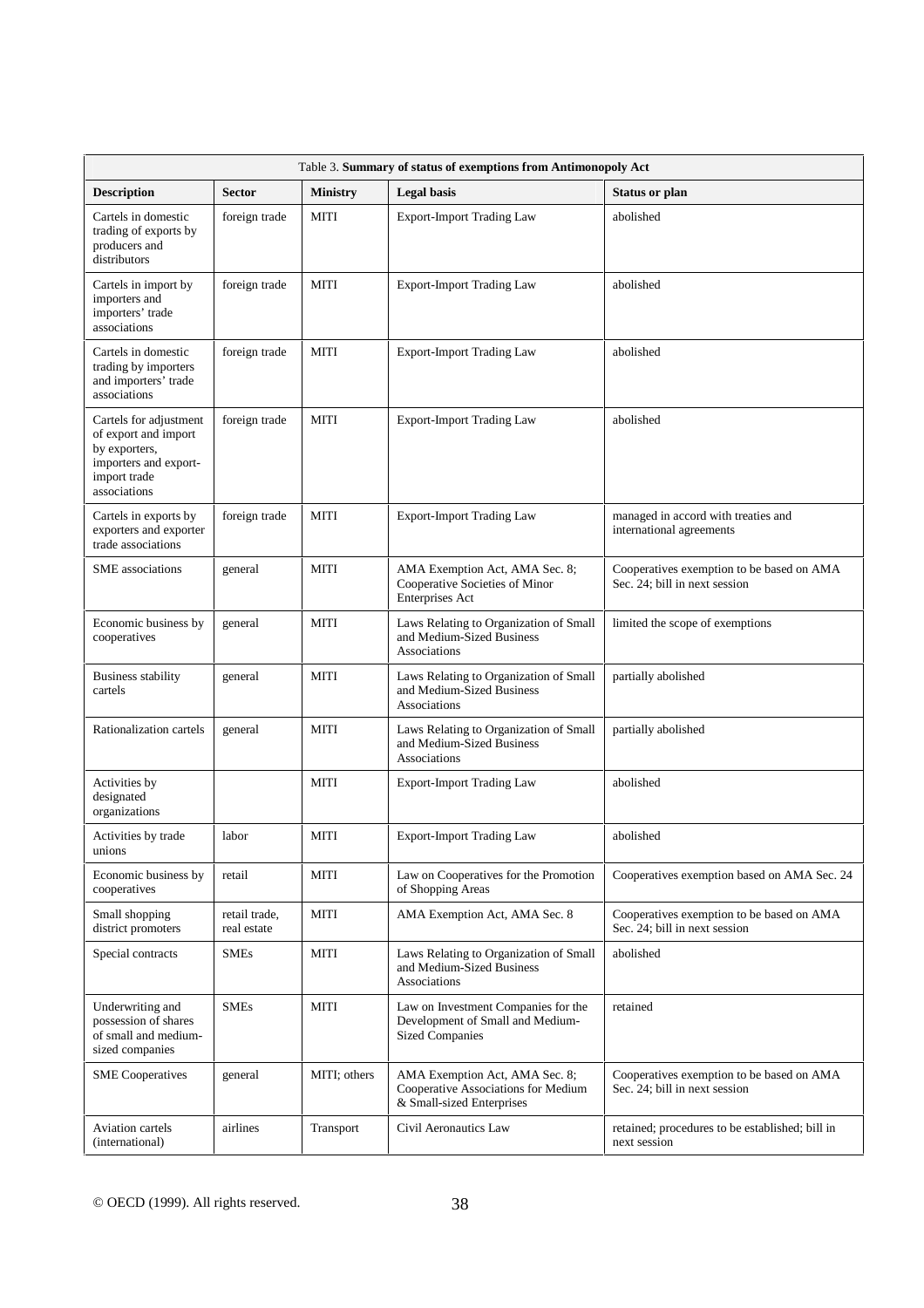Table 3. **Summary of status of exemptions from Antimonopoly Act**

| Description | Sector | Ministry | Legal basis | Status or plan |
|---|---|---|---|---|
| Cartels in domestic trading of exports by producers and distributors | foreign trade | MITI | Export-Import Trading Law | abolished |
| Cartels in import by importers and importers' trade associations | foreign trade | MITI | Export-Import Trading Law | abolished |
| Cartels in domestic trading by importers and importers' trade associations | foreign trade | MITI | Export-Import Trading Law | abolished |
| Cartels for adjustment of export and import by exporters, importers and export-import trade associations | foreign trade | MITI | Export-Import Trading Law | abolished |
| Cartels in exports by exporters and exporter trade associations | foreign trade | MITI | Export-Import Trading Law | managed in accord with treaties and international agreements |
| SME associations | general | MITI | AMA Exemption Act, AMA Sec. 8; Cooperative Societies of Minor Enterprises Act | Cooperatives exemption to be based on AMA Sec. 24; bill in next session |
| Economic business by cooperatives | general | MITI | Laws Relating to Organization of Small and Medium-Sized Business Associations | limited the scope of exemptions |
| Business stability cartels | general | MITI | Laws Relating to Organization of Small and Medium-Sized Business Associations | partially abolished |
| Rationalization cartels | general | MITI | Laws Relating to Organization of Small and Medium-Sized Business Associations | partially abolished |
| Activities by designated organizations | | MITI | Export-Import Trading Law | abolished |
| Activities by trade unions | labor | MITI | Export-Import Trading Law | abolished |
| Economic business by cooperatives | retail | MITI | Law on Cooperatives for the Promotion of Shopping Areas | Cooperatives exemption based on AMA Sec. 24 |
| Small shopping district promoters | retail trade, real estate | MITI | AMA Exemption Act, AMA Sec. 8 | Cooperatives exemption to be based on AMA Sec. 24; bill in next session |
| Special contracts | SMEs | MITI | Laws Relating to Organization of Small and Medium-Sized Business Associations | abolished |
| Underwriting and possession of shares of small and medium-sized companies | SMEs | MITI | Law on Investment Companies for the Development of Small and Medium-Sized Companies | retained |
| SME Cooperatives | general | MITI; others | AMA Exemption Act, AMA Sec. 8; Cooperative Associations for Medium & Small-sized Enterprises | Cooperatives exemption to be based on AMA Sec. 24; bill in next session |
| Aviation cartels (international) | airlines | Transport | Civil Aeronautics Law | retained; procedures to be established; bill in next session |

© OECD (1999). All rights reserved.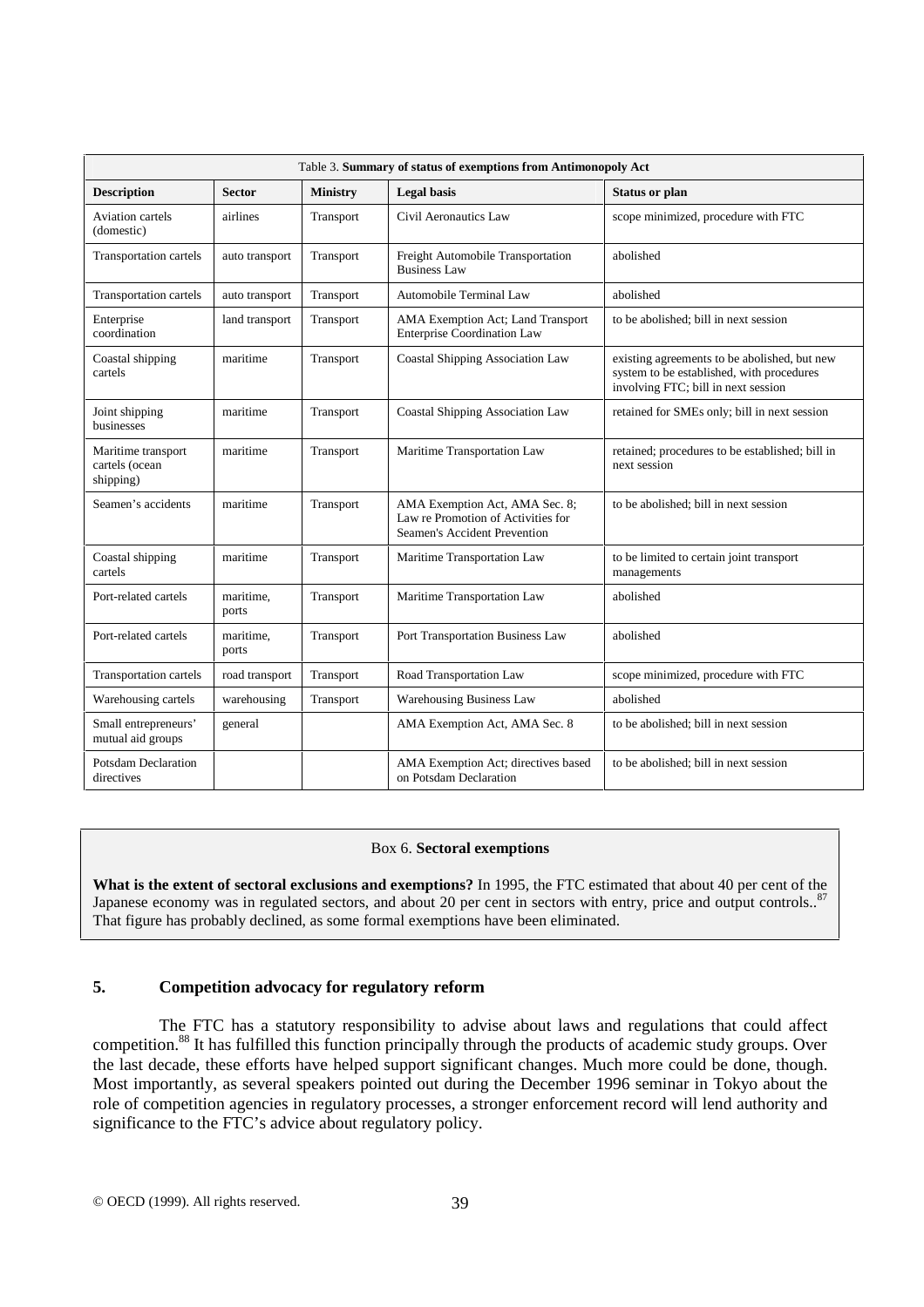Table 3. **Summary of status of exemptions from Antimonopoly Act**

| Description | Sector | Ministry | Legal basis | Status or plan |
|---|---|---|---|---|
| Aviation cartels (domestic) | airlines | Transport | Civil Aeronautics Law | scope minimized, procedure with FTC |
| Transportation cartels | auto transport | Transport | Freight Automobile Transportation Business Law | abolished |
| Transportation cartels | auto transport | Transport | Automobile Terminal Law | abolished |
| Enterprise coordination | land transport | Transport | AMA Exemption Act; Land Transport Enterprise Coordination Law | to be abolished; bill in next session |
| Coastal shipping cartels | maritime | Transport | Coastal Shipping Association Law | existing agreements to be abolished, but new system to be established, with procedures involving FTC; bill in next session |
| Joint shipping businesses | maritime | Transport | Coastal Shipping Association Law | retained for SMEs only; bill in next session |
| Maritime transport cartels (ocean shipping) | maritime | Transport | Maritime Transportation Law | retained; procedures to be established; bill in next session |
| Seamen's accidents | maritime | Transport | AMA Exemption Act, AMA Sec. 8; Law re Promotion of Activities for Seamen's Accident Prevention | to be abolished; bill in next session |
| Coastal shipping cartels | maritime | Transport | Maritime Transportation Law | to be limited to certain joint transport managements |
| Port-related cartels | maritime, ports | Transport | Maritime Transportation Law | abolished |
| Port-related cartels | maritime, ports | Transport | Port Transportation Business Law | abolished |
| Transportation cartels | road transport | Transport | Road Transportation Law | scope minimized, procedure with FTC |
| Warehousing cartels | warehousing | Transport | Warehousing Business Law | abolished |
| Small entrepreneurs' mutual aid groups | general | | AMA Exemption Act, AMA Sec. 8 | to be abolished; bill in next session |
| Potsdam Declaration directives | | | AMA Exemption Act; directives based on Potsdam Declaration | to be abolished; bill in next session |

Box 6. **Sectoral exemptions**

**What is the extent of sectoral exclusions and exemptions?** In 1995, the FTC estimated that about 40 per cent of the Japanese economy was in regulated sectors, and about 20 per cent in sectors with entry, price and output controls..[87] That figure has probably declined, as some formal exemptions have been eliminated.

## 5. Competition advocacy for regulatory reform

The FTC has a statutory responsibility to advise about laws and regulations that could affect competition.[88] It has fulfilled this function principally through the products of academic study groups. Over the last decade, these efforts have helped support significant changes. Much more could be done, though. Most importantly, as several speakers pointed out during the December 1996 seminar in Tokyo about the role of competition agencies in regulatory processes, a stronger enforcement record will lend authority and significance to the FTC's advice about regulatory policy.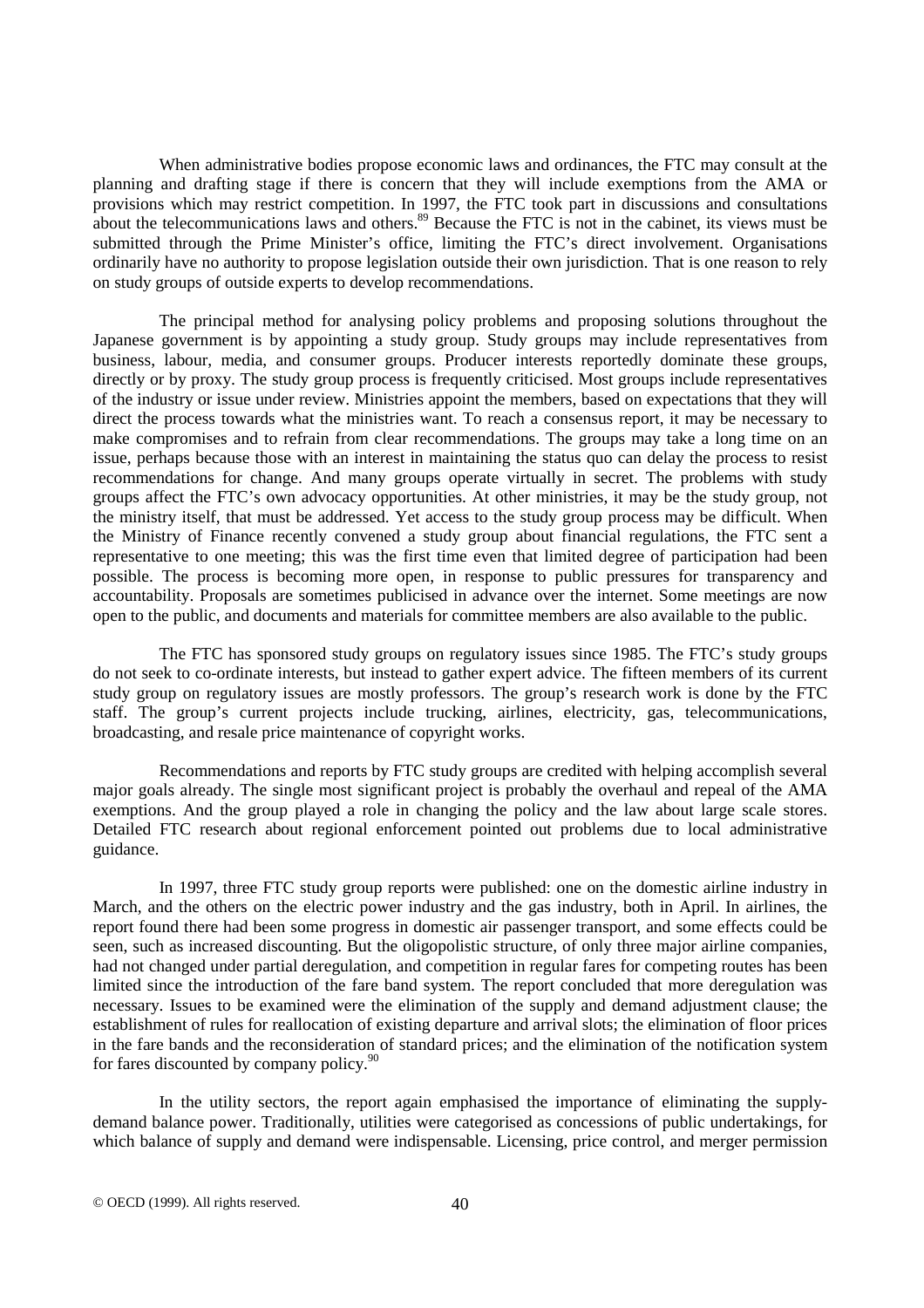When administrative bodies propose economic laws and ordinances, the FTC may consult at the planning and drafting stage if there is concern that they will include exemptions from the AMA or provisions which may restrict competition. In 1997, the FTC took part in discussions and consultations about the telecommunications laws and others.[89] Because the FTC is not in the cabinet, its views must be submitted through the Prime Minister's office, limiting the FTC's direct involvement. Organisations ordinarily have no authority to propose legislation outside their own jurisdiction. That is one reason to rely on study groups of outside experts to develop recommendations.

The principal method for analysing policy problems and proposing solutions throughout the Japanese government is by appointing a study group. Study groups may include representatives from business, labour, media, and consumer groups. Producer interests reportedly dominate these groups, directly or by proxy. The study group process is frequently criticised. Most groups include representatives of the industry or issue under review. Ministries appoint the members, based on expectations that they will direct the process towards what the ministries want. To reach a consensus report, it may be necessary to make compromises and to refrain from clear recommendations. The groups may take a long time on an issue, perhaps because those with an interest in maintaining the status quo can delay the process to resist recommendations for change. And many groups operate virtually in secret. The problems with study groups affect the FTC's own advocacy opportunities. At other ministries, it may be the study group, not the ministry itself, that must be addressed. Yet access to the study group process may be difficult. When the Ministry of Finance recently convened a study group about financial regulations, the FTC sent a representative to one meeting; this was the first time even that limited degree of participation had been possible. The process is becoming more open, in response to public pressures for transparency and accountability. Proposals are sometimes publicised in advance over the internet. Some meetings are now open to the public, and documents and materials for committee members are also available to the public.

The FTC has sponsored study groups on regulatory issues since 1985. The FTC's study groups do not seek to co-ordinate interests, but instead to gather expert advice. The fifteen members of its current study group on regulatory issues are mostly professors. The group's research work is done by the FTC staff. The group's current projects include trucking, airlines, electricity, gas, telecommunications, broadcasting, and resale price maintenance of copyright works.

Recommendations and reports by FTC study groups are credited with helping accomplish several major goals already. The single most significant project is probably the overhaul and repeal of the AMA exemptions. And the group played a role in changing the policy and the law about large scale stores. Detailed FTC research about regional enforcement pointed out problems due to local administrative guidance.

In 1997, three FTC study group reports were published: one on the domestic airline industry in March, and the others on the electric power industry and the gas industry, both in April. In airlines, the report found there had been some progress in domestic air passenger transport, and some effects could be seen, such as increased discounting. But the oligopolistic structure, of only three major airline companies, had not changed under partial deregulation, and competition in regular fares for competing routes has been limited since the introduction of the fare band system. The report concluded that more deregulation was necessary. Issues to be examined were the elimination of the supply and demand adjustment clause; the establishment of rules for reallocation of existing departure and arrival slots; the elimination of floor prices in the fare bands and the reconsideration of standard prices; and the elimination of the notification system for fares discounted by company policy.[90]

In the utility sectors, the report again emphasised the importance of eliminating the supply-demand balance power. Traditionally, utilities were categorised as concessions of public undertakings, for which balance of supply and demand were indispensable. Licensing, price control, and merger permission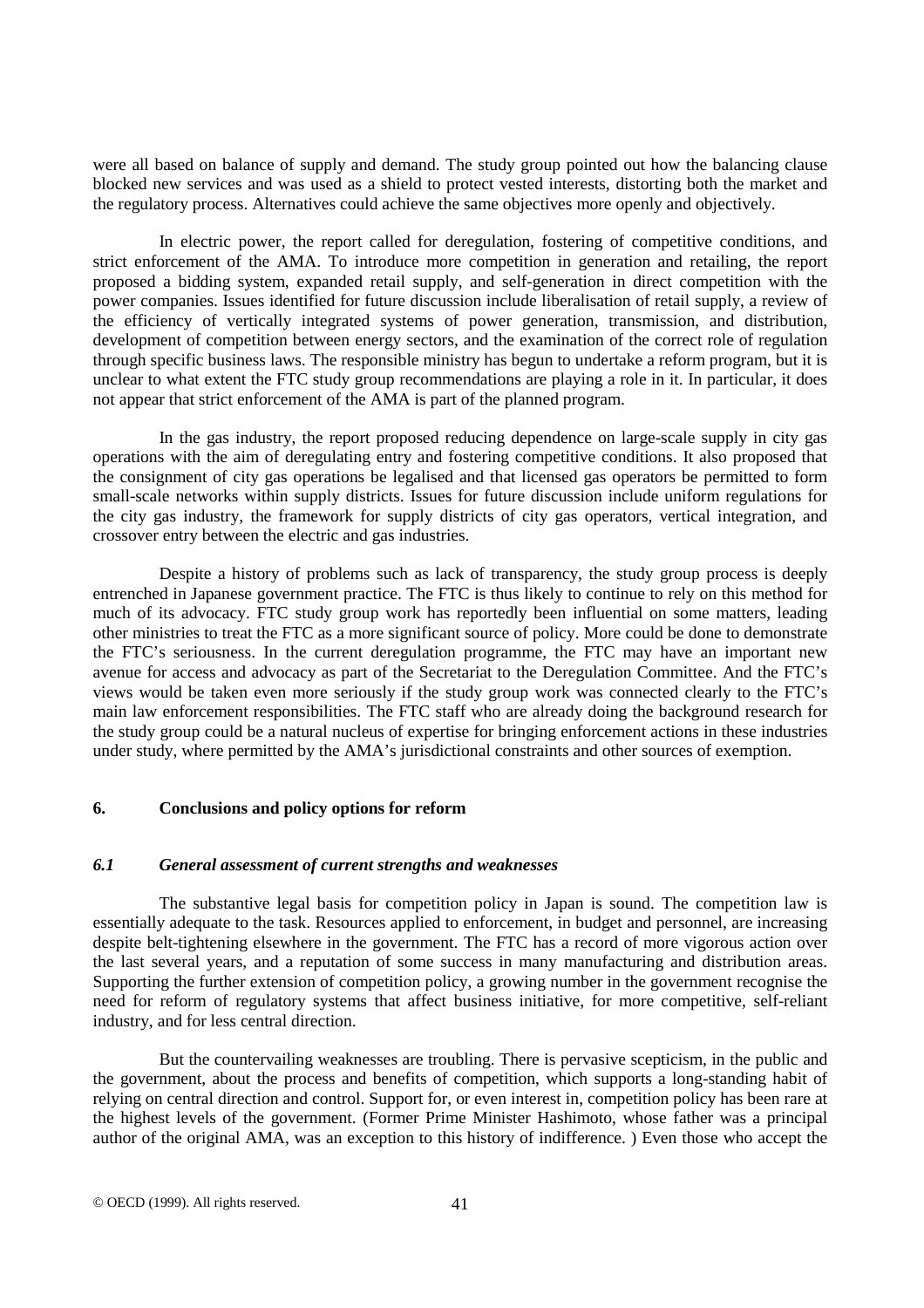were all based on balance of supply and demand. The study group pointed out how the balancing clause blocked new services and was used as a shield to protect vested interests, distorting both the market and the regulatory process. Alternatives could achieve the same objectives more openly and objectively.

In electric power, the report called for deregulation, fostering of competitive conditions, and strict enforcement of the AMA. To introduce more competition in generation and retailing, the report proposed a bidding system, expanded retail supply, and self-generation in direct competition with the power companies. Issues identified for future discussion include liberalisation of retail supply, a review of the efficiency of vertically integrated systems of power generation, transmission, and distribution, development of competition between energy sectors, and the examination of the correct role of regulation through specific business laws. The responsible ministry has begun to undertake a reform program, but it is unclear to what extent the FTC study group recommendations are playing a role in it. In particular, it does not appear that strict enforcement of the AMA is part of the planned program.

In the gas industry, the report proposed reducing dependence on large-scale supply in city gas operations with the aim of deregulating entry and fostering competitive conditions. It also proposed that the consignment of city gas operations be legalised and that licensed gas operators be permitted to form small-scale networks within supply districts. Issues for future discussion include uniform regulations for the city gas industry, the framework for supply districts of city gas operators, vertical integration, and crossover entry between the electric and gas industries.

Despite a history of problems such as lack of transparency, the study group process is deeply entrenched in Japanese government practice. The FTC is thus likely to continue to rely on this method for much of its advocacy. FTC study group work has reportedly been influential on some matters, leading other ministries to treat the FTC as a more significant source of policy. More could be done to demonstrate the FTC's seriousness. In the current deregulation programme, the FTC may have an important new avenue for access and advocacy as part of the Secretariat to the Deregulation Committee. And the FTC's views would be taken even more seriously if the study group work was connected clearly to the FTC's main law enforcement responsibilities. The FTC staff who are already doing the background research for the study group could be a natural nucleus of expertise for bringing enforcement actions in these industries under study, where permitted by the AMA's jurisdictional constraints and other sources of exemption.

## 6. Conclusions and policy options for reform

### *6.1 General assessment of current strengths and weaknesses*

The substantive legal basis for competition policy in Japan is sound. The competition law is essentially adequate to the task. Resources applied to enforcement, in budget and personnel, are increasing despite belt-tightening elsewhere in the government. The FTC has a record of more vigorous action over the last several years, and a reputation of some success in many manufacturing and distribution areas. Supporting the further extension of competition policy, a growing number in the government recognise the need for reform of regulatory systems that affect business initiative, for more competitive, self-reliant industry, and for less central direction.

But the countervailing weaknesses are troubling. There is pervasive scepticism, in the public and the government, about the process and benefits of competition, which supports a long-standing habit of relying on central direction and control. Support for, or even interest in, competition policy has been rare at the highest levels of the government. (Former Prime Minister Hashimoto, whose father was a principal author of the original AMA, was an exception to this history of indifference. ) Even those who accept the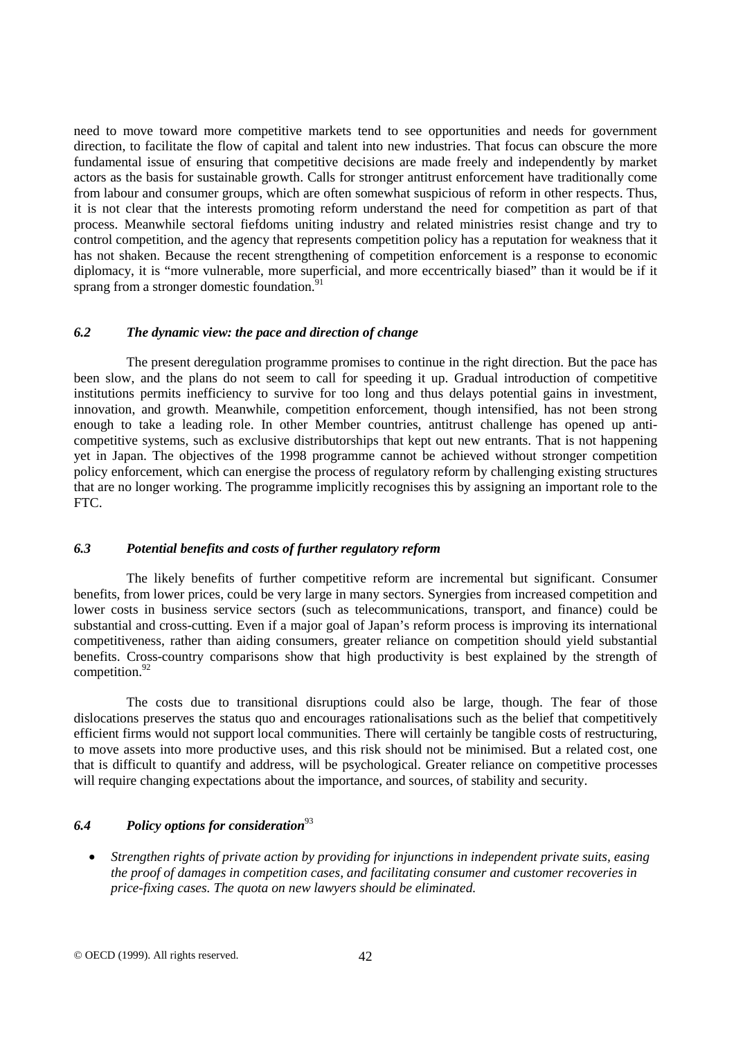need to move toward more competitive markets tend to see opportunities and needs for government direction, to facilitate the flow of capital and talent into new industries. That focus can obscure the more fundamental issue of ensuring that competitive decisions are made freely and independently by market actors as the basis for sustainable growth. Calls for stronger antitrust enforcement have traditionally come from labour and consumer groups, which are often somewhat suspicious of reform in other respects. Thus, it is not clear that the interests promoting reform understand the need for competition as part of that process. Meanwhile sectoral fiefdoms uniting industry and related ministries resist change and try to control competition, and the agency that represents competition policy has a reputation for weakness that it has not shaken. Because the recent strengthening of competition enforcement is a response to economic diplomacy, it is "more vulnerable, more superficial, and more eccentrically biased" than it would be if it sprang from a stronger domestic foundation.[91]

### *6.2 The dynamic view: the pace and direction of change*

The present deregulation programme promises to continue in the right direction. But the pace has been slow, and the plans do not seem to call for speeding it up. Gradual introduction of competitive institutions permits inefficiency to survive for too long and thus delays potential gains in investment, innovation, and growth. Meanwhile, competition enforcement, though intensified, has not been strong enough to take a leading role. In other Member countries, antitrust challenge has opened up anti-competitive systems, such as exclusive distributorships that kept out new entrants. That is not happening yet in Japan. The objectives of the 1998 programme cannot be achieved without stronger competition policy enforcement, which can energise the process of regulatory reform by challenging existing structures that are no longer working. The programme implicitly recognises this by assigning an important role to the FTC.

### *6.3 Potential benefits and costs of further regulatory reform*

The likely benefits of further competitive reform are incremental but significant. Consumer benefits, from lower prices, could be very large in many sectors. Synergies from increased competition and lower costs in business service sectors (such as telecommunications, transport, and finance) could be substantial and cross-cutting. Even if a major goal of Japan's reform process is improving its international competitiveness, rather than aiding consumers, greater reliance on competition should yield substantial benefits. Cross-country comparisons show that high productivity is best explained by the strength of competition.[92]

The costs due to transitional disruptions could also be large, though. The fear of those dislocations preserves the status quo and encourages rationalisations such as the belief that competitively efficient firms would not support local communities. There will certainly be tangible costs of restructuring, to move assets into more productive uses, and this risk should not be minimised. But a related cost, one that is difficult to quantify and address, will be psychological. Greater reliance on competitive processes will require changing expectations about the importance, and sources, of stability and security.

### *6.4 Policy options for consideration*[93]

- *Strengthen rights of private action by providing for injunctions in independent private suits, easing the proof of damages in competition cases, and facilitating consumer and customer recoveries in price-fixing cases. The quota on new lawyers should be eliminated.*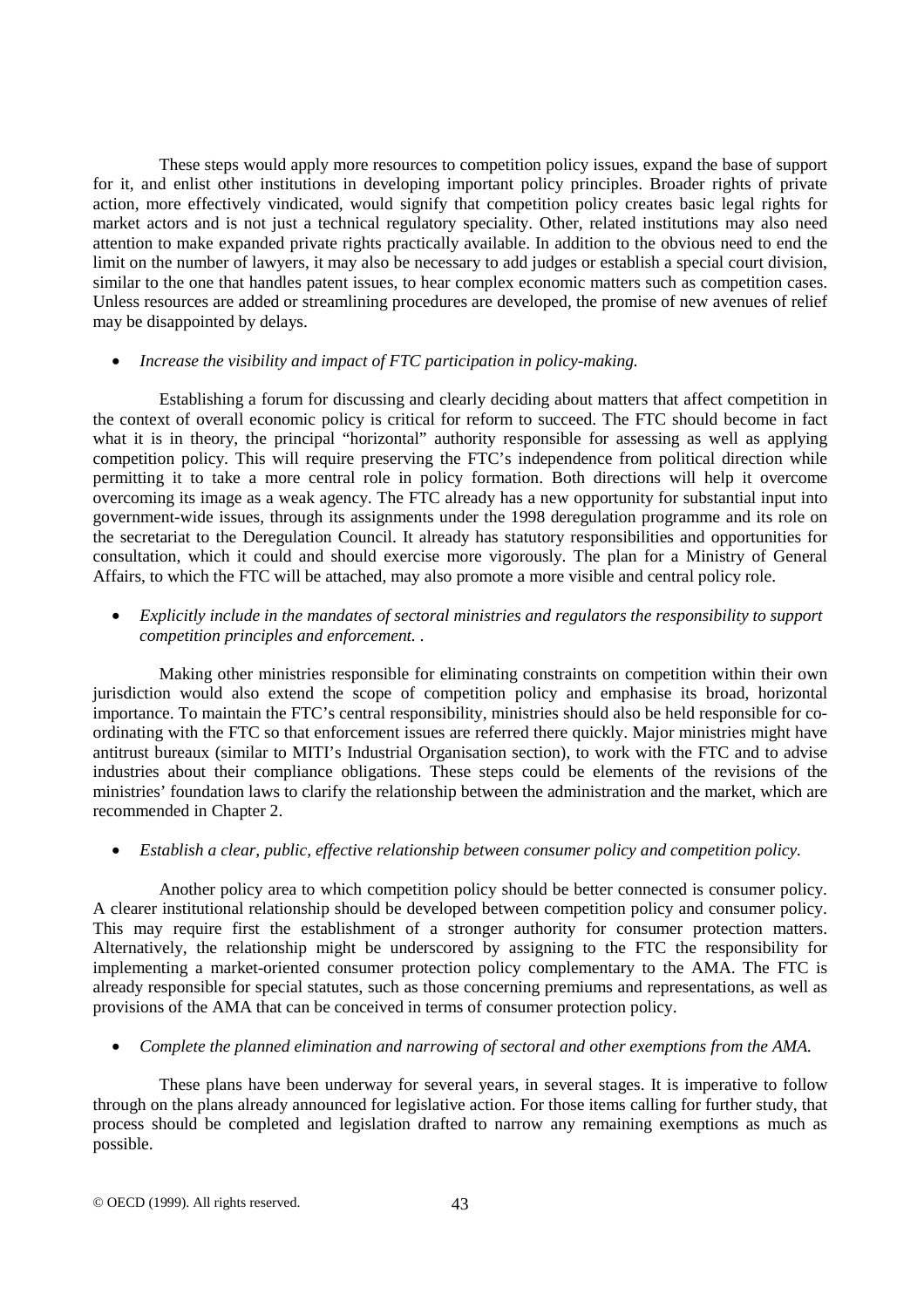These steps would apply more resources to competition policy issues, expand the base of support for it, and enlist other institutions in developing important policy principles. Broader rights of private action, more effectively vindicated, would signify that competition policy creates basic legal rights for market actors and is not just a technical regulatory speciality. Other, related institutions may also need attention to make expanded private rights practically available. In addition to the obvious need to end the limit on the number of lawyers, it may also be necessary to add judges or establish a special court division, similar to the one that handles patent issues, to hear complex economic matters such as competition cases. Unless resources are added or streamlining procedures are developed, the promise of new avenues of relief may be disappointed by delays.

- *Increase the visibility and impact of FTC participation in policy-making.*

Establishing a forum for discussing and clearly deciding about matters that affect competition in the context of overall economic policy is critical for reform to succeed. The FTC should become in fact what it is in theory, the principal "horizontal" authority responsible for assessing as well as applying competition policy. This will require preserving the FTC's independence from political direction while permitting it to take a more central role in policy formation. Both directions will help it overcome overcoming its image as a weak agency. The FTC already has a new opportunity for substantial input into government-wide issues, through its assignments under the 1998 deregulation programme and its role on the secretariat to the Deregulation Council. It already has statutory responsibilities and opportunities for consultation, which it could and should exercise more vigorously. The plan for a Ministry of General Affairs, to which the FTC will be attached, may also promote a more visible and central policy role.

- *Explicitly include in the mandates of sectoral ministries and regulators the responsibility to support competition principles and enforcement. .*

Making other ministries responsible for eliminating constraints on competition within their own jurisdiction would also extend the scope of competition policy and emphasise its broad, horizontal importance. To maintain the FTC's central responsibility, ministries should also be held responsible for co-ordinating with the FTC so that enforcement issues are referred there quickly. Major ministries might have antitrust bureaux (similar to MITI's Industrial Organisation section), to work with the FTC and to advise industries about their compliance obligations. These steps could be elements of the revisions of the ministries' foundation laws to clarify the relationship between the administration and the market, which are recommended in Chapter 2.

- *Establish a clear, public, effective relationship between consumer policy and competition policy.*

Another policy area to which competition policy should be better connected is consumer policy. A clearer institutional relationship should be developed between competition policy and consumer policy. This may require first the establishment of a stronger authority for consumer protection matters. Alternatively, the relationship might be underscored by assigning to the FTC the responsibility for implementing a market-oriented consumer protection policy complementary to the AMA. The FTC is already responsible for special statutes, such as those concerning premiums and representations, as well as provisions of the AMA that can be conceived in terms of consumer protection policy.

- *Complete the planned elimination and narrowing of sectoral and other exemptions from the AMA.*

These plans have been underway for several years, in several stages. It is imperative to follow through on the plans already announced for legislative action. For those items calling for further study, that process should be completed and legislation drafted to narrow any remaining exemptions as much as possible.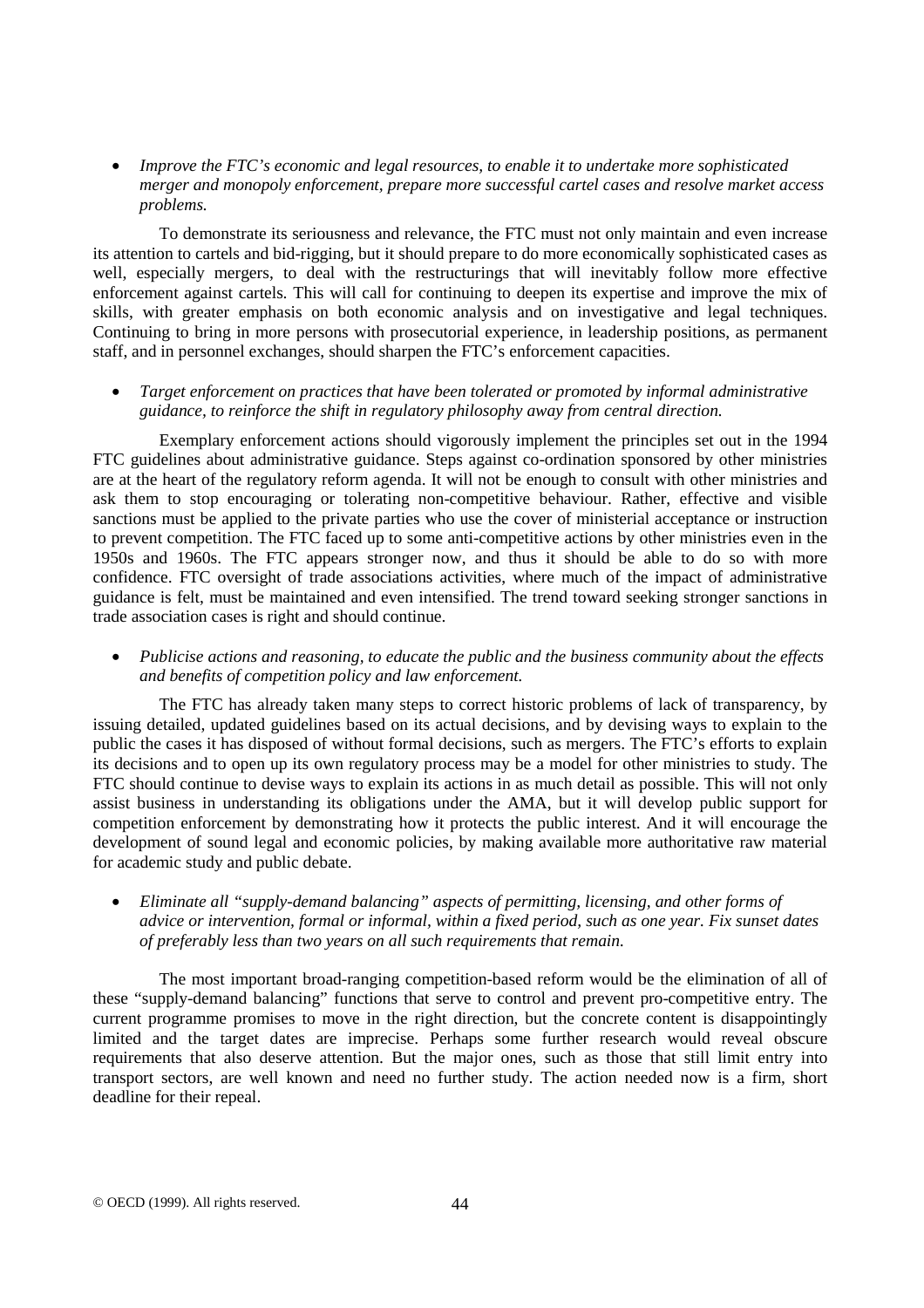- *Improve the FTC's economic and legal resources, to enable it to undertake more sophisticated merger and monopoly enforcement, prepare more successful cartel cases and resolve market access problems.*

To demonstrate its seriousness and relevance, the FTC must not only maintain and even increase its attention to cartels and bid-rigging, but it should prepare to do more economically sophisticated cases as well, especially mergers, to deal with the restructurings that will inevitably follow more effective enforcement against cartels. This will call for continuing to deepen its expertise and improve the mix of skills, with greater emphasis on both economic analysis and on investigative and legal techniques. Continuing to bring in more persons with prosecutorial experience, in leadership positions, as permanent staff, and in personnel exchanges, should sharpen the FTC's enforcement capacities.

- *Target enforcement on practices that have been tolerated or promoted by informal administrative guidance, to reinforce the shift in regulatory philosophy away from central direction.*

Exemplary enforcement actions should vigorously implement the principles set out in the 1994 FTC guidelines about administrative guidance. Steps against co-ordination sponsored by other ministries are at the heart of the regulatory reform agenda. It will not be enough to consult with other ministries and ask them to stop encouraging or tolerating non-competitive behaviour. Rather, effective and visible sanctions must be applied to the private parties who use the cover of ministerial acceptance or instruction to prevent competition. The FTC faced up to some anti-competitive actions by other ministries even in the 1950s and 1960s. The FTC appears stronger now, and thus it should be able to do so with more confidence. FTC oversight of trade associations activities, where much of the impact of administrative guidance is felt, must be maintained and even intensified. The trend toward seeking stronger sanctions in trade association cases is right and should continue.

- *Publicise actions and reasoning, to educate the public and the business community about the effects and benefits of competition policy and law enforcement.*

The FTC has already taken many steps to correct historic problems of lack of transparency, by issuing detailed, updated guidelines based on its actual decisions, and by devising ways to explain to the public the cases it has disposed of without formal decisions, such as mergers. The FTC's efforts to explain its decisions and to open up its own regulatory process may be a model for other ministries to study. The FTC should continue to devise ways to explain its actions in as much detail as possible. This will not only assist business in understanding its obligations under the AMA, but it will develop public support for competition enforcement by demonstrating how it protects the public interest. And it will encourage the development of sound legal and economic policies, by making available more authoritative raw material for academic study and public debate.

- *Eliminate all "supply-demand balancing" aspects of permitting, licensing, and other forms of advice or intervention, formal or informal, within a fixed period, such as one year. Fix sunset dates of preferably less than two years on all such requirements that remain.*

The most important broad-ranging competition-based reform would be the elimination of all of these "supply-demand balancing" functions that serve to control and prevent pro-competitive entry. The current programme promises to move in the right direction, but the concrete content is disappointingly limited and the target dates are imprecise. Perhaps some further research would reveal obscure requirements that also deserve attention. But the major ones, such as those that still limit entry into transport sectors, are well known and need no further study. The action needed now is a firm, short deadline for their repeal.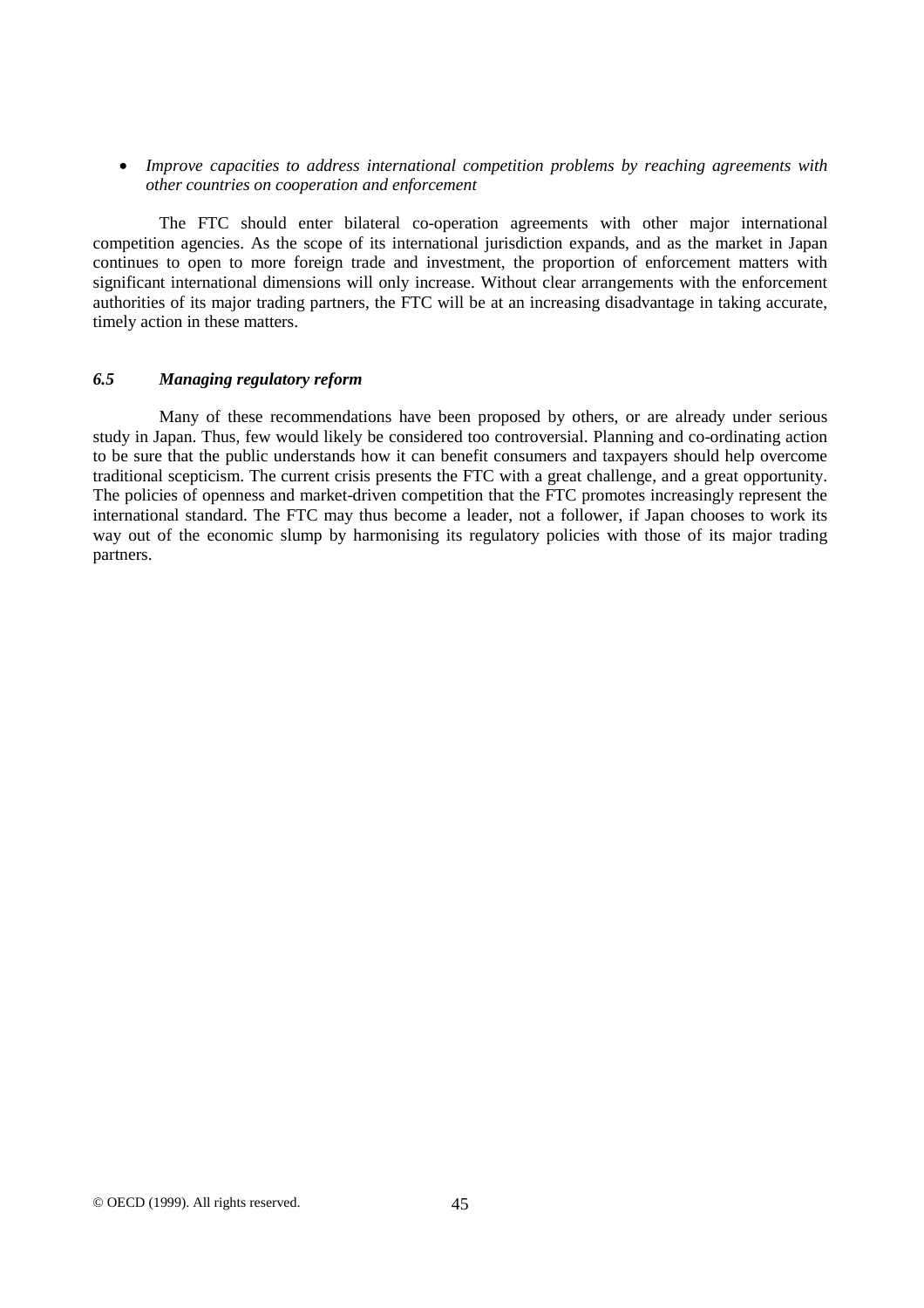- *Improve capacities to address international competition problems by reaching agreements with other countries on cooperation and enforcement*

The FTC should enter bilateral co-operation agreements with other major international competition agencies. As the scope of its international jurisdiction expands, and as the market in Japan continues to open to more foreign trade and investment, the proportion of enforcement matters with significant international dimensions will only increase. Without clear arrangements with the enforcement authorities of its major trading partners, the FTC will be at an increasing disadvantage in taking accurate, timely action in these matters.

### *6.5 Managing regulatory reform*

Many of these recommendations have been proposed by others, or are already under serious study in Japan. Thus, few would likely be considered too controversial. Planning and co-ordinating action to be sure that the public understands how it can benefit consumers and taxpayers should help overcome traditional scepticism. The current crisis presents the FTC with a great challenge, and a great opportunity. The policies of openness and market-driven competition that the FTC promotes increasingly represent the international standard. The FTC may thus become a leader, not a follower, if Japan chooses to work its way out of the economic slump by harmonising its regulatory policies with those of its major trading partners.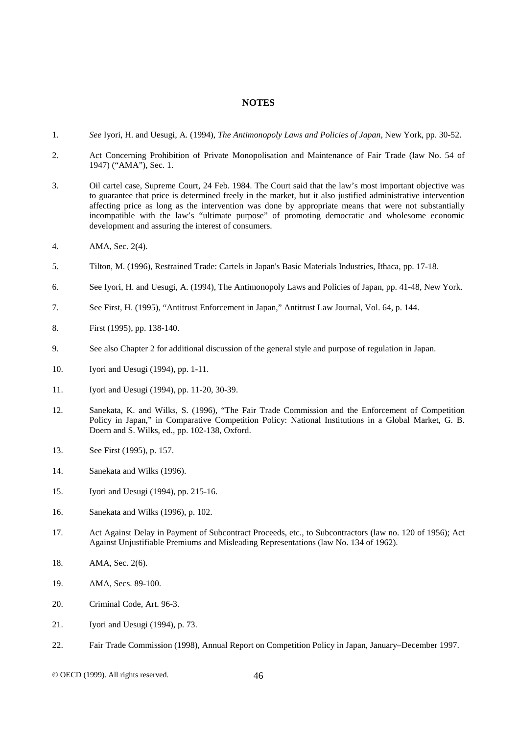## NOTES

1. *See* Iyori, H. and Uesugi, A. (1994), *The Antimonopoly Laws and Policies of Japan*, New York, pp. 30-52.

2. Act Concerning Prohibition of Private Monopolisation and Maintenance of Fair Trade (law No. 54 of 1947) ("AMA"), Sec. 1.

3. Oil cartel case, Supreme Court, 24 Feb. 1984. The Court said that the law's most important objective was to guarantee that price is determined freely in the market, but it also justified administrative intervention affecting price as long as the intervention was done by appropriate means that were not substantially incompatible with the law's "ultimate purpose" of promoting democratic and wholesome economic development and assuring the interest of consumers.

4. AMA, Sec. 2(4).

5. Tilton, M. (1996), Restrained Trade: Cartels in Japan's Basic Materials Industries, Ithaca, pp. 17-18.

6. See Iyori, H. and Uesugi, A. (1994), The Antimonopoly Laws and Policies of Japan, pp. 41-48, New York.

7. See First, H. (1995), "Antitrust Enforcement in Japan," Antitrust Law Journal, Vol. 64, p. 144.

8. First (1995), pp. 138-140.

9. See also Chapter 2 for additional discussion of the general style and purpose of regulation in Japan.

10. Iyori and Uesugi (1994), pp. 1-11.

11. Iyori and Uesugi (1994), pp. 11-20, 30-39.

12. Sanekata, K. and Wilks, S. (1996), "The Fair Trade Commission and the Enforcement of Competition Policy in Japan," in Comparative Competition Policy: National Institutions in a Global Market, G. B. Doern and S. Wilks, ed., pp. 102-138, Oxford.

13. See First (1995), p. 157.

14. Sanekata and Wilks (1996).

15. Iyori and Uesugi (1994), pp. 215-16.

16. Sanekata and Wilks (1996), p. 102.

17. Act Against Delay in Payment of Subcontract Proceeds, etc., to Subcontractors (law no. 120 of 1956); Act Against Unjustifiable Premiums and Misleading Representations (law No. 134 of 1962).

18. AMA, Sec. 2(6).

19. AMA, Secs. 89-100.

20. Criminal Code, Art. 96-3.

21. Iyori and Uesugi (1994), p. 73.

22. Fair Trade Commission (1998), Annual Report on Competition Policy in Japan, January–December 1997.

© OECD (1999). All rights reserved.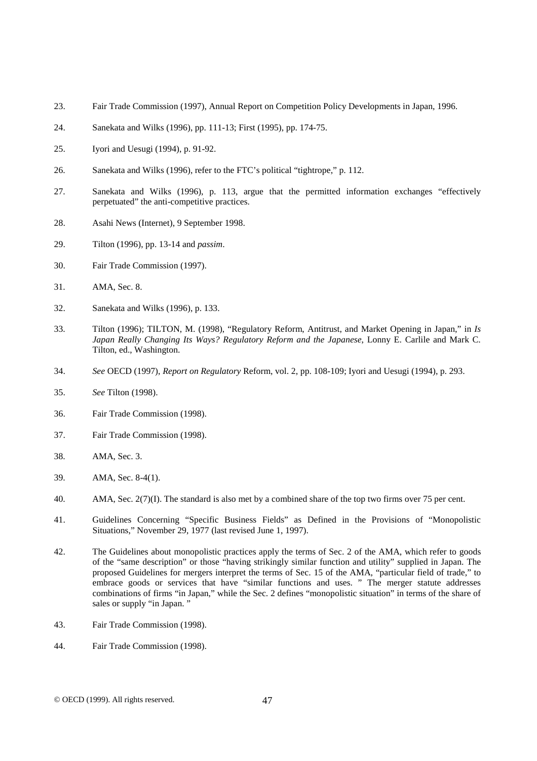23. Fair Trade Commission (1997), Annual Report on Competition Policy Developments in Japan, 1996.

24. Sanekata and Wilks (1996), pp. 111-13; First (1995), pp. 174-75.

25. Iyori and Uesugi (1994), p. 91-92.

26. Sanekata and Wilks (1996), refer to the FTC's political "tightrope," p. 112.

27. Sanekata and Wilks (1996), p. 113, argue that the permitted information exchanges "effectively perpetuated" the anti-competitive practices.

28. Asahi News (Internet), 9 September 1998.

29. Tilton (1996), pp. 13-14 and *passim*.

30. Fair Trade Commission (1997).

31. AMA, Sec. 8.

32. Sanekata and Wilks (1996), p. 133.

33. Tilton (1996); TILTON, M. (1998), "Regulatory Reform, Antitrust, and Market Opening in Japan," in *Is Japan Really Changing Its Ways? Regulatory Reform and the Japanese*, Lonny E. Carlile and Mark C. Tilton, ed., Washington.

34. *See* OECD (1997), *Report on Regulatory* Reform, vol. 2, pp. 108-109; Iyori and Uesugi (1994), p. 293.

35. *See* Tilton (1998).

36. Fair Trade Commission (1998).

37. Fair Trade Commission (1998).

38. AMA, Sec. 3.

39. AMA, Sec. 8-4(1).

40. AMA, Sec. 2(7)(I). The standard is also met by a combined share of the top two firms over 75 per cent.

41. Guidelines Concerning "Specific Business Fields" as Defined in the Provisions of "Monopolistic Situations," November 29, 1977 (last revised June 1, 1997).

42. The Guidelines about monopolistic practices apply the terms of Sec. 2 of the AMA, which refer to goods of the "same description" or those "having strikingly similar function and utility" supplied in Japan. The proposed Guidelines for mergers interpret the terms of Sec. 15 of the AMA, "particular field of trade," to embrace goods or services that have "similar functions and uses. " The merger statute addresses combinations of firms "in Japan," while the Sec. 2 defines "monopolistic situation" in terms of the share of sales or supply "in Japan. "

43. Fair Trade Commission (1998).

44. Fair Trade Commission (1998).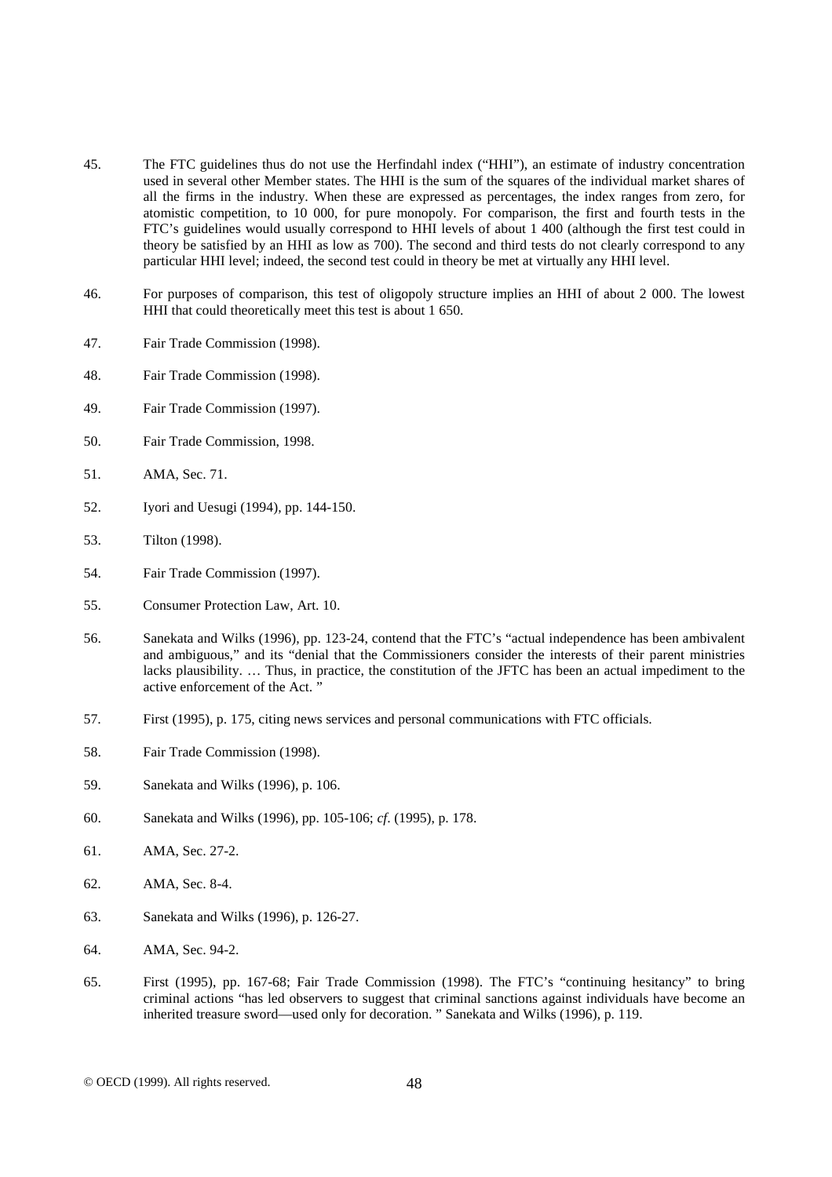45. The FTC guidelines thus do not use the Herfindahl index ("HHI"), an estimate of industry concentration used in several other Member states. The HHI is the sum of the squares of the individual market shares of all the firms in the industry. When these are expressed as percentages, the index ranges from zero, for atomistic competition, to 10 000, for pure monopoly. For comparison, the first and fourth tests in the FTC's guidelines would usually correspond to HHI levels of about 1 400 (although the first test could in theory be satisfied by an HHI as low as 700). The second and third tests do not clearly correspond to any particular HHI level; indeed, the second test could in theory be met at virtually any HHI level.

46. For purposes of comparison, this test of oligopoly structure implies an HHI of about 2 000. The lowest HHI that could theoretically meet this test is about 1 650.

47. Fair Trade Commission (1998).

48. Fair Trade Commission (1998).

49. Fair Trade Commission (1997).

50. Fair Trade Commission, 1998.

51. AMA, Sec. 71.

52. Iyori and Uesugi (1994), pp. 144-150.

53. Tilton (1998).

54. Fair Trade Commission (1997).

55. Consumer Protection Law, Art. 10.

56. Sanekata and Wilks (1996), pp. 123-24, contend that the FTC's "actual independence has been ambivalent and ambiguous," and its "denial that the Commissioners consider the interests of their parent ministries lacks plausibility. … Thus, in practice, the constitution of the JFTC has been an actual impediment to the active enforcement of the Act. "

57. First (1995), p. 175, citing news services and personal communications with FTC officials.

58. Fair Trade Commission (1998).

59. Sanekata and Wilks (1996), p. 106.

60. Sanekata and Wilks (1996), pp. 105-106; *cf*. (1995), p. 178.

61. AMA, Sec. 27-2.

62. AMA, Sec. 8-4.

63. Sanekata and Wilks (1996), p. 126-27.

64. AMA, Sec. 94-2.

65. First (1995), pp. 167-68; Fair Trade Commission (1998). The FTC's "continuing hesitancy" to bring criminal actions "has led observers to suggest that criminal sanctions against individuals have become an inherited treasure sword—used only for decoration. " Sanekata and Wilks (1996), p. 119.

© OECD (1999). All rights reserved.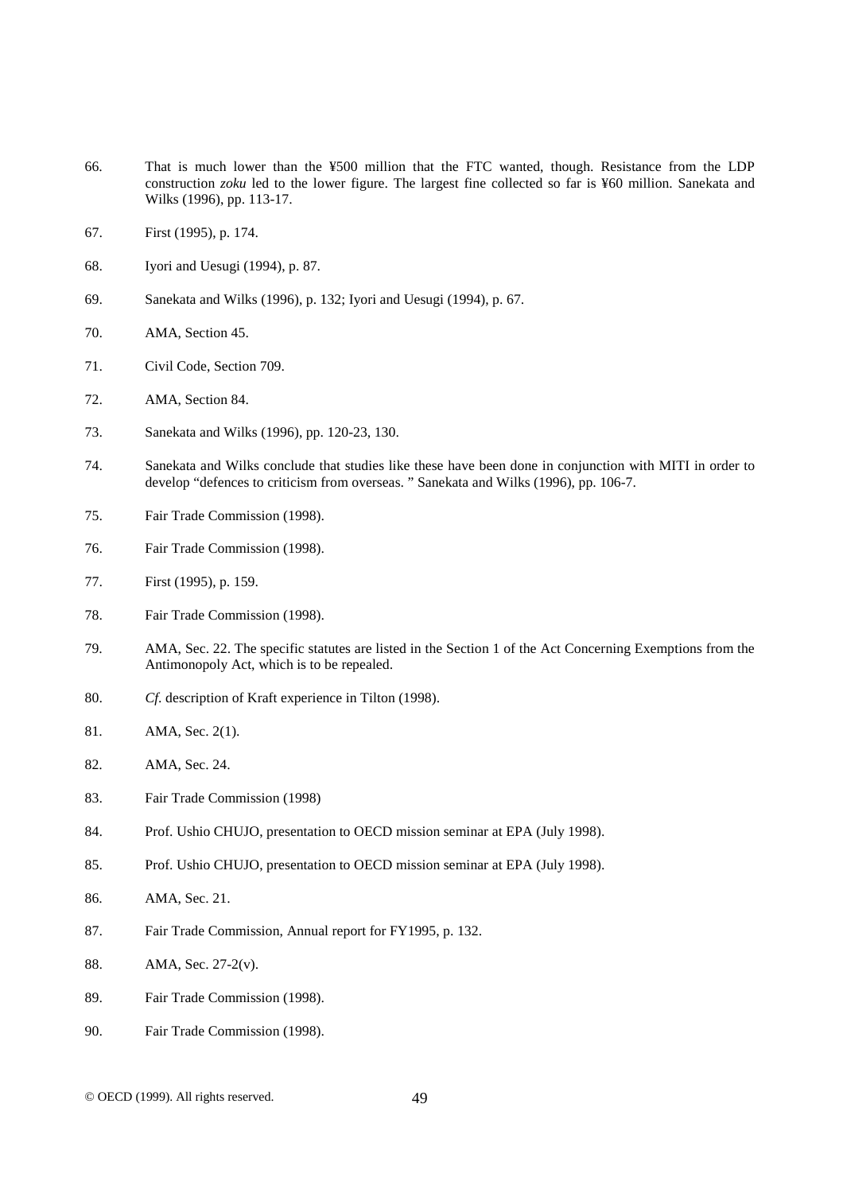66. That is much lower than the ¥500 million that the FTC wanted, though. Resistance from the LDP construction *zoku* led to the lower figure. The largest fine collected so far is ¥60 million. Sanekata and Wilks (1996), pp. 113-17.

67. First (1995), p. 174.

68. Iyori and Uesugi (1994), p. 87.

69. Sanekata and Wilks (1996), p. 132; Iyori and Uesugi (1994), p. 67.

70. AMA, Section 45.

71. Civil Code, Section 709.

72. AMA, Section 84.

73. Sanekata and Wilks (1996), pp. 120-23, 130.

74. Sanekata and Wilks conclude that studies like these have been done in conjunction with MITI in order to develop "defences to criticism from overseas. " Sanekata and Wilks (1996), pp. 106-7.

75. Fair Trade Commission (1998).

76. Fair Trade Commission (1998).

77. First (1995), p. 159.

78. Fair Trade Commission (1998).

79. AMA, Sec. 22. The specific statutes are listed in the Section 1 of the Act Concerning Exemptions from the Antimonopoly Act, which is to be repealed.

80. *Cf.* description of Kraft experience in Tilton (1998).

81. AMA, Sec. 2(1).

82. AMA, Sec. 24.

83. Fair Trade Commission (1998)

84. Prof. Ushio CHUJO, presentation to OECD mission seminar at EPA (July 1998).

85. Prof. Ushio CHUJO, presentation to OECD mission seminar at EPA (July 1998).

86. AMA, Sec. 21.

87. Fair Trade Commission, Annual report for FY1995, p. 132.

88. AMA, Sec. 27-2(v).

89. Fair Trade Commission (1998).

90. Fair Trade Commission (1998).

© OECD (1999). All rights reserved.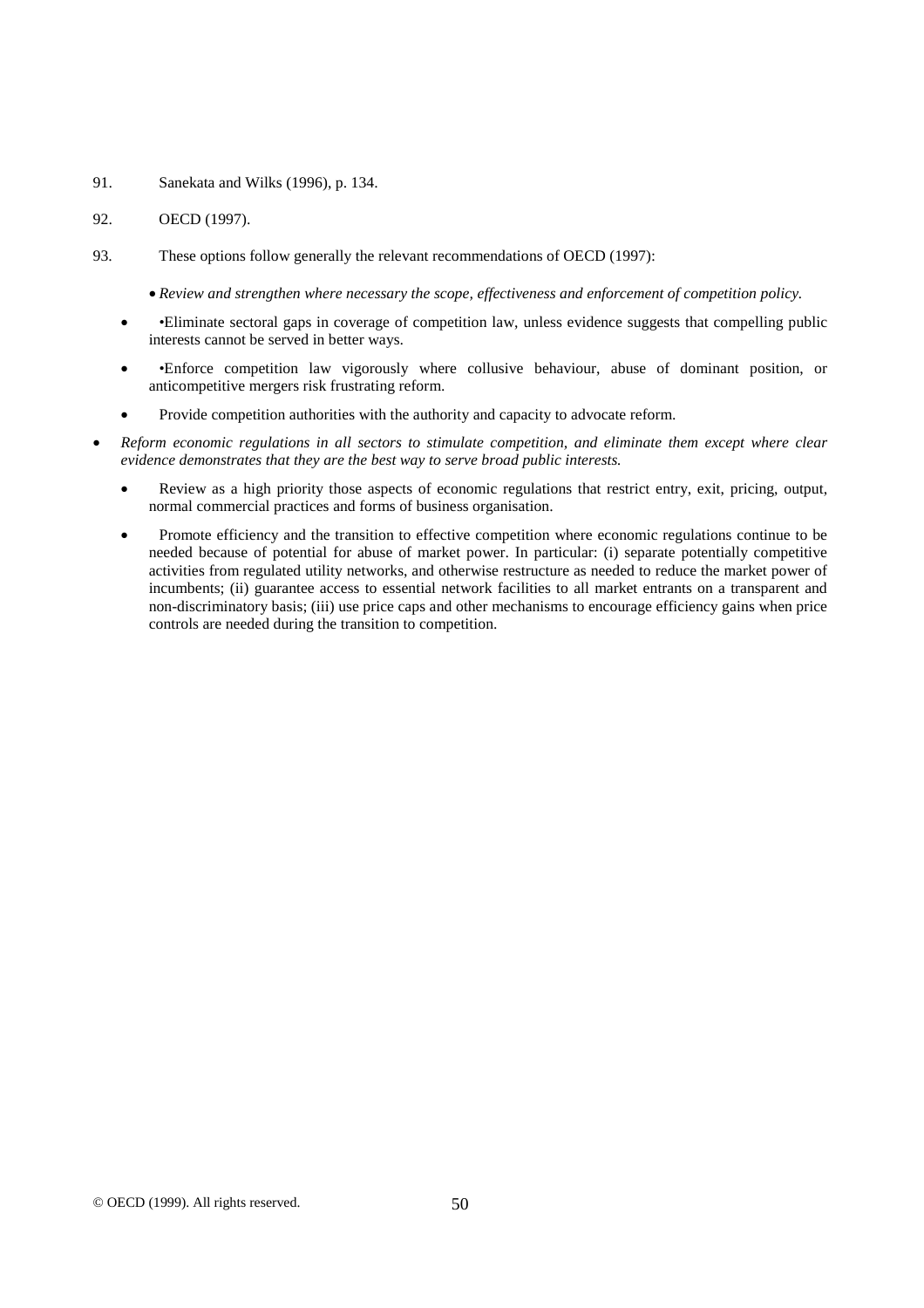91. Sanekata and Wilks (1996), p. 134.

92. OECD (1997).

93. These options follow generally the relevant recommendations of OECD (1997):

- *Review and strengthen where necessary the scope, effectiveness and enforcement of competition policy.*
  - •Eliminate sectoral gaps in coverage of competition law, unless evidence suggests that compelling public interests cannot be served in better ways.
  - •Enforce competition law vigorously where collusive behaviour, abuse of dominant position, or anticompetitive mergers risk frustrating reform.
  - Provide competition authorities with the authority and capacity to advocate reform.
- *Reform economic regulations in all sectors to stimulate competition, and eliminate them except where clear evidence demonstrates that they are the best way to serve broad public interests.*
  - Review as a high priority those aspects of economic regulations that restrict entry, exit, pricing, output, normal commercial practices and forms of business organisation.
  - Promote efficiency and the transition to effective competition where economic regulations continue to be needed because of potential for abuse of market power. In particular: (i) separate potentially competitive activities from regulated utility networks, and otherwise restructure as needed to reduce the market power of incumbents; (ii) guarantee access to essential network facilities to all market entrants on a transparent and non-discriminatory basis; (iii) use price caps and other mechanisms to encourage efficiency gains when price controls are needed during the transition to competition.

© OECD (1999). All rights reserved.